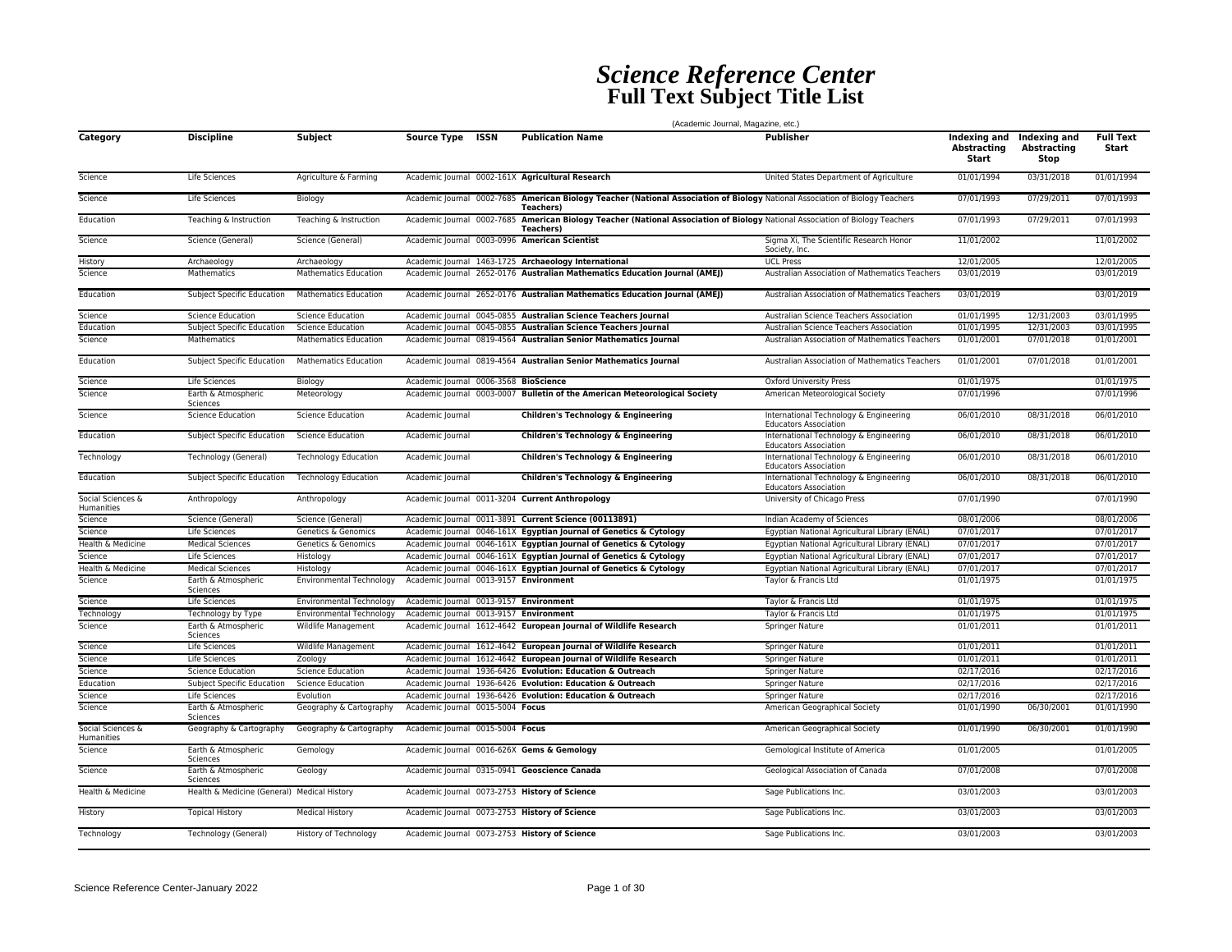# *Science Reference Center*
## Full Text Subject Title List

(Academic Journal, Magazine, etc.)

| Category | Discipline | Subject | Source Type | ISSN | Publication Name | Publisher | Indexing and Abstracting Start | Indexing and Abstracting Stop | Full Text Start |
|---|---|---|---|---|---|---|---|---|---|
| Science | Life Sciences | Agriculture & Farming | Academic Journal | 0002-161X | **Agricultural Research** | United States Department of Agriculture | 01/01/1994 | 03/31/2018 | 01/01/1994 |
| Science | Life Sciences | Biology | Academic Journal | 0002-7685 | **American Biology Teacher (National Association of Biology Teachers)** | National Association of Biology Teachers | 07/01/1993 | 07/29/2011 | 07/01/1993 |
| Education | Teaching & Instruction | Teaching & Instruction | Academic Journal | 0002-7685 | **American Biology Teacher (National Association of Biology Teachers)** | National Association of Biology Teachers | 07/01/1993 | 07/29/2011 | 07/01/1993 |
| Science | Science (General) | Science (General) | Academic Journal | 0003-0996 | **American Scientist** | Sigma Xi, The Scientific Research Honor Society, Inc. | 11/01/2002 | | 11/01/2002 |
| History | Archaeology | Archaeology | Academic Journal | 1463-1725 | **Archaeology International** | UCL Press | 12/01/2005 | | 12/01/2005 |
| Science | Mathematics | Mathematics Education | Academic Journal | 2652-0176 | **Australian Mathematics Education Journal (AMEJ)** | Australian Association of Mathematics Teachers | 03/01/2019 | | 03/01/2019 |
| Education | Subject Specific Education | Mathematics Education | Academic Journal | 2652-0176 | **Australian Mathematics Education Journal (AMEJ)** | Australian Association of Mathematics Teachers | 03/01/2019 | | 03/01/2019 |
| Science | Science Education | Science Education | Academic Journal | 0045-0855 | **Australian Science Teachers Journal** | Australian Science Teachers Association | 01/01/1995 | 12/31/2003 | 03/01/1995 |
| Education | Subject Specific Education | Science Education | Academic Journal | 0045-0855 | **Australian Science Teachers Journal** | Australian Science Teachers Association | 01/01/1995 | 12/31/2003 | 03/01/1995 |
| Science | Mathematics | Mathematics Education | Academic Journal | 0819-4564 | **Australian Senior Mathematics Journal** | Australian Association of Mathematics Teachers | 01/01/2001 | 07/01/2018 | 01/01/2001 |
| Education | Subject Specific Education | Mathematics Education | Academic Journal | 0819-4564 | **Australian Senior Mathematics Journal** | Australian Association of Mathematics Teachers | 01/01/2001 | 07/01/2018 | 01/01/2001 |
| Science | Life Sciences | Biology | Academic Journal | 0006-3568 | **BioScience** | Oxford University Press | 01/01/1975 | | 01/01/1975 |
| Science | Earth & Atmospheric Sciences | Meteorology | Academic Journal | 0003-0007 | **Bulletin of the American Meteorological Society** | American Meteorological Society | 07/01/1996 | | 07/01/1996 |
| Science | Science Education | Science Education | Academic Journal | | **Children's Technology & Engineering** | International Technology & Engineering Educators Association | 06/01/2010 | 08/31/2018 | 06/01/2010 |
| Education | Subject Specific Education | Science Education | Academic Journal | | **Children's Technology & Engineering** | International Technology & Engineering Educators Association | 06/01/2010 | 08/31/2018 | 06/01/2010 |
| Technology | Technology (General) | Technology Education | Academic Journal | | **Children's Technology & Engineering** | International Technology & Engineering Educators Association | 06/01/2010 | 08/31/2018 | 06/01/2010 |
| Education | Subject Specific Education | Technology Education | Academic Journal | | **Children's Technology & Engineering** | International Technology & Engineering Educators Association | 06/01/2010 | 08/31/2018 | 06/01/2010 |
| Social Sciences & Humanities | Anthropology | Anthropology | Academic Journal | 0011-3204 | **Current Anthropology** | University of Chicago Press | 07/01/1990 | | 07/01/1990 |
| Science | Science (General) | Science (General) | Academic Journal | 0011-3891 | **Current Science (00113891)** | Indian Academy of Sciences | 08/01/2006 | | 08/01/2006 |
| Science | Life Sciences | Genetics & Genomics | Academic Journal | 0046-161X | **Egyptian Journal of Genetics & Cytology** | Egyptian National Agricultural Library (ENAL) | 07/01/2017 | | 07/01/2017 |
| Health & Medicine | Medical Sciences | Genetics & Genomics | Academic Journal | 0046-161X | **Egyptian Journal of Genetics & Cytology** | Egyptian National Agricultural Library (ENAL) | 07/01/2017 | | 07/01/2017 |
| Science | Life Sciences | Histology | Academic Journal | 0046-161X | **Egyptian Journal of Genetics & Cytology** | Egyptian National Agricultural Library (ENAL) | 07/01/2017 | | 07/01/2017 |
| Health & Medicine | Medical Sciences | Histology | Academic Journal | 0046-161X | **Egyptian Journal of Genetics & Cytology** | Egyptian National Agricultural Library (ENAL) | 07/01/2017 | | 07/01/2017 |
| Science | Earth & Atmospheric Sciences | Environmental Technology | Academic Journal | 0013-9157 | **Environment** | Taylor & Francis Ltd | 01/01/1975 | | 01/01/1975 |
| Science | Life Sciences | Environmental Technology | Academic Journal | 0013-9157 | **Environment** | Taylor & Francis Ltd | 01/01/1975 | | 01/01/1975 |
| Technology | Technology by Type | Environmental Technology | Academic Journal | 0013-9157 | **Environment** | Taylor & Francis Ltd | 01/01/1975 | | 01/01/1975 |
| Science | Earth & Atmospheric Sciences | Wildlife Management | Academic Journal | 1612-4642 | **European Journal of Wildlife Research** | Springer Nature | 01/01/2011 | | 01/01/2011 |
| Science | Life Sciences | Wildlife Management | Academic Journal | 1612-4642 | **European Journal of Wildlife Research** | Springer Nature | 01/01/2011 | | 01/01/2011 |
| Science | Life Sciences | Zoology | Academic Journal | 1612-4642 | **European Journal of Wildlife Research** | Springer Nature | 01/01/2011 | | 01/01/2011 |
| Science | Science Education | Science Education | Academic Journal | 1936-6426 | **Evolution: Education & Outreach** | Springer Nature | 02/17/2016 | | 02/17/2016 |
| Education | Subject Specific Education | Science Education | Academic Journal | 1936-6426 | **Evolution: Education & Outreach** | Springer Nature | 02/17/2016 | | 02/17/2016 |
| Science | Life Sciences | Evolution | Academic Journal | 1936-6426 | **Evolution: Education & Outreach** | Springer Nature | 02/17/2016 | | 02/17/2016 |
| Science | Earth & Atmospheric Sciences | Geography & Cartography | Academic Journal | 0015-5004 | **Focus** | American Geographical Society | 01/01/1990 | 06/30/2001 | 01/01/1990 |
| Social Sciences & Humanities | Geography & Cartography | Geography & Cartography | Academic Journal | 0015-5004 | **Focus** | American Geographical Society | 01/01/1990 | 06/30/2001 | 01/01/1990 |
| Science | Earth & Atmospheric Sciences | Gemology | Academic Journal | 0016-626X | **Gems & Gemology** | Gemological Institute of America | 01/01/2005 | | 01/01/2005 |
| Science | Earth & Atmospheric Sciences | Geology | Academic Journal | 0315-0941 | **Geoscience Canada** | Geological Association of Canada | 07/01/2008 | | 07/01/2008 |
| Health & Medicine | Health & Medicine (General) | Medical History | Academic Journal | 0073-2753 | **History of Science** | Sage Publications Inc. | 03/01/2003 | | 03/01/2003 |
| History | Topical History | Medical History | Academic Journal | 0073-2753 | **History of Science** | Sage Publications Inc. | 03/01/2003 | | 03/01/2003 |
| Technology | Technology (General) | History of Technology | Academic Journal | 0073-2753 | **History of Science** | Sage Publications Inc. | 03/01/2003 | | 03/01/2003 |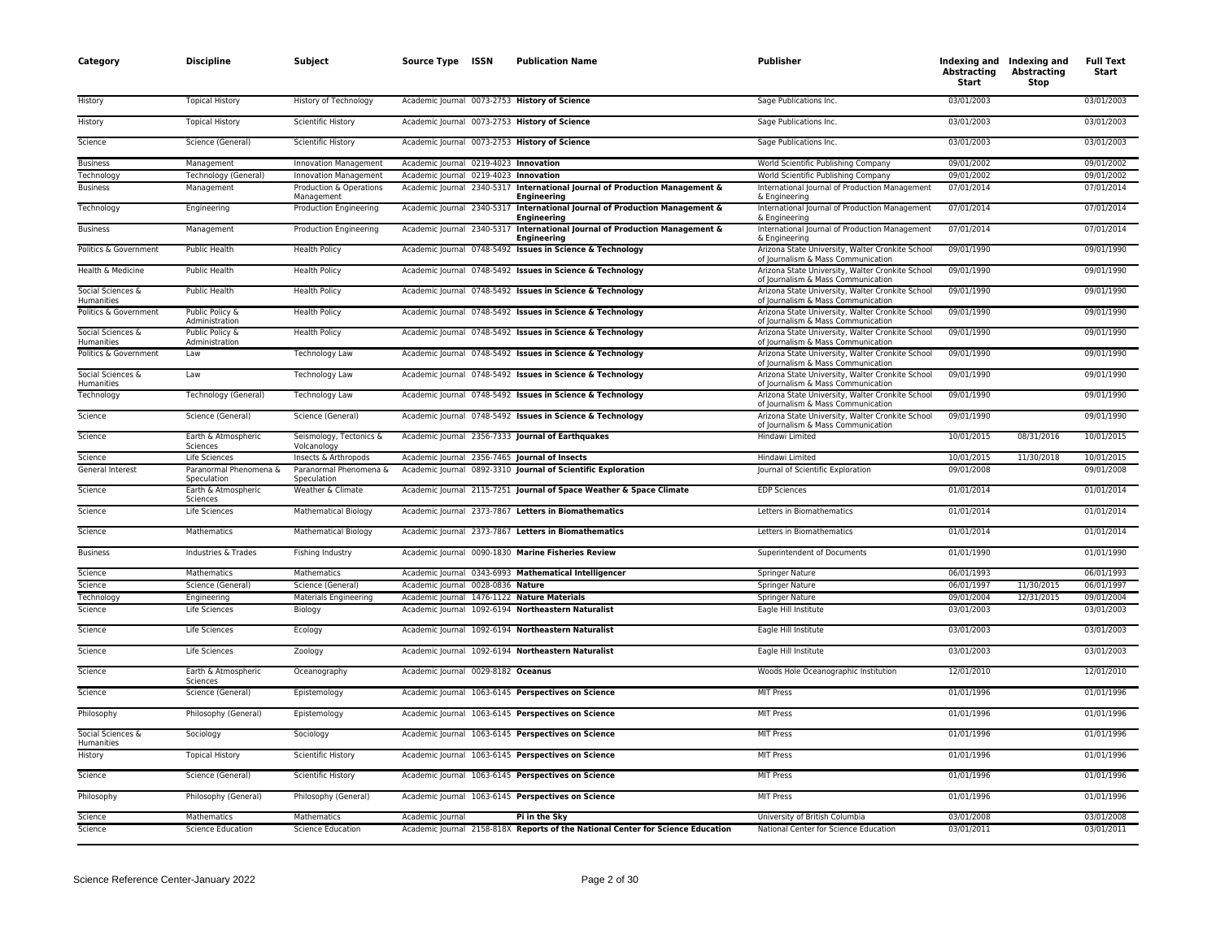| Category | Discipline | Subject | Source Type | ISSN | Publication Name | Publisher | Indexing and Abstracting Start | Indexing and Abstracting Stop | Full Text Start |
|---|---|---|---|---|---|---|---|---|---|
| History | Topical History | History of Technology | Academic Journal | 0073-2753 | **History of Science** | Sage Publications Inc. | 03/01/2003 | | 03/01/2003 |
| History | Topical History | Scientific History | Academic Journal | 0073-2753 | **History of Science** | Sage Publications Inc. | 03/01/2003 | | 03/01/2003 |
| Science | Science (General) | Scientific History | Academic Journal | 0073-2753 | **History of Science** | Sage Publications Inc. | 03/01/2003 | | 03/01/2003 |
| Business | Management | Innovation Management | Academic Journal | 0219-4023 | **Innovation** | World Scientific Publishing Company | 09/01/2002 | | 09/01/2002 |
| Technology | Technology (General) | Innovation Management | Academic Journal | 0219-4023 | **Innovation** | World Scientific Publishing Company | 09/01/2002 | | 09/01/2002 |
| Business | Management | Production & Operations Management | Academic Journal | 2340-5317 | **International Journal of Production Management & Engineering** | International Journal of Production Management & Engineering | 07/01/2014 | | 07/01/2014 |
| Technology | Engineering | Production Engineering | Academic Journal | 2340-5317 | **International Journal of Production Management & Engineering** | International Journal of Production Management & Engineering | 07/01/2014 | | 07/01/2014 |
| Business | Management | Production Engineering | Academic Journal | 2340-5317 | **International Journal of Production Management & Engineering** | International Journal of Production Management & Engineering | 07/01/2014 | | 07/01/2014 |
| Politics & Government | Public Health | Health Policy | Academic Journal | 0748-5492 | **Issues in Science & Technology** | Arizona State University, Walter Cronkite School of Journalism & Mass Communication | 09/01/1990 | | 09/01/1990 |
| Health & Medicine | Public Health | Health Policy | Academic Journal | 0748-5492 | **Issues in Science & Technology** | Arizona State University, Walter Cronkite School of Journalism & Mass Communication | 09/01/1990 | | 09/01/1990 |
| Social Sciences & Humanities | Public Health | Health Policy | Academic Journal | 0748-5492 | **Issues in Science & Technology** | Arizona State University, Walter Cronkite School of Journalism & Mass Communication | 09/01/1990 | | 09/01/1990 |
| Politics & Government | Public Policy & Administration | Health Policy | Academic Journal | 0748-5492 | **Issues in Science & Technology** | Arizona State University, Walter Cronkite School of Journalism & Mass Communication | 09/01/1990 | | 09/01/1990 |
| Social Sciences & Humanities | Public Policy & Administration | Health Policy | Academic Journal | 0748-5492 | **Issues in Science & Technology** | Arizona State University, Walter Cronkite School of Journalism & Mass Communication | 09/01/1990 | | 09/01/1990 |
| Politics & Government | Law | Technology Law | Academic Journal | 0748-5492 | **Issues in Science & Technology** | Arizona State University, Walter Cronkite School of Journalism & Mass Communication | 09/01/1990 | | 09/01/1990 |
| Social Sciences & Humanities | Law | Technology Law | Academic Journal | 0748-5492 | **Issues in Science & Technology** | Arizona State University, Walter Cronkite School of Journalism & Mass Communication | 09/01/1990 | | 09/01/1990 |
| Technology | Technology (General) | Technology Law | Academic Journal | 0748-5492 | **Issues in Science & Technology** | Arizona State University, Walter Cronkite School of Journalism & Mass Communication | 09/01/1990 | | 09/01/1990 |
| Science | Science (General) | Science (General) | Academic Journal | 0748-5492 | **Issues in Science & Technology** | Arizona State University, Walter Cronkite School of Journalism & Mass Communication | 09/01/1990 | | 09/01/1990 |
| Science | Earth & Atmospheric Sciences | Seismology, Tectonics & Volcanology | Academic Journal | 2356-7333 | **Journal of Earthquakes** | Hindawi Limited | 10/01/2015 | 08/31/2016 | 10/01/2015 |
| Science | Life Sciences | Insects & Arthropods | Academic Journal | 2356-7465 | **Journal of Insects** | Hindawi Limited | 10/01/2015 | 11/30/2018 | 10/01/2015 |
| General Interest | Paranormal Phenomena & Speculation | Paranormal Phenomena & Speculation | Academic Journal | 0892-3310 | **Journal of Scientific Exploration** | Journal of Scientific Exploration | 09/01/2008 | | 09/01/2008 |
| Science | Earth & Atmospheric Sciences | Weather & Climate | Academic Journal | 2115-7251 | **Journal of Space Weather & Space Climate** | EDP Sciences | 01/01/2014 | | 01/01/2014 |
| Science | Life Sciences | Mathematical Biology | Academic Journal | 2373-7867 | **Letters in Biomathematics** | Letters in Biomathematics | 01/01/2014 | | 01/01/2014 |
| Science | Mathematics | Mathematical Biology | Academic Journal | 2373-7867 | **Letters in Biomathematics** | Letters in Biomathematics | 01/01/2014 | | 01/01/2014 |
| Business | Industries & Trades | Fishing Industry | Academic Journal | 0090-1830 | **Marine Fisheries Review** | Superintendent of Documents | 01/01/1990 | | 01/01/1990 |
| Science | Mathematics | Mathematics | Academic Journal | 0343-6993 | **Mathematical Intelligencer** | Springer Nature | 06/01/1993 | | 06/01/1993 |
| Science | Science (General) | Science (General) | Academic Journal | 0028-0836 | **Nature** | Springer Nature | 06/01/1997 | 11/30/2015 | 06/01/1997 |
| Technology | Engineering | Materials Engineering | Academic Journal | 1476-1122 | **Nature Materials** | Springer Nature | 09/01/2004 | 12/31/2015 | 09/01/2004 |
| Science | Life Sciences | Biology | Academic Journal | 1092-6194 | **Northeastern Naturalist** | Eagle Hill Institute | 03/01/2003 | | 03/01/2003 |
| Science | Life Sciences | Ecology | Academic Journal | 1092-6194 | **Northeastern Naturalist** | Eagle Hill Institute | 03/01/2003 | | 03/01/2003 |
| Science | Life Sciences | Zoology | Academic Journal | 1092-6194 | **Northeastern Naturalist** | Eagle Hill Institute | 03/01/2003 | | 03/01/2003 |
| Science | Earth & Atmospheric Sciences | Oceanography | Academic Journal | 0029-8182 | **Oceanus** | Woods Hole Oceanographic Institution | 12/01/2010 | | 12/01/2010 |
| Science | Science (General) | Epistemology | Academic Journal | 1063-6145 | **Perspectives on Science** | MIT Press | 01/01/1996 | | 01/01/1996 |
| Philosophy | Philosophy (General) | Epistemology | Academic Journal | 1063-6145 | **Perspectives on Science** | MIT Press | 01/01/1996 | | 01/01/1996 |
| Social Sciences & Humanities | Sociology | Sociology | Academic Journal | 1063-6145 | **Perspectives on Science** | MIT Press | 01/01/1996 | | 01/01/1996 |
| History | Topical History | Scientific History | Academic Journal | 1063-6145 | **Perspectives on Science** | MIT Press | 01/01/1996 | | 01/01/1996 |
| Science | Science (General) | Scientific History | Academic Journal | 1063-6145 | **Perspectives on Science** | MIT Press | 01/01/1996 | | 01/01/1996 |
| Philosophy | Philosophy (General) | Philosophy (General) | Academic Journal | 1063-6145 | **Perspectives on Science** | MIT Press | 01/01/1996 | | 01/01/1996 |
| Science | Mathematics | Mathematics | Academic Journal | | **Pi in the Sky** | University of British Columbia | 03/01/2008 | | 03/01/2008 |
| Science | Science Education | Science Education | Academic Journal | 2158-818X | **Reports of the National Center for Science Education** | National Center for Science Education | 03/01/2011 | | 03/01/2011 |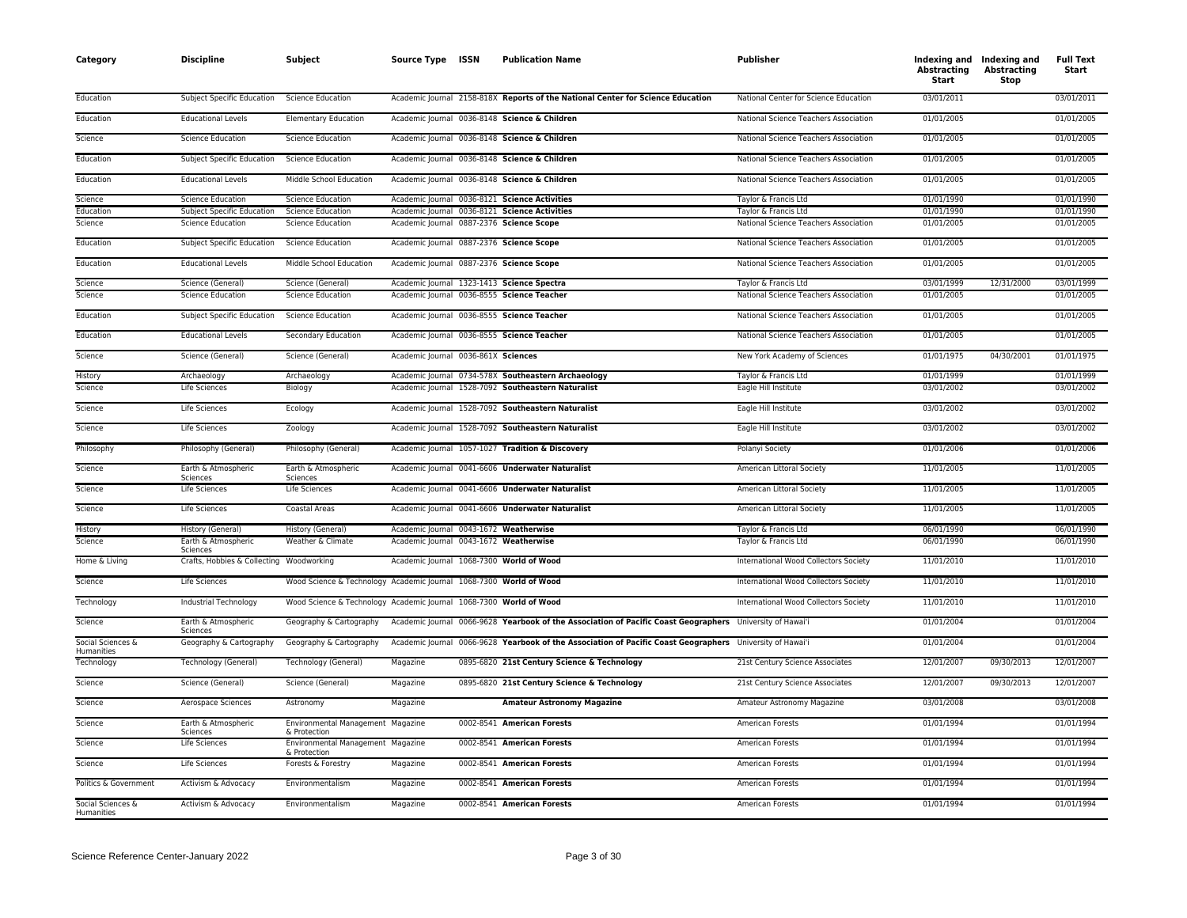| Category | Discipline | Subject | Source Type | ISSN | Publication Name | Publisher | Indexing and Abstracting Start | Indexing and Abstracting Stop | Full Text Start |
|---|---|---|---|---|---|---|---|---|---|
| Education | Subject Specific Education | Science Education | Academic Journal | 2158-818X | **Reports of the National Center for Science Education** | National Center for Science Education | 03/01/2011 | | 03/01/2011 |
| Education | Educational Levels | Elementary Education | Academic Journal | 0036-8148 | **Science & Children** | National Science Teachers Association | 01/01/2005 | | 01/01/2005 |
| Science | Science Education | Science Education | Academic Journal | 0036-8148 | **Science & Children** | National Science Teachers Association | 01/01/2005 | | 01/01/2005 |
| Education | Subject Specific Education | Science Education | Academic Journal | 0036-8148 | **Science & Children** | National Science Teachers Association | 01/01/2005 | | 01/01/2005 |
| Education | Educational Levels | Middle School Education | Academic Journal | 0036-8148 | **Science & Children** | National Science Teachers Association | 01/01/2005 | | 01/01/2005 |
| Science | Science Education | Science Education | Academic Journal | 0036-8121 | **Science Activities** | Taylor & Francis Ltd | 01/01/1990 | | 01/01/1990 |
| Education | Subject Specific Education | Science Education | Academic Journal | 0036-8121 | **Science Activities** | Taylor & Francis Ltd | 01/01/1990 | | 01/01/1990 |
| Science | Science Education | Science Education | Academic Journal | 0887-2376 | **Science Scope** | National Science Teachers Association | 01/01/2005 | | 01/01/2005 |
| Education | Subject Specific Education | Science Education | Academic Journal | 0887-2376 | **Science Scope** | National Science Teachers Association | 01/01/2005 | | 01/01/2005 |
| Education | Educational Levels | Middle School Education | Academic Journal | 0887-2376 | **Science Scope** | National Science Teachers Association | 01/01/2005 | | 01/01/2005 |
| Science | Science (General) | Science (General) | Academic Journal | 1323-1413 | **Science Spectra** | Taylor & Francis Ltd | 03/01/1999 | 12/31/2000 | 03/01/1999 |
| Science | Science Education | Science Education | Academic Journal | 0036-8555 | **Science Teacher** | National Science Teachers Association | 01/01/2005 | | 01/01/2005 |
| Education | Subject Specific Education | Science Education | Academic Journal | 0036-8555 | **Science Teacher** | National Science Teachers Association | 01/01/2005 | | 01/01/2005 |
| Education | Educational Levels | Secondary Education | Academic Journal | 0036-8555 | **Science Teacher** | National Science Teachers Association | 01/01/2005 | | 01/01/2005 |
| Science | Science (General) | Science (General) | Academic Journal | 0036-861X | **Sciences** | New York Academy of Sciences | 01/01/1975 | 04/30/2001 | 01/01/1975 |
| History | Archaeology | Archaeology | Academic Journal | 0734-578X | **Southeastern Archaeology** | Taylor & Francis Ltd | 01/01/1999 | | 01/01/1999 |
| Science | Life Sciences | Biology | Academic Journal | 1528-7092 | **Southeastern Naturalist** | Eagle Hill Institute | 03/01/2002 | | 03/01/2002 |
| Science | Life Sciences | Ecology | Academic Journal | 1528-7092 | **Southeastern Naturalist** | Eagle Hill Institute | 03/01/2002 | | 03/01/2002 |
| Science | Life Sciences | Zoology | Academic Journal | 1528-7092 | **Southeastern Naturalist** | Eagle Hill Institute | 03/01/2002 | | 03/01/2002 |
| Philosophy | Philosophy (General) | Philosophy (General) | Academic Journal | 1057-1027 | **Tradition & Discovery** | Polanyi Society | 01/01/2006 | | 01/01/2006 |
| Science | Earth & Atmospheric Sciences | Earth & Atmospheric Sciences | Academic Journal | 0041-6606 | **Underwater Naturalist** | American Littoral Society | 11/01/2005 | | 11/01/2005 |
| Science | Life Sciences | Life Sciences | Academic Journal | 0041-6606 | **Underwater Naturalist** | American Littoral Society | 11/01/2005 | | 11/01/2005 |
| Science | Life Sciences | Coastal Areas | Academic Journal | 0041-6606 | **Underwater Naturalist** | American Littoral Society | 11/01/2005 | | 11/01/2005 |
| History | History (General) | History (General) | Academic Journal | 0043-1672 | **Weatherwise** | Taylor & Francis Ltd | 06/01/1990 | | 06/01/1990 |
| Science | Earth & Atmospheric Sciences | Weather & Climate | Academic Journal | 0043-1672 | **Weatherwise** | Taylor & Francis Ltd | 06/01/1990 | | 06/01/1990 |
| Home & Living | Crafts, Hobbies & Collecting | Woodworking | Academic Journal | 1068-7300 | **World of Wood** | International Wood Collectors Society | 11/01/2010 | | 11/01/2010 |
| Science | Life Sciences | Wood Science & Technology | Academic Journal | 1068-7300 | **World of Wood** | International Wood Collectors Society | 11/01/2010 | | 11/01/2010 |
| Technology | Industrial Technology | Wood Science & Technology | Academic Journal | 1068-7300 | **World of Wood** | International Wood Collectors Society | 11/01/2010 | | 11/01/2010 |
| Science | Earth & Atmospheric Sciences | Geography & Cartography | Academic Journal | 0066-9628 | **Yearbook of the Association of Pacific Coast Geographers** | University of Hawai'i | 01/01/2004 | | 01/01/2004 |
| Social Sciences & Humanities | Geography & Cartography | Geography & Cartography | Academic Journal | 0066-9628 | **Yearbook of the Association of Pacific Coast Geographers** | University of Hawai'i | 01/01/2004 | | 01/01/2004 |
| Technology | Technology (General) | Technology (General) | Magazine | 0895-6820 | **21st Century Science & Technology** | 21st Century Science Associates | 12/01/2007 | 09/30/2013 | 12/01/2007 |
| Science | Science (General) | Science (General) | Magazine | 0895-6820 | **21st Century Science & Technology** | 21st Century Science Associates | 12/01/2007 | 09/30/2013 | 12/01/2007 |
| Science | Aerospace Sciences | Astronomy | Magazine | | **Amateur Astronomy Magazine** | Amateur Astronomy Magazine | 03/01/2008 | | 03/01/2008 |
| Science | Earth & Atmospheric Sciences | Environmental Management & Protection | Magazine | 0002-8541 | **American Forests** | American Forests | 01/01/1994 | | 01/01/1994 |
| Science | Life Sciences | Environmental Management & Protection | Magazine | 0002-8541 | **American Forests** | American Forests | 01/01/1994 | | 01/01/1994 |
| Science | Life Sciences | Forests & Forestry | Magazine | 0002-8541 | **American Forests** | American Forests | 01/01/1994 | | 01/01/1994 |
| Politics & Government | Activism & Advocacy | Environmentalism | Magazine | 0002-8541 | **American Forests** | American Forests | 01/01/1994 | | 01/01/1994 |
| Social Sciences & Humanities | Activism & Advocacy | Environmentalism | Magazine | 0002-8541 | **American Forests** | American Forests | 01/01/1994 | | 01/01/1994 |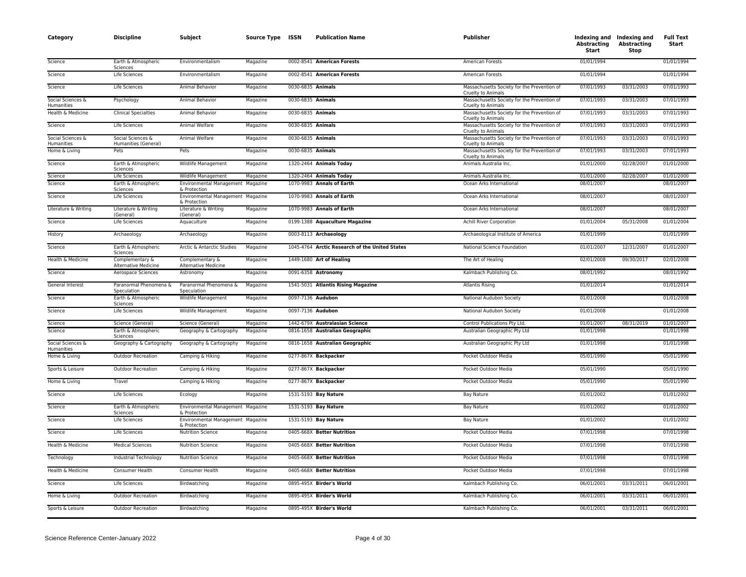| Category | Discipline | Subject | Source Type | ISSN | Publication Name | Publisher | Indexing and Abstracting Start | Indexing and Abstracting Stop | Full Text Start |
|---|---|---|---|---|---|---|---|---|---|
| Science | Earth & Atmospheric Sciences | Environmentalism | Magazine | 0002-8541 | **American Forests** | American Forests | 01/01/1994 | | 01/01/1994 |
| Science | Life Sciences | Environmentalism | Magazine | 0002-8541 | **American Forests** | American Forests | 01/01/1994 | | 01/01/1994 |
| Science | Life Sciences | Animal Behavior | Magazine | 0030-6835 | **Animals** | Massachusetts Society for the Prevention of Cruelty to Animals | 07/01/1993 | 03/31/2003 | 07/01/1993 |
| Social Sciences & Humanities | Psychology | Animal Behavior | Magazine | 0030-6835 | **Animals** | Massachusetts Society for the Prevention of Cruelty to Animals | 07/01/1993 | 03/31/2003 | 07/01/1993 |
| Health & Medicine | Clinical Specialties | Animal Behavior | Magazine | 0030-6835 | **Animals** | Massachusetts Society for the Prevention of Cruelty to Animals | 07/01/1993 | 03/31/2003 | 07/01/1993 |
| Science | Life Sciences | Animal Welfare | Magazine | 0030-6835 | **Animals** | Massachusetts Society for the Prevention of Cruelty to Animals | 07/01/1993 | 03/31/2003 | 07/01/1993 |
| Social Sciences & Humanities | Social Sciences & Humanities (General) | Animal Welfare | Magazine | 0030-6835 | **Animals** | Massachusetts Society for the Prevention of Cruelty to Animals | 07/01/1993 | 03/31/2003 | 07/01/1993 |
| Home & Living | Pets | Pets | Magazine | 0030-6835 | **Animals** | Massachusetts Society for the Prevention of Cruelty to Animals | 07/01/1993 | 03/31/2003 | 07/01/1993 |
| Science | Earth & Atmospheric Sciences | Wildlife Management | Magazine | 1320-2464 | **Animals Today** | Animals Australia Inc. | 01/01/2000 | 02/28/2007 | 01/01/2000 |
| Science | Life Sciences | Wildlife Management | Magazine | 1320-2464 | **Animals Today** | Animals Australia Inc. | 01/01/2000 | 02/28/2007 | 01/01/2000 |
| Science | Earth & Atmospheric Sciences | Environmental Management & Protection | Magazine | 1070-9983 | **Annals of Earth** | Ocean Arks International | 08/01/2007 | | 08/01/2007 |
| Science | Life Sciences | Environmental Management & Protection | Magazine | 1070-9983 | **Annals of Earth** | Ocean Arks International | 08/01/2007 | | 08/01/2007 |
| Literature & Writing | Literature & Writing (General) | Literature & Writing (General) | Magazine | 1070-9983 | **Annals of Earth** | Ocean Arks International | 08/01/2007 | | 08/01/2007 |
| Science | Life Sciences | Aquaculture | Magazine | 0199-1388 | **Aquaculture Magazine** | Achill River Corporation | 01/01/2004 | 05/31/2008 | 01/01/2004 |
| History | Archaeology | Archaeology | Magazine | 0003-8113 | **Archaeology** | Archaeological Institute of America | 01/01/1999 | | 01/01/1999 |
| Science | Earth & Atmospheric Sciences | Arctic & Antarctic Studies | Magazine | 1045-4764 | **Arctic Research of the United States** | National Science Foundation | 01/01/2007 | 12/31/2007 | 01/01/2007 |
| Health & Medicine | Complementary & Alternative Medicine | Complementary & Alternative Medicine | Magazine | 1449-1680 | **Art of Healing** | The Art of Healing | 02/01/2008 | 09/30/2017 | 02/01/2008 |
| Science | Aerospace Sciences | Astronomy | Magazine | 0091-6358 | **Astronomy** | Kalmbach Publishing Co. | 08/01/1992 | | 08/01/1992 |
| General Interest | Paranormal Phenomena & Speculation | Paranormal Phenomena & Speculation | Magazine | 1541-5031 | **Atlantis Rising Magazine** | Atlantis Rising | 01/01/2014 | | 01/01/2014 |
| Science | Earth & Atmospheric Sciences | Wildlife Management | Magazine | 0097-7136 | **Audubon** | National Audubon Society | 01/01/2008 | | 01/01/2008 |
| Science | Life Sciences | Wildlife Management | Magazine | 0097-7136 | **Audubon** | National Audubon Society | 01/01/2008 | | 01/01/2008 |
| Science | Science (General) | Science (General) | Magazine | 1442-679X | **Australasian Science** | Control Publications Pty Ltd. | 01/01/2007 | 08/31/2019 | 01/01/2007 |
| Science | Earth & Atmospheric Sciences | Geography & Cartography | Magazine | 0816-1658 | **Australian Geographic** | Australian Geographic Pty Ltd | 01/01/1998 | | 01/01/1998 |
| Social Sciences & Humanities | Geography & Cartography | Geography & Cartography | Magazine | 0816-1658 | **Australian Geographic** | Australian Geographic Pty Ltd | 01/01/1998 | | 01/01/1998 |
| Home & Living | Outdoor Recreation | Camping & Hiking | Magazine | 0277-867X | **Backpacker** | Pocket Outdoor Media | 05/01/1990 | | 05/01/1990 |
| Sports & Leisure | Outdoor Recreation | Camping & Hiking | Magazine | 0277-867X | **Backpacker** | Pocket Outdoor Media | 05/01/1990 | | 05/01/1990 |
| Home & Living | Travel | Camping & Hiking | Magazine | 0277-867X | **Backpacker** | Pocket Outdoor Media | 05/01/1990 | | 05/01/1990 |
| Science | Life Sciences | Ecology | Magazine | 1531-5193 | **Bay Nature** | Bay Nature | 01/01/2002 | | 01/01/2002 |
| Science | Earth & Atmospheric Sciences | Environmental Management & Protection | Magazine | 1531-5193 | **Bay Nature** | Bay Nature | 01/01/2002 | | 01/01/2002 |
| Science | Life Sciences | Environmental Management & Protection | Magazine | 1531-5193 | **Bay Nature** | Bay Nature | 01/01/2002 | | 01/01/2002 |
| Science | Life Sciences | Nutrition Science | Magazine | 0405-668X | **Better Nutrition** | Pocket Outdoor Media | 07/01/1998 | | 07/01/1998 |
| Health & Medicine | Medical Sciences | Nutrition Science | Magazine | 0405-668X | **Better Nutrition** | Pocket Outdoor Media | 07/01/1998 | | 07/01/1998 |
| Technology | Industrial Technology | Nutrition Science | Magazine | 0405-668X | **Better Nutrition** | Pocket Outdoor Media | 07/01/1998 | | 07/01/1998 |
| Health & Medicine | Consumer Health | Consumer Health | Magazine | 0405-668X | **Better Nutrition** | Pocket Outdoor Media | 07/01/1998 | | 07/01/1998 |
| Science | Life Sciences | Birdwatching | Magazine | 0895-495X | **Birder's World** | Kalmbach Publishing Co. | 06/01/2001 | 03/31/2011 | 06/01/2001 |
| Home & Living | Outdoor Recreation | Birdwatching | Magazine | 0895-495X | **Birder's World** | Kalmbach Publishing Co. | 06/01/2001 | 03/31/2011 | 06/01/2001 |
| Sports & Leisure | Outdoor Recreation | Birdwatching | Magazine | 0895-495X | **Birder's World** | Kalmbach Publishing Co. | 06/01/2001 | 03/31/2011 | 06/01/2001 |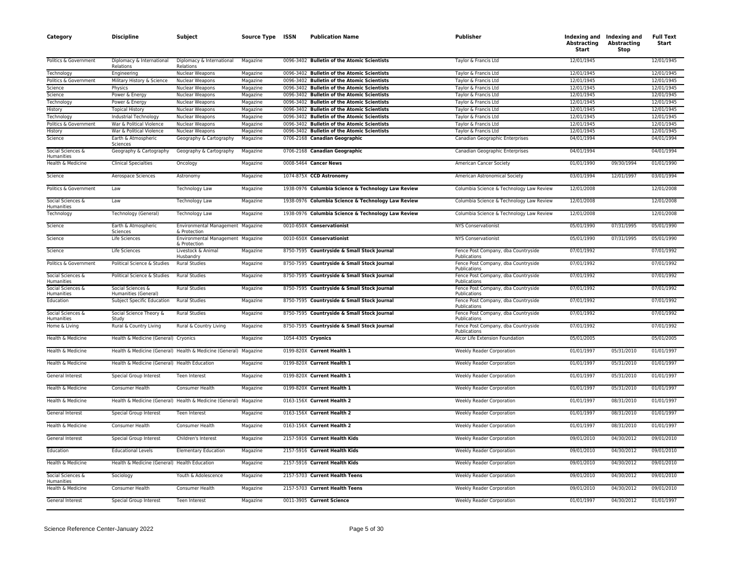| Category | Discipline | Subject | Source Type | ISSN | Publication Name | Publisher | Indexing and Abstracting Start | Indexing and Abstracting Stop | Full Text Start |
|---|---|---|---|---|---|---|---|---|---|
| Politics & Government | Diplomacy & International Relations | Diplomacy & International Relations | Magazine | 0096-3402 | **Bulletin of the Atomic Scientists** | Taylor & Francis Ltd | 12/01/1945 | | 12/01/1945 |
| Technology | Engineering | Nuclear Weapons | Magazine | 0096-3402 | **Bulletin of the Atomic Scientists** | Taylor & Francis Ltd | 12/01/1945 | | 12/01/1945 |
| Politics & Government | Military History & Science | Nuclear Weapons | Magazine | 0096-3402 | **Bulletin of the Atomic Scientists** | Taylor & Francis Ltd | 12/01/1945 | | 12/01/1945 |
| Science | Physics | Nuclear Weapons | Magazine | 0096-3402 | **Bulletin of the Atomic Scientists** | Taylor & Francis Ltd | 12/01/1945 | | 12/01/1945 |
| Science | Power & Energy | Nuclear Weapons | Magazine | 0096-3402 | **Bulletin of the Atomic Scientists** | Taylor & Francis Ltd | 12/01/1945 | | 12/01/1945 |
| Technology | Power & Energy | Nuclear Weapons | Magazine | 0096-3402 | **Bulletin of the Atomic Scientists** | Taylor & Francis Ltd | 12/01/1945 | | 12/01/1945 |
| History | Topical History | Nuclear Weapons | Magazine | 0096-3402 | **Bulletin of the Atomic Scientists** | Taylor & Francis Ltd | 12/01/1945 | | 12/01/1945 |
| Technology | Industrial Technology | Nuclear Weapons | Magazine | 0096-3402 | **Bulletin of the Atomic Scientists** | Taylor & Francis Ltd | 12/01/1945 | | 12/01/1945 |
| Politics & Government | War & Political Violence | Nuclear Weapons | Magazine | 0096-3402 | **Bulletin of the Atomic Scientists** | Taylor & Francis Ltd | 12/01/1945 | | 12/01/1945 |
| History | War & Political Violence | Nuclear Weapons | Magazine | 0096-3402 | **Bulletin of the Atomic Scientists** | Taylor & Francis Ltd | 12/01/1945 | | 12/01/1945 |
| Science | Earth & Atmospheric Sciences | Geography & Cartography | Magazine | 0706-2168 | **Canadian Geographic** | Canadian Geographic Enterprises | 04/01/1994 | | 04/01/1994 |
| Social Sciences & Humanities | Geography & Cartography | Geography & Cartography | Magazine | 0706-2168 | **Canadian Geographic** | Canadian Geographic Enterprises | 04/01/1994 | | 04/01/1994 |
| Health & Medicine | Clinical Specialties | Oncology | Magazine | 0008-5464 | **Cancer News** | American Cancer Society | 01/01/1990 | 09/30/1994 | 01/01/1990 |
| Science | Aerospace Sciences | Astronomy | Magazine | 1074-875X | **CCD Astronomy** | American Astronomical Society | 03/01/1994 | 12/01/1997 | 03/01/1994 |
| Politics & Government | Law | Technology Law | Magazine | 1938-0976 | **Columbia Science & Technology Law Review** | Columbia Science & Technology Law Review | 12/01/2008 | | 12/01/2008 |
| Social Sciences & Humanities | Law | Technology Law | Magazine | 1938-0976 | **Columbia Science & Technology Law Review** | Columbia Science & Technology Law Review | 12/01/2008 | | 12/01/2008 |
| Technology | Technology (General) | Technology Law | Magazine | 1938-0976 | **Columbia Science & Technology Law Review** | Columbia Science & Technology Law Review | 12/01/2008 | | 12/01/2008 |
| Science | Earth & Atmospheric Sciences | Environmental Management & Protection | Magazine | 0010-650X | **Conservationist** | NYS Conservationist | 05/01/1990 | 07/31/1995 | 05/01/1990 |
| Science | Life Sciences | Environmental Management & Protection | Magazine | 0010-650X | **Conservationist** | NYS Conservationist | 05/01/1990 | 07/31/1995 | 05/01/1990 |
| Science | Life Sciences | Livestock & Animal Husbandry | Magazine | 8750-7595 | **Countryside & Small Stock Journal** | Fence Post Company, dba Countryside Publications | 07/01/1992 | | 07/01/1992 |
| Politics & Government | Political Science & Studies | Rural Studies | Magazine | 8750-7595 | **Countryside & Small Stock Journal** | Fence Post Company, dba Countryside Publications | 07/01/1992 | | 07/01/1992 |
| Social Sciences & Humanities | Political Science & Studies | Rural Studies | Magazine | 8750-7595 | **Countryside & Small Stock Journal** | Fence Post Company, dba Countryside Publications | 07/01/1992 | | 07/01/1992 |
| Social Sciences & Humanities | Social Sciences & Humanities (General) | Rural Studies | Magazine | 8750-7595 | **Countryside & Small Stock Journal** | Fence Post Company, dba Countryside Publications | 07/01/1992 | | 07/01/1992 |
| Education | Subject Specific Education | Rural Studies | Magazine | 8750-7595 | **Countryside & Small Stock Journal** | Fence Post Company, dba Countryside Publications | 07/01/1992 | | 07/01/1992 |
| Social Sciences & Humanities | Social Science Theory & Study | Rural Studies | Magazine | 8750-7595 | **Countryside & Small Stock Journal** | Fence Post Company, dba Countryside Publications | 07/01/1992 | | 07/01/1992 |
| Home & Living | Rural & Country Living | Rural & Country Living | Magazine | 8750-7595 | **Countryside & Small Stock Journal** | Fence Post Company, dba Countryside Publications | 07/01/1992 | | 07/01/1992 |
| Health & Medicine | Health & Medicine (General) | Cryonics | Magazine | 1054-4305 | **Cryonics** | Alcor Life Extension Foundation | 05/01/2005 | | 05/01/2005 |
| Health & Medicine | Health & Medicine (General) | Health & Medicine (General) | Magazine | 0199-820X | **Current Health 1** | Weekly Reader Corporation | 01/01/1997 | 05/31/2010 | 01/01/1997 |
| Health & Medicine | Health & Medicine (General) | Health Education | Magazine | 0199-820X | **Current Health 1** | Weekly Reader Corporation | 01/01/1997 | 05/31/2010 | 01/01/1997 |
| General Interest | Special Group Interest | Teen Interest | Magazine | 0199-820X | **Current Health 1** | Weekly Reader Corporation | 01/01/1997 | 05/31/2010 | 01/01/1997 |
| Health & Medicine | Consumer Health | Consumer Health | Magazine | 0199-820X | **Current Health 1** | Weekly Reader Corporation | 01/01/1997 | 05/31/2010 | 01/01/1997 |
| Health & Medicine | Health & Medicine (General) | Health & Medicine (General) | Magazine | 0163-156X | **Current Health 2** | Weekly Reader Corporation | 01/01/1997 | 08/31/2010 | 01/01/1997 |
| General Interest | Special Group Interest | Teen Interest | Magazine | 0163-156X | **Current Health 2** | Weekly Reader Corporation | 01/01/1997 | 08/31/2010 | 01/01/1997 |
| Health & Medicine | Consumer Health | Consumer Health | Magazine | 0163-156X | **Current Health 2** | Weekly Reader Corporation | 01/01/1997 | 08/31/2010 | 01/01/1997 |
| General Interest | Special Group Interest | Children's Interest | Magazine | 2157-5916 | **Current Health Kids** | Weekly Reader Corporation | 09/01/2010 | 04/30/2012 | 09/01/2010 |
| Education | Educational Levels | Elementary Education | Magazine | 2157-5916 | **Current Health Kids** | Weekly Reader Corporation | 09/01/2010 | 04/30/2012 | 09/01/2010 |
| Health & Medicine | Health & Medicine (General) | Health Education | Magazine | 2157-5916 | **Current Health Kids** | Weekly Reader Corporation | 09/01/2010 | 04/30/2012 | 09/01/2010 |
| Social Sciences & Humanities | Sociology | Youth & Adolescence | Magazine | 2157-5703 | **Current Health Teens** | Weekly Reader Corporation | 09/01/2010 | 04/30/2012 | 09/01/2010 |
| Health & Medicine | Consumer Health | Consumer Health | Magazine | 2157-5703 | **Current Health Teens** | Weekly Reader Corporation | 09/01/2010 | 04/30/2012 | 09/01/2010 |
| General Interest | Special Group Interest | Teen Interest | Magazine | 0011-3905 | **Current Science** | Weekly Reader Corporation | 01/01/1997 | 04/30/2012 | 01/01/1997 |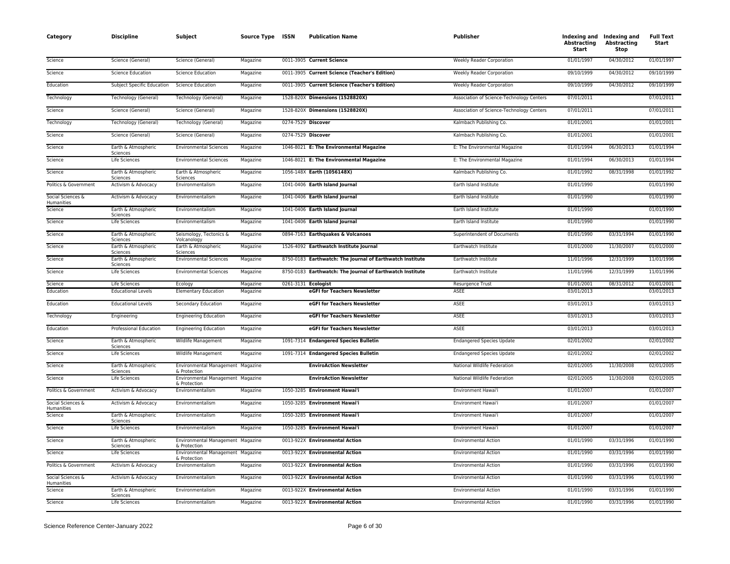| Category | Discipline | Subject | Source Type | ISSN | Publication Name | Publisher | Indexing and Abstracting Start | Indexing and Abstracting Stop | Full Text Start |
|---|---|---|---|---|---|---|---|---|---|
| Science | Science (General) | Science (General) | Magazine | 0011-3905 | **Current Science** | Weekly Reader Corporation | 01/01/1997 | 04/30/2012 | 01/01/1997 |
| Science | Science Education | Science Education | Magazine | 0011-3905 | **Current Science (Teacher's Edition)** | Weekly Reader Corporation | 09/10/1999 | 04/30/2012 | 09/10/1999 |
| Education | Subject Specific Education | Science Education | Magazine | 0011-3905 | **Current Science (Teacher's Edition)** | Weekly Reader Corporation | 09/10/1999 | 04/30/2012 | 09/10/1999 |
| Technology | Technology (General) | Technology (General) | Magazine | 1528-820X | **Dimensions (1528820X)** | Association of Science-Technology Centers | 07/01/2011 | | 07/01/2011 |
| Science | Science (General) | Science (General) | Magazine | 1528-820X | **Dimensions (1528820X)** | Association of Science-Technology Centers | 07/01/2011 | | 07/01/2011 |
| Technology | Technology (General) | Technology (General) | Magazine | 0274-7529 | **Discover** | Kalmbach Publishing Co. | 01/01/2001 | | 01/01/2001 |
| Science | Science (General) | Science (General) | Magazine | 0274-7529 | **Discover** | Kalmbach Publishing Co. | 01/01/2001 | | 01/01/2001 |
| Science | Earth & Atmospheric Sciences | Environmental Sciences | Magazine | 1046-8021 | **E: The Environmental Magazine** | E: The Environmental Magazine | 01/01/1994 | 06/30/2013 | 01/01/1994 |
| Science | Life Sciences | Environmental Sciences | Magazine | 1046-8021 | **E: The Environmental Magazine** | E: The Environmental Magazine | 01/01/1994 | 06/30/2013 | 01/01/1994 |
| Science | Earth & Atmospheric Sciences | Earth & Atmospheric Sciences | Magazine | 1056-148X | **Earth (1056148X)** | Kalmbach Publishing Co. | 01/01/1992 | 08/31/1998 | 01/01/1992 |
| Politics & Government | Activism & Advocacy | Environmentalism | Magazine | 1041-0406 | **Earth Island Journal** | Earth Island Institute | 01/01/1990 | | 01/01/1990 |
| Social Sciences & Humanities | Activism & Advocacy | Environmentalism | Magazine | 1041-0406 | **Earth Island Journal** | Earth Island Institute | 01/01/1990 | | 01/01/1990 |
| Science | Earth & Atmospheric Sciences | Environmentalism | Magazine | 1041-0406 | **Earth Island Journal** | Earth Island Institute | 01/01/1990 | | 01/01/1990 |
| Science | Life Sciences | Environmentalism | Magazine | 1041-0406 | **Earth Island Journal** | Earth Island Institute | 01/01/1990 | | 01/01/1990 |
| Science | Earth & Atmospheric Sciences | Seismology, Tectonics & Volcanology | Magazine | 0894-7163 | **Earthquakes & Volcanoes** | Superintendent of Documents | 01/01/1990 | 03/31/1994 | 01/01/1990 |
| Science | Earth & Atmospheric Sciences | Earth & Atmospheric Sciences | Magazine | 1526-4092 | **Earthwatch Institute Journal** | Earthwatch Institute | 01/01/2000 | 11/30/2007 | 01/01/2000 |
| Science | Earth & Atmospheric Sciences | Environmental Sciences | Magazine | 8750-0183 | **Earthwatch: The Journal of Earthwatch Institute** | Earthwatch Institute | 11/01/1996 | 12/31/1999 | 11/01/1996 |
| Science | Life Sciences | Environmental Sciences | Magazine | 8750-0183 | **Earthwatch: The Journal of Earthwatch Institute** | Earthwatch Institute | 11/01/1996 | 12/31/1999 | 11/01/1996 |
| Science | Life Sciences | Ecology | Magazine | 0261-3131 | **Ecologist** | Resurgence Trust | 01/01/2001 | 08/31/2012 | 01/01/2001 |
| Education | Educational Levels | Elementary Education | Magazine | | **eGFI for Teachers Newsletter** | ASEE | 03/01/2013 | | 03/01/2013 |
| Education | Educational Levels | Secondary Education | Magazine | | **eGFI for Teachers Newsletter** | ASEE | 03/01/2013 | | 03/01/2013 |
| Technology | Engineering | Engineering Education | Magazine | | **eGFI for Teachers Newsletter** | ASEE | 03/01/2013 | | 03/01/2013 |
| Education | Professional Education | Engineering Education | Magazine | | **eGFI for Teachers Newsletter** | ASEE | 03/01/2013 | | 03/01/2013 |
| Science | Earth & Atmospheric Sciences | Wildlife Management | Magazine | 1091-7314 | **Endangered Species Bulletin** | Endangered Species Update | 02/01/2002 | | 02/01/2002 |
| Science | Life Sciences | Wildlife Management | Magazine | 1091-7314 | **Endangered Species Bulletin** | Endangered Species Update | 02/01/2002 | | 02/01/2002 |
| Science | Earth & Atmospheric Sciences | Environmental Management & Protection | Magazine | | **EnviroAction Newsletter** | National Wildlife Federation | 02/01/2005 | 11/30/2008 | 02/01/2005 |
| Science | Life Sciences | Environmental Management & Protection | Magazine | | **EnviroAction Newsletter** | National Wildlife Federation | 02/01/2005 | 11/30/2008 | 02/01/2005 |
| Politics & Government | Activism & Advocacy | Environmentalism | Magazine | 1050-3285 | **Environment Hawai'i** | Environment Hawai'i | 01/01/2007 | | 01/01/2007 |
| Social Sciences & Humanities | Activism & Advocacy | Environmentalism | Magazine | 1050-3285 | **Environment Hawai'i** | Environment Hawai'i | 01/01/2007 | | 01/01/2007 |
| Science | Earth & Atmospheric Sciences | Environmentalism | Magazine | 1050-3285 | **Environment Hawai'i** | Environment Hawai'i | 01/01/2007 | | 01/01/2007 |
| Science | Life Sciences | Environmentalism | Magazine | 1050-3285 | **Environment Hawai'i** | Environment Hawai'i | 01/01/2007 | | 01/01/2007 |
| Science | Earth & Atmospheric Sciences | Environmental Management & Protection | Magazine | 0013-922X | **Environmental Action** | Environmental Action | 01/01/1990 | 03/31/1996 | 01/01/1990 |
| Science | Life Sciences | Environmental Management & Protection | Magazine | 0013-922X | **Environmental Action** | Environmental Action | 01/01/1990 | 03/31/1996 | 01/01/1990 |
| Politics & Government | Activism & Advocacy | Environmentalism | Magazine | 0013-922X | **Environmental Action** | Environmental Action | 01/01/1990 | 03/31/1996 | 01/01/1990 |
| Social Sciences & Humanities | Activism & Advocacy | Environmentalism | Magazine | 0013-922X | **Environmental Action** | Environmental Action | 01/01/1990 | 03/31/1996 | 01/01/1990 |
| Science | Earth & Atmospheric Sciences | Environmentalism | Magazine | 0013-922X | **Environmental Action** | Environmental Action | 01/01/1990 | 03/31/1996 | 01/01/1990 |
| Science | Life Sciences | Environmentalism | Magazine | 0013-922X | **Environmental Action** | Environmental Action | 01/01/1990 | 03/31/1996 | 01/01/1990 |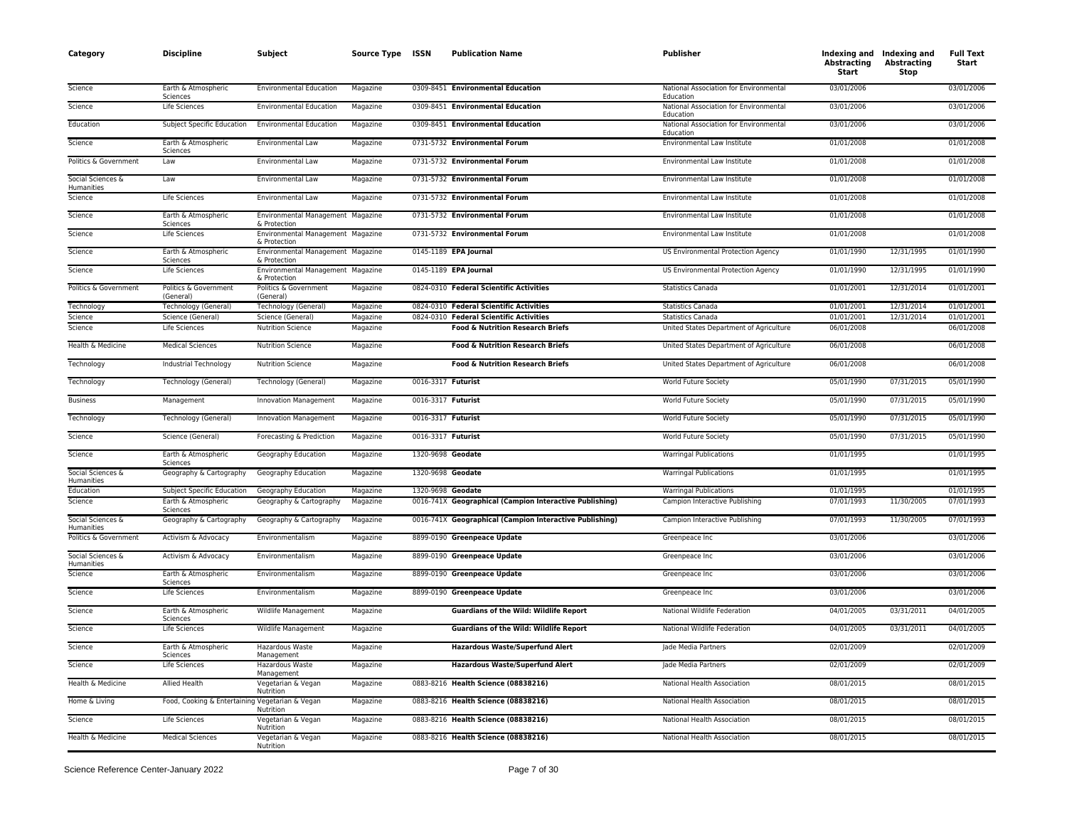| Category | Discipline | Subject | Source Type | ISSN | Publication Name | Publisher | Indexing and Abstracting Start | Indexing and Abstracting Stop | Full Text Start |
|---|---|---|---|---|---|---|---|---|---|
| Science | Earth & Atmospheric Sciences | Environmental Education | Magazine | 0309-8451 | **Environmental Education** | National Association for Environmental Education | 03/01/2006 | | 03/01/2006 |
| Science | Life Sciences | Environmental Education | Magazine | 0309-8451 | **Environmental Education** | National Association for Environmental Education | 03/01/2006 | | 03/01/2006 |
| Education | Subject Specific Education | Environmental Education | Magazine | 0309-8451 | **Environmental Education** | National Association for Environmental Education | 03/01/2006 | | 03/01/2006 |
| Science | Earth & Atmospheric Sciences | Environmental Law | Magazine | 0731-5732 | **Environmental Forum** | Environmental Law Institute | 01/01/2008 | | 01/01/2008 |
| Politics & Government | Law | Environmental Law | Magazine | 0731-5732 | **Environmental Forum** | Environmental Law Institute | 01/01/2008 | | 01/01/2008 |
| Social Sciences & Humanities | Law | Environmental Law | Magazine | 0731-5732 | **Environmental Forum** | Environmental Law Institute | 01/01/2008 | | 01/01/2008 |
| Science | Life Sciences | Environmental Law | Magazine | 0731-5732 | **Environmental Forum** | Environmental Law Institute | 01/01/2008 | | 01/01/2008 |
| Science | Earth & Atmospheric Sciences | Environmental Management & Protection | Magazine | 0731-5732 | **Environmental Forum** | Environmental Law Institute | 01/01/2008 | | 01/01/2008 |
| Science | Life Sciences | Environmental Management & Protection | Magazine | 0731-5732 | **Environmental Forum** | Environmental Law Institute | 01/01/2008 | | 01/01/2008 |
| Science | Earth & Atmospheric Sciences | Environmental Management & Protection | Magazine | 0145-1189 | **EPA Journal** | US Environmental Protection Agency | 01/01/1990 | 12/31/1995 | 01/01/1990 |
| Science | Life Sciences | Environmental Management & Protection | Magazine | 0145-1189 | **EPA Journal** | US Environmental Protection Agency | 01/01/1990 | 12/31/1995 | 01/01/1990 |
| Politics & Government | Politics & Government (General) | Politics & Government (General) | Magazine | 0824-0310 | **Federal Scientific Activities** | Statistics Canada | 01/01/2001 | 12/31/2014 | 01/01/2001 |
| Technology | Technology (General) | Technology (General) | Magazine | 0824-0310 | **Federal Scientific Activities** | Statistics Canada | 01/01/2001 | 12/31/2014 | 01/01/2001 |
| Science | Science (General) | Science (General) | Magazine | 0824-0310 | **Federal Scientific Activities** | Statistics Canada | 01/01/2001 | 12/31/2014 | 01/01/2001 |
| Science | Life Sciences | Nutrition Science | Magazine | | **Food & Nutrition Research Briefs** | United States Department of Agriculture | 06/01/2008 | | 06/01/2008 |
| Health & Medicine | Medical Sciences | Nutrition Science | Magazine | | **Food & Nutrition Research Briefs** | United States Department of Agriculture | 06/01/2008 | | 06/01/2008 |
| Technology | Industrial Technology | Nutrition Science | Magazine | | **Food & Nutrition Research Briefs** | United States Department of Agriculture | 06/01/2008 | | 06/01/2008 |
| Technology | Technology (General) | Technology (General) | Magazine | 0016-3317 | **Futurist** | World Future Society | 05/01/1990 | 07/31/2015 | 05/01/1990 |
| Business | Management | Innovation Management | Magazine | 0016-3317 | **Futurist** | World Future Society | 05/01/1990 | 07/31/2015 | 05/01/1990 |
| Technology | Technology (General) | Innovation Management | Magazine | 0016-3317 | **Futurist** | World Future Society | 05/01/1990 | 07/31/2015 | 05/01/1990 |
| Science | Science (General) | Forecasting & Prediction | Magazine | 0016-3317 | **Futurist** | World Future Society | 05/01/1990 | 07/31/2015 | 05/01/1990 |
| Science | Earth & Atmospheric Sciences | Geography Education | Magazine | 1320-9698 | **Geodate** | Warringal Publications | 01/01/1995 | | 01/01/1995 |
| Social Sciences & Humanities | Geography & Cartography | Geography Education | Magazine | 1320-9698 | **Geodate** | Warringal Publications | 01/01/1995 | | 01/01/1995 |
| Education | Subject Specific Education | Geography Education | Magazine | 1320-9698 | **Geodate** | Warringal Publications | 01/01/1995 | | 01/01/1995 |
| Science | Earth & Atmospheric Sciences | Geography & Cartography | Magazine | 0016-741X | **Geographical (Campion Interactive Publishing)** | Campion Interactive Publishing | 07/01/1993 | 11/30/2005 | 07/01/1993 |
| Social Sciences & Humanities | Geography & Cartography | Geography & Cartography | Magazine | 0016-741X | **Geographical (Campion Interactive Publishing)** | Campion Interactive Publishing | 07/01/1993 | 11/30/2005 | 07/01/1993 |
| Politics & Government | Activism & Advocacy | Environmentalism | Magazine | 8899-0190 | **Greenpeace Update** | Greenpeace Inc | 03/01/2006 | | 03/01/2006 |
| Social Sciences & Humanities | Activism & Advocacy | Environmentalism | Magazine | 8899-0190 | **Greenpeace Update** | Greenpeace Inc | 03/01/2006 | | 03/01/2006 |
| Science | Earth & Atmospheric Sciences | Environmentalism | Magazine | 8899-0190 | **Greenpeace Update** | Greenpeace Inc | 03/01/2006 | | 03/01/2006 |
| Science | Life Sciences | Environmentalism | Magazine | 8899-0190 | **Greenpeace Update** | Greenpeace Inc | 03/01/2006 | | 03/01/2006 |
| Science | Earth & Atmospheric Sciences | Wildlife Management | Magazine | | **Guardians of the Wild: Wildlife Report** | National Wildlife Federation | 04/01/2005 | 03/31/2011 | 04/01/2005 |
| Science | Life Sciences | Wildlife Management | Magazine | | **Guardians of the Wild: Wildlife Report** | National Wildlife Federation | 04/01/2005 | 03/31/2011 | 04/01/2005 |
| Science | Earth & Atmospheric Sciences | Hazardous Waste Management | Magazine | | **Hazardous Waste/Superfund Alert** | Jade Media Partners | 02/01/2009 | | 02/01/2009 |
| Science | Life Sciences | Hazardous Waste Management | Magazine | | **Hazardous Waste/Superfund Alert** | Jade Media Partners | 02/01/2009 | | 02/01/2009 |
| Health & Medicine | Allied Health | Vegetarian & Vegan Nutrition | Magazine | 0883-8216 | **Health Science (08838216)** | National Health Association | 08/01/2015 | | 08/01/2015 |
| Home & Living | Food, Cooking & Entertaining | Vegetarian & Vegan Nutrition | Magazine | 0883-8216 | **Health Science (08838216)** | National Health Association | 08/01/2015 | | 08/01/2015 |
| Science | Life Sciences | Vegetarian & Vegan Nutrition | Magazine | 0883-8216 | **Health Science (08838216)** | National Health Association | 08/01/2015 | | 08/01/2015 |
| Health & Medicine | Medical Sciences | Vegetarian & Vegan Nutrition | Magazine | 0883-8216 | **Health Science (08838216)** | National Health Association | 08/01/2015 | | 08/01/2015 |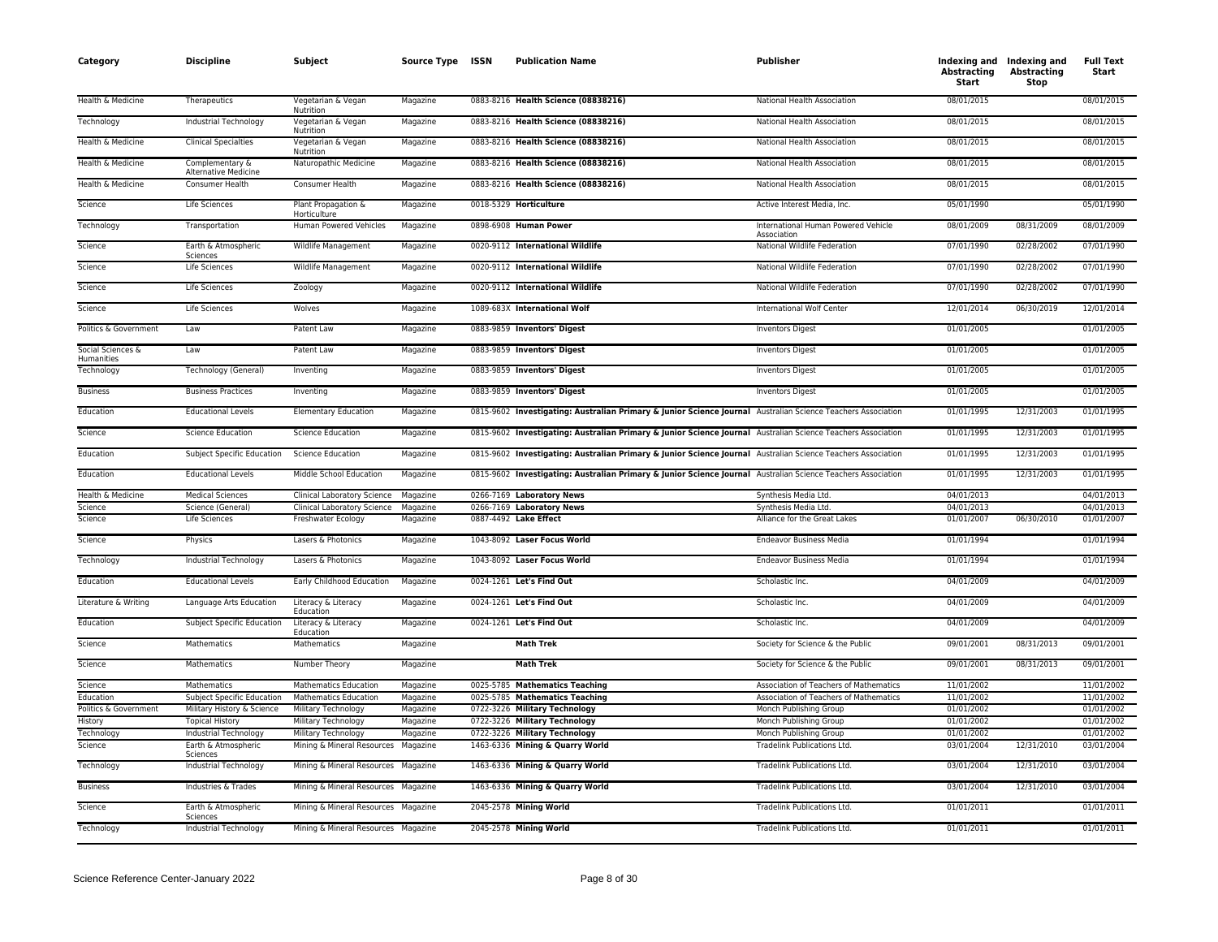| Category | Discipline | Subject | Source Type | ISSN | Publication Name | Publisher | Indexing and Abstracting Start | Indexing and Abstracting Stop | Full Text Start |
|---|---|---|---|---|---|---|---|---|---|
| Health & Medicine | Therapeutics | Vegetarian & Vegan Nutrition | Magazine | 0883-8216 | **Health Science (08838216)** | National Health Association | 08/01/2015 | | 08/01/2015 |
| Technology | Industrial Technology | Vegetarian & Vegan Nutrition | Magazine | 0883-8216 | **Health Science (08838216)** | National Health Association | 08/01/2015 | | 08/01/2015 |
| Health & Medicine | Clinical Specialties | Vegetarian & Vegan Nutrition | Magazine | 0883-8216 | **Health Science (08838216)** | National Health Association | 08/01/2015 | | 08/01/2015 |
| Health & Medicine | Complementary & Alternative Medicine | Naturopathic Medicine | Magazine | 0883-8216 | **Health Science (08838216)** | National Health Association | 08/01/2015 | | 08/01/2015 |
| Health & Medicine | Consumer Health | Consumer Health | Magazine | 0883-8216 | **Health Science (08838216)** | National Health Association | 08/01/2015 | | 08/01/2015 |
| Science | Life Sciences | Plant Propagation & Horticulture | Magazine | 0018-5329 | **Horticulture** | Active Interest Media, Inc. | 05/01/1990 | | 05/01/1990 |
| Technology | Transportation | Human Powered Vehicles | Magazine | 0898-6908 | **Human Power** | International Human Powered Vehicle Association | 08/01/2009 | 08/31/2009 | 08/01/2009 |
| Science | Earth & Atmospheric Sciences | Wildlife Management | Magazine | 0020-9112 | **International Wildlife** | National Wildlife Federation | 07/01/1990 | 02/28/2002 | 07/01/1990 |
| Science | Life Sciences | Wildlife Management | Magazine | 0020-9112 | **International Wildlife** | National Wildlife Federation | 07/01/1990 | 02/28/2002 | 07/01/1990 |
| Science | Life Sciences | Zoology | Magazine | 0020-9112 | **International Wildlife** | National Wildlife Federation | 07/01/1990 | 02/28/2002 | 07/01/1990 |
| Science | Life Sciences | Wolves | Magazine | 1089-683X | **International Wolf** | International Wolf Center | 12/01/2014 | 06/30/2019 | 12/01/2014 |
| Politics & Government | Law | Patent Law | Magazine | 0883-9859 | **Inventors' Digest** | Inventors Digest | 01/01/2005 | | 01/01/2005 |
| Social Sciences & Humanities | Law | Patent Law | Magazine | 0883-9859 | **Inventors' Digest** | Inventors Digest | 01/01/2005 | | 01/01/2005 |
| Technology | Technology (General) | Inventing | Magazine | 0883-9859 | **Inventors' Digest** | Inventors Digest | 01/01/2005 | | 01/01/2005 |
| Business | Business Practices | Inventing | Magazine | 0883-9859 | **Inventors' Digest** | Inventors Digest | 01/01/2005 | | 01/01/2005 |
| Education | Educational Levels | Elementary Education | Magazine | 0815-9602 | **Investigating: Australian Primary & Junior Science Journal** | Australian Science Teachers Association | 01/01/1995 | 12/31/2003 | 01/01/1995 |
| Science | Science Education | Science Education | Magazine | 0815-9602 | **Investigating: Australian Primary & Junior Science Journal** | Australian Science Teachers Association | 01/01/1995 | 12/31/2003 | 01/01/1995 |
| Education | Subject Specific Education | Science Education | Magazine | 0815-9602 | **Investigating: Australian Primary & Junior Science Journal** | Australian Science Teachers Association | 01/01/1995 | 12/31/2003 | 01/01/1995 |
| Education | Educational Levels | Middle School Education | Magazine | 0815-9602 | **Investigating: Australian Primary & Junior Science Journal** | Australian Science Teachers Association | 01/01/1995 | 12/31/2003 | 01/01/1995 |
| Health & Medicine | Medical Sciences | Clinical Laboratory Science | Magazine | 0266-7169 | **Laboratory News** | Synthesis Media Ltd. | 04/01/2013 | | 04/01/2013 |
| Science | Science (General) | Clinical Laboratory Science | Magazine | 0266-7169 | **Laboratory News** | Synthesis Media Ltd. | 04/01/2013 | | 04/01/2013 |
| Science | Life Sciences | Freshwater Ecology | Magazine | 0887-4492 | **Lake Effect** | Alliance for the Great Lakes | 01/01/2007 | 06/30/2010 | 01/01/2007 |
| Science | Physics | Lasers & Photonics | Magazine | 1043-8092 | **Laser Focus World** | Endeavor Business Media | 01/01/1994 | | 01/01/1994 |
| Technology | Industrial Technology | Lasers & Photonics | Magazine | 1043-8092 | **Laser Focus World** | Endeavor Business Media | 01/01/1994 | | 01/01/1994 |
| Education | Educational Levels | Early Childhood Education | Magazine | 0024-1261 | **Let's Find Out** | Scholastic Inc. | 04/01/2009 | | 04/01/2009 |
| Literature & Writing | Language Arts Education | Literacy & Literacy Education | Magazine | 0024-1261 | **Let's Find Out** | Scholastic Inc. | 04/01/2009 | | 04/01/2009 |
| Education | Subject Specific Education | Literacy & Literacy Education | Magazine | 0024-1261 | **Let's Find Out** | Scholastic Inc. | 04/01/2009 | | 04/01/2009 |
| Science | Mathematics | Mathematics | Magazine | | **Math Trek** | Society for Science & the Public | 09/01/2001 | 08/31/2013 | 09/01/2001 |
| Science | Mathematics | Number Theory | Magazine | | **Math Trek** | Society for Science & the Public | 09/01/2001 | 08/31/2013 | 09/01/2001 |
| Science | Mathematics | Mathematics Education | Magazine | 0025-5785 | **Mathematics Teaching** | Association of Teachers of Mathematics | 11/01/2002 | | 11/01/2002 |
| Education | Subject Specific Education | Mathematics Education | Magazine | 0025-5785 | **Mathematics Teaching** | Association of Teachers of Mathematics | 11/01/2002 | | 11/01/2002 |
| Politics & Government | Military History & Science | Military Technology | Magazine | 0722-3226 | **Military Technology** | Monch Publishing Group | 01/01/2002 | | 01/01/2002 |
| History | Topical History | Military Technology | Magazine | 0722-3226 | **Military Technology** | Monch Publishing Group | 01/01/2002 | | 01/01/2002 |
| Technology | Industrial Technology | Military Technology | Magazine | 0722-3226 | **Military Technology** | Monch Publishing Group | 01/01/2002 | | 01/01/2002 |
| Science | Earth & Atmospheric Sciences | Mining & Mineral Resources | Magazine | 1463-6336 | **Mining & Quarry World** | Tradelink Publications Ltd. | 03/01/2004 | 12/31/2010 | 03/01/2004 |
| Technology | Industrial Technology | Mining & Mineral Resources | Magazine | 1463-6336 | **Mining & Quarry World** | Tradelink Publications Ltd. | 03/01/2004 | 12/31/2010 | 03/01/2004 |
| Business | Industries & Trades | Mining & Mineral Resources | Magazine | 1463-6336 | **Mining & Quarry World** | Tradelink Publications Ltd. | 03/01/2004 | 12/31/2010 | 03/01/2004 |
| Science | Earth & Atmospheric Sciences | Mining & Mineral Resources | Magazine | 2045-2578 | **Mining World** | Tradelink Publications Ltd. | 01/01/2011 | | 01/01/2011 |
| Technology | Industrial Technology | Mining & Mineral Resources | Magazine | 2045-2578 | **Mining World** | Tradelink Publications Ltd. | 01/01/2011 | | 01/01/2011 |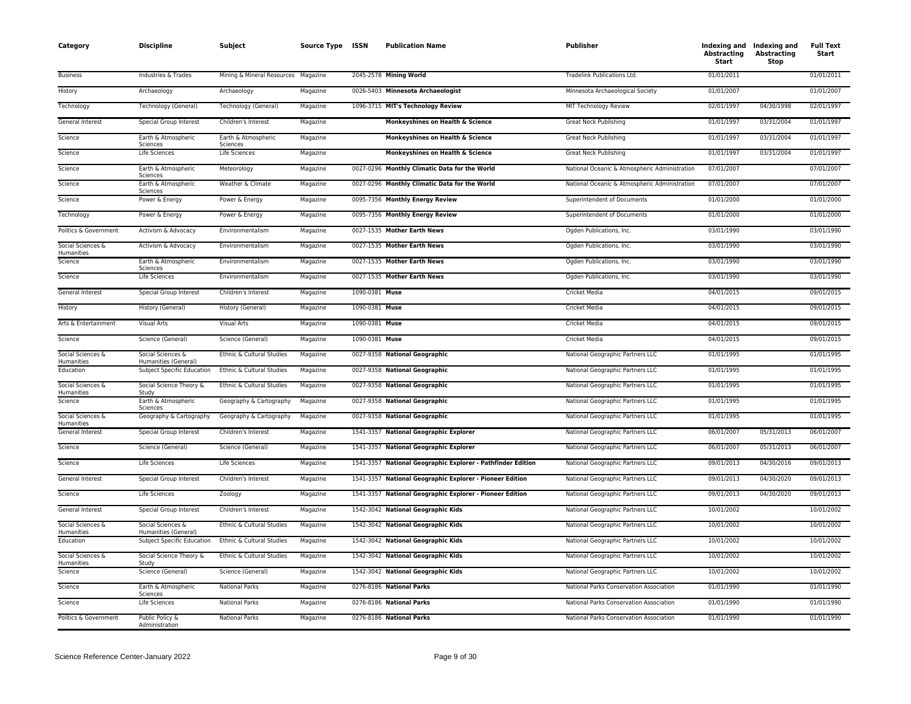| Category | Discipline | Subject | Source Type | ISSN | Publication Name | Publisher | Indexing and Abstracting Start | Indexing and Abstracting Stop | Full Text Start |
|---|---|---|---|---|---|---|---|---|---|
| Business | Industries & Trades | Mining & Mineral Resources | Magazine | 2045-2578 | **Mining World** | Tradelink Publications Ltd. | 01/01/2011 | | 01/01/2011 |
| History | Archaeology | Archaeology | Magazine | 0026-5403 | **Minnesota Archaeologist** | Minnesota Archaeological Society | 01/01/2007 | | 01/01/2007 |
| Technology | Technology (General) | Technology (General) | Magazine | 1096-3715 | **MIT's Technology Review** | MIT Technology Review | 02/01/1997 | 04/30/1998 | 02/01/1997 |
| General Interest | Special Group Interest | Children's Interest | Magazine | | **Monkeyshines on Health & Science** | Great Neck Publishing | 01/01/1997 | 03/31/2004 | 01/01/1997 |
| Science | Earth & Atmospheric Sciences | Earth & Atmospheric Sciences | Magazine | | **Monkeyshines on Health & Science** | Great Neck Publishing | 01/01/1997 | 03/31/2004 | 01/01/1997 |
| Science | Life Sciences | Life Sciences | Magazine | | **Monkeyshines on Health & Science** | Great Neck Publishing | 01/01/1997 | 03/31/2004 | 01/01/1997 |
| Science | Earth & Atmospheric Sciences | Meteorology | Magazine | 0027-0296 | **Monthly Climatic Data for the World** | National Oceanic & Atmospheric Administration | 07/01/2007 | | 07/01/2007 |
| Science | Earth & Atmospheric Sciences | Weather & Climate | Magazine | 0027-0296 | **Monthly Climatic Data for the World** | National Oceanic & Atmospheric Administration | 07/01/2007 | | 07/01/2007 |
| Science | Power & Energy | Power & Energy | Magazine | 0095-7356 | **Monthly Energy Review** | Superintendent of Documents | 01/01/2000 | | 01/01/2000 |
| Technology | Power & Energy | Power & Energy | Magazine | 0095-7356 | **Monthly Energy Review** | Superintendent of Documents | 01/01/2000 | | 01/01/2000 |
| Politics & Government | Activism & Advocacy | Environmentalism | Magazine | 0027-1535 | **Mother Earth News** | Ogden Publications, Inc. | 03/01/1990 | | 03/01/1990 |
| Social Sciences & Humanities | Activism & Advocacy | Environmentalism | Magazine | 0027-1535 | **Mother Earth News** | Ogden Publications, Inc. | 03/01/1990 | | 03/01/1990 |
| Science | Earth & Atmospheric Sciences | Environmentalism | Magazine | 0027-1535 | **Mother Earth News** | Ogden Publications, Inc. | 03/01/1990 | | 03/01/1990 |
| Science | Life Sciences | Environmentalism | Magazine | 0027-1535 | **Mother Earth News** | Ogden Publications, Inc. | 03/01/1990 | | 03/01/1990 |
| General Interest | Special Group Interest | Children's Interest | Magazine | 1090-0381 | **Muse** | Cricket Media | 04/01/2015 | | 09/01/2015 |
| History | History (General) | History (General) | Magazine | 1090-0381 | **Muse** | Cricket Media | 04/01/2015 | | 09/01/2015 |
| Arts & Entertainment | Visual Arts | Visual Arts | Magazine | 1090-0381 | **Muse** | Cricket Media | 04/01/2015 | | 09/01/2015 |
| Science | Science (General) | Science (General) | Magazine | 1090-0381 | **Muse** | Cricket Media | 04/01/2015 | | 09/01/2015 |
| Social Sciences & Humanities | Social Sciences & Humanities (General) | Ethnic & Cultural Studies | Magazine | 0027-9358 | **National Geographic** | National Geographic Partners LLC | 01/01/1995 | | 01/01/1995 |
| Education | Subject Specific Education | Ethnic & Cultural Studies | Magazine | 0027-9358 | **National Geographic** | National Geographic Partners LLC | 01/01/1995 | | 01/01/1995 |
| Social Sciences & Humanities | Social Science Theory & Study | Ethnic & Cultural Studies | Magazine | 0027-9358 | **National Geographic** | National Geographic Partners LLC | 01/01/1995 | | 01/01/1995 |
| Science | Earth & Atmospheric Sciences | Geography & Cartography | Magazine | 0027-9358 | **National Geographic** | National Geographic Partners LLC | 01/01/1995 | | 01/01/1995 |
| Social Sciences & Humanities | Geography & Cartography | Geography & Cartography | Magazine | 0027-9358 | **National Geographic** | National Geographic Partners LLC | 01/01/1995 | | 01/01/1995 |
| General Interest | Special Group Interest | Children's Interest | Magazine | 1541-3357 | **National Geographic Explorer** | National Geographic Partners LLC | 06/01/2007 | 05/31/2013 | 06/01/2007 |
| Science | Science (General) | Science (General) | Magazine | 1541-3357 | **National Geographic Explorer** | National Geographic Partners LLC | 06/01/2007 | 05/31/2013 | 06/01/2007 |
| Science | Life Sciences | Life Sciences | Magazine | 1541-3357 | **National Geographic Explorer - Pathfinder Edition** | National Geographic Partners LLC | 09/01/2013 | 04/30/2016 | 09/01/2013 |
| General Interest | Special Group Interest | Children's Interest | Magazine | 1541-3357 | **National Geographic Explorer - Pioneer Edition** | National Geographic Partners LLC | 09/01/2013 | 04/30/2020 | 09/01/2013 |
| Science | Life Sciences | Zoology | Magazine | 1541-3357 | **National Geographic Explorer - Pioneer Edition** | National Geographic Partners LLC | 09/01/2013 | 04/30/2020 | 09/01/2013 |
| General Interest | Special Group Interest | Children's Interest | Magazine | 1542-3042 | **National Geographic Kids** | National Geographic Partners LLC | 10/01/2002 | | 10/01/2002 |
| Social Sciences & Humanities | Social Sciences & Humanities (General) | Ethnic & Cultural Studies | Magazine | 1542-3042 | **National Geographic Kids** | National Geographic Partners LLC | 10/01/2002 | | 10/01/2002 |
| Education | Subject Specific Education | Ethnic & Cultural Studies | Magazine | 1542-3042 | **National Geographic Kids** | National Geographic Partners LLC | 10/01/2002 | | 10/01/2002 |
| Social Sciences & Humanities | Social Science Theory & Study | Ethnic & Cultural Studies | Magazine | 1542-3042 | **National Geographic Kids** | National Geographic Partners LLC | 10/01/2002 | | 10/01/2002 |
| Science | Science (General) | Science (General) | Magazine | 1542-3042 | **National Geographic Kids** | National Geographic Partners LLC | 10/01/2002 | | 10/01/2002 |
| Science | Earth & Atmospheric Sciences | National Parks | Magazine | 0276-8186 | **National Parks** | National Parks Conservation Association | 01/01/1990 | | 01/01/1990 |
| Science | Life Sciences | National Parks | Magazine | 0276-8186 | **National Parks** | National Parks Conservation Association | 01/01/1990 | | 01/01/1990 |
| Politics & Government | Public Policy & Administration | National Parks | Magazine | 0276-8186 | **National Parks** | National Parks Conservation Association | 01/01/1990 | | 01/01/1990 |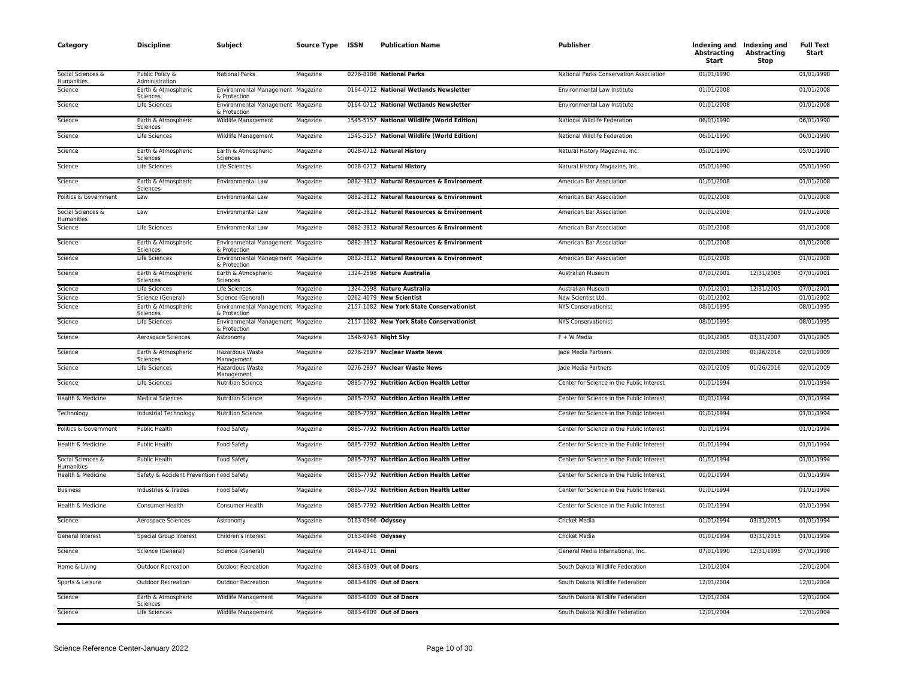| Category | Discipline | Subject | Source Type | ISSN | Publication Name | Publisher | Indexing and Abstracting Start | Indexing and Abstracting Stop | Full Text Start |
|---|---|---|---|---|---|---|---|---|---|
| Social Sciences & Humanities | Public Policy & Administration | National Parks | Magazine | 0276-8186 | **National Parks** | National Parks Conservation Association | 01/01/1990 | | 01/01/1990 |
| Science | Earth & Atmospheric Sciences | Environmental Management & Protection | Magazine | 0164-0712 | **National Wetlands Newsletter** | Environmental Law Institute | 01/01/2008 | | 01/01/2008 |
| Science | Life Sciences | Environmental Management & Protection | Magazine | 0164-0712 | **National Wetlands Newsletter** | Environmental Law Institute | 01/01/2008 | | 01/01/2008 |
| Science | Earth & Atmospheric Sciences | Wildlife Management | Magazine | 1545-5157 | **National Wildlife (World Edition)** | National Wildlife Federation | 06/01/1990 | | 06/01/1990 |
| Science | Life Sciences | Wildlife Management | Magazine | 1545-5157 | **National Wildlife (World Edition)** | National Wildlife Federation | 06/01/1990 | | 06/01/1990 |
| Science | Earth & Atmospheric Sciences | Earth & Atmospheric Sciences | Magazine | 0028-0712 | **Natural History** | Natural History Magazine, Inc. | 05/01/1990 | | 05/01/1990 |
| Science | Life Sciences | Life Sciences | Magazine | 0028-0712 | **Natural History** | Natural History Magazine, Inc. | 05/01/1990 | | 05/01/1990 |
| Science | Earth & Atmospheric Sciences | Environmental Law | Magazine | 0882-3812 | **Natural Resources & Environment** | American Bar Association | 01/01/2008 | | 01/01/2008 |
| Politics & Government | Law | Environmental Law | Magazine | 0882-3812 | **Natural Resources & Environment** | American Bar Association | 01/01/2008 | | 01/01/2008 |
| Social Sciences & Humanities | Law | Environmental Law | Magazine | 0882-3812 | **Natural Resources & Environment** | American Bar Association | 01/01/2008 | | 01/01/2008 |
| Science | Life Sciences | Environmental Law | Magazine | 0882-3812 | **Natural Resources & Environment** | American Bar Association | 01/01/2008 | | 01/01/2008 |
| Science | Earth & Atmospheric Sciences | Environmental Management & Protection | Magazine | 0882-3812 | **Natural Resources & Environment** | American Bar Association | 01/01/2008 | | 01/01/2008 |
| Science | Life Sciences | Environmental Management & Protection | Magazine | 0882-3812 | **Natural Resources & Environment** | American Bar Association | 01/01/2008 | | 01/01/2008 |
| Science | Earth & Atmospheric Sciences | Earth & Atmospheric Sciences | Magazine | 1324-2598 | **Nature Australia** | Australian Museum | 07/01/2001 | 12/31/2005 | 07/01/2001 |
| Science | Life Sciences | Life Sciences | Magazine | 1324-2598 | **Nature Australia** | Australian Museum | 07/01/2001 | 12/31/2005 | 07/01/2001 |
| Science | Science (General) | Science (General) | Magazine | 0262-4079 | **New Scientist** | New Scientist Ltd. | 01/01/2002 | | 01/01/2002 |
| Science | Earth & Atmospheric Sciences | Environmental Management & Protection | Magazine | 2157-1082 | **New York State Conservationist** | NYS Conservationist | 08/01/1995 | | 08/01/1995 |
| Science | Life Sciences | Environmental Management & Protection | Magazine | 2157-1082 | **New York State Conservationist** | NYS Conservationist | 08/01/1995 | | 08/01/1995 |
| Science | Aerospace Sciences | Astronomy | Magazine | 1546-9743 | **Night Sky** | F + W Media | 01/01/2005 | 03/31/2007 | 01/01/2005 |
| Science | Earth & Atmospheric Sciences | Hazardous Waste Management | Magazine | 0276-2897 | **Nuclear Waste News** | Jade Media Partners | 02/01/2009 | 01/26/2016 | 02/01/2009 |
| Science | Life Sciences | Hazardous Waste Management | Magazine | 0276-2897 | **Nuclear Waste News** | Jade Media Partners | 02/01/2009 | 01/26/2016 | 02/01/2009 |
| Science | Life Sciences | Nutrition Science | Magazine | 0885-7792 | **Nutrition Action Health Letter** | Center for Science in the Public Interest | 01/01/1994 | | 01/01/1994 |
| Health & Medicine | Medical Sciences | Nutrition Science | Magazine | 0885-7792 | **Nutrition Action Health Letter** | Center for Science in the Public Interest | 01/01/1994 | | 01/01/1994 |
| Technology | Industrial Technology | Nutrition Science | Magazine | 0885-7792 | **Nutrition Action Health Letter** | Center for Science in the Public Interest | 01/01/1994 | | 01/01/1994 |
| Politics & Government | Public Health | Food Safety | Magazine | 0885-7792 | **Nutrition Action Health Letter** | Center for Science in the Public Interest | 01/01/1994 | | 01/01/1994 |
| Health & Medicine | Public Health | Food Safety | Magazine | 0885-7792 | **Nutrition Action Health Letter** | Center for Science in the Public Interest | 01/01/1994 | | 01/01/1994 |
| Social Sciences & Humanities | Public Health | Food Safety | Magazine | 0885-7792 | **Nutrition Action Health Letter** | Center for Science in the Public Interest | 01/01/1994 | | 01/01/1994 |
| Health & Medicine | Safety & Accident Prevention | Food Safety | Magazine | 0885-7792 | **Nutrition Action Health Letter** | Center for Science in the Public Interest | 01/01/1994 | | 01/01/1994 |
| Business | Industries & Trades | Food Safety | Magazine | 0885-7792 | **Nutrition Action Health Letter** | Center for Science in the Public Interest | 01/01/1994 | | 01/01/1994 |
| Health & Medicine | Consumer Health | Consumer Health | Magazine | 0885-7792 | **Nutrition Action Health Letter** | Center for Science in the Public Interest | 01/01/1994 | | 01/01/1994 |
| Science | Aerospace Sciences | Astronomy | Magazine | 0163-0946 | **Odyssey** | Cricket Media | 01/01/1994 | 03/31/2015 | 01/01/1994 |
| General Interest | Special Group Interest | Children's Interest | Magazine | 0163-0946 | **Odyssey** | Cricket Media | 01/01/1994 | 03/31/2015 | 01/01/1994 |
| Science | Science (General) | Science (General) | Magazine | 0149-8711 | **Omni** | General Media International, Inc. | 07/01/1990 | 12/31/1995 | 07/01/1990 |
| Home & Living | Outdoor Recreation | Outdoor Recreation | Magazine | 0883-6809 | **Out of Doors** | South Dakota Wildlife Federation | 12/01/2004 | | 12/01/2004 |
| Sports & Leisure | Outdoor Recreation | Outdoor Recreation | Magazine | 0883-6809 | **Out of Doors** | South Dakota Wildlife Federation | 12/01/2004 | | 12/01/2004 |
| Science | Earth & Atmospheric Sciences | Wildlife Management | Magazine | 0883-6809 | **Out of Doors** | South Dakota Wildlife Federation | 12/01/2004 | | 12/01/2004 |
| Science | Life Sciences | Wildlife Management | Magazine | 0883-6809 | **Out of Doors** | South Dakota Wildlife Federation | 12/01/2004 | | 12/01/2004 |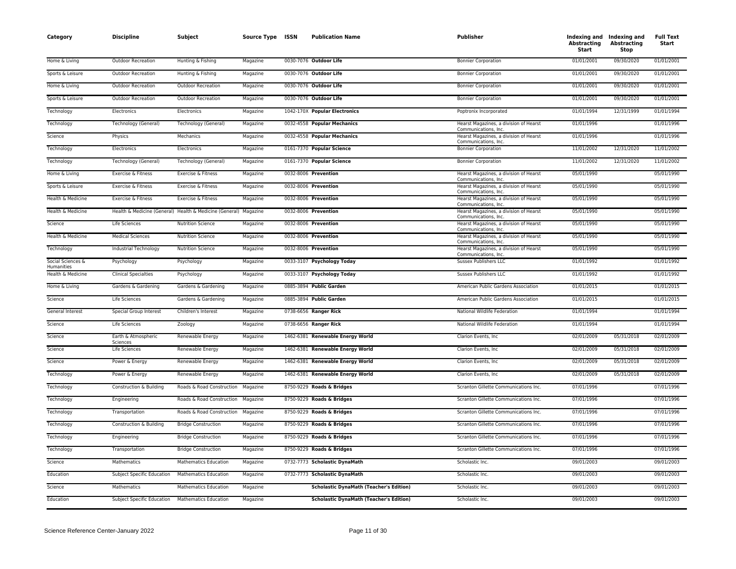| Category | Discipline | Subject | Source Type | ISSN | Publication Name | Publisher | Indexing and Abstracting Start | Indexing and Abstracting Stop | Full Text Start |
|---|---|---|---|---|---|---|---|---|---|
| Home & Living | Outdoor Recreation | Hunting & Fishing | Magazine | 0030-7076 | **Outdoor Life** | Bonnier Corporation | 01/01/2001 | 09/30/2020 | 01/01/2001 |
| Sports & Leisure | Outdoor Recreation | Hunting & Fishing | Magazine | 0030-7076 | **Outdoor Life** | Bonnier Corporation | 01/01/2001 | 09/30/2020 | 01/01/2001 |
| Home & Living | Outdoor Recreation | Outdoor Recreation | Magazine | 0030-7076 | **Outdoor Life** | Bonnier Corporation | 01/01/2001 | 09/30/2020 | 01/01/2001 |
| Sports & Leisure | Outdoor Recreation | Outdoor Recreation | Magazine | 0030-7076 | **Outdoor Life** | Bonnier Corporation | 01/01/2001 | 09/30/2020 | 01/01/2001 |
| Technology | Electronics | Electronics | Magazine | 1042-170X | **Popular Electronics** | Poptronix Incorporated | 01/01/1994 | 12/31/1999 | 01/01/1994 |
| Technology | Technology (General) | Technology (General) | Magazine | 0032-4558 | **Popular Mechanics** | Hearst Magazines, a division of Hearst Communications, Inc. | 01/01/1996 | | 01/01/1996 |
| Science | Physics | Mechanics | Magazine | 0032-4558 | **Popular Mechanics** | Hearst Magazines, a division of Hearst Communications, Inc. | 01/01/1996 | | 01/01/1996 |
| Technology | Electronics | Electronics | Magazine | 0161-7370 | **Popular Science** | Bonnier Corporation | 11/01/2002 | 12/31/2020 | 11/01/2002 |
| Technology | Technology (General) | Technology (General) | Magazine | 0161-7370 | **Popular Science** | Bonnier Corporation | 11/01/2002 | 12/31/2020 | 11/01/2002 |
| Home & Living | Exercise & Fitness | Exercise & Fitness | Magazine | 0032-8006 | **Prevention** | Hearst Magazines, a division of Hearst Communications, Inc. | 05/01/1990 | | 05/01/1990 |
| Sports & Leisure | Exercise & Fitness | Exercise & Fitness | Magazine | 0032-8006 | **Prevention** | Hearst Magazines, a division of Hearst Communications, Inc. | 05/01/1990 | | 05/01/1990 |
| Health & Medicine | Exercise & Fitness | Exercise & Fitness | Magazine | 0032-8006 | **Prevention** | Hearst Magazines, a division of Hearst Communications, Inc. | 05/01/1990 | | 05/01/1990 |
| Health & Medicine | Health & Medicine (General) | Health & Medicine (General) | Magazine | 0032-8006 | **Prevention** | Hearst Magazines, a division of Hearst Communications, Inc. | 05/01/1990 | | 05/01/1990 |
| Science | Life Sciences | Nutrition Science | Magazine | 0032-8006 | **Prevention** | Hearst Magazines, a division of Hearst Communications, Inc. | 05/01/1990 | | 05/01/1990 |
| Health & Medicine | Medical Sciences | Nutrition Science | Magazine | 0032-8006 | **Prevention** | Hearst Magazines, a division of Hearst Communications, Inc. | 05/01/1990 | | 05/01/1990 |
| Technology | Industrial Technology | Nutrition Science | Magazine | 0032-8006 | **Prevention** | Hearst Magazines, a division of Hearst Communications, Inc. | 05/01/1990 | | 05/01/1990 |
| Social Sciences & Humanities | Psychology | Psychology | Magazine | 0033-3107 | **Psychology Today** | Sussex Publishers LLC | 01/01/1992 | | 01/01/1992 |
| Health & Medicine | Clinical Specialties | Psychology | Magazine | 0033-3107 | **Psychology Today** | Sussex Publishers LLC | 01/01/1992 | | 01/01/1992 |
| Home & Living | Gardens & Gardening | Gardens & Gardening | Magazine | 0885-3894 | **Public Garden** | American Public Gardens Association | 01/01/2015 | | 01/01/2015 |
| Science | Life Sciences | Gardens & Gardening | Magazine | 0885-3894 | **Public Garden** | American Public Gardens Association | 01/01/2015 | | 01/01/2015 |
| General Interest | Special Group Interest | Children's Interest | Magazine | 0738-6656 | **Ranger Rick** | National Wildlife Federation | 01/01/1994 | | 01/01/1994 |
| Science | Life Sciences | Zoology | Magazine | 0738-6656 | **Ranger Rick** | National Wildlife Federation | 01/01/1994 | | 01/01/1994 |
| Science | Earth & Atmospheric Sciences | Renewable Energy | Magazine | 1462-6381 | **Renewable Energy World** | Clarion Events, Inc | 02/01/2009 | 05/31/2018 | 02/01/2009 |
| Science | Life Sciences | Renewable Energy | Magazine | 1462-6381 | **Renewable Energy World** | Clarion Events, Inc | 02/01/2009 | 05/31/2018 | 02/01/2009 |
| Science | Power & Energy | Renewable Energy | Magazine | 1462-6381 | **Renewable Energy World** | Clarion Events, Inc | 02/01/2009 | 05/31/2018 | 02/01/2009 |
| Technology | Power & Energy | Renewable Energy | Magazine | 1462-6381 | **Renewable Energy World** | Clarion Events, Inc | 02/01/2009 | 05/31/2018 | 02/01/2009 |
| Technology | Construction & Building | Roads & Road Construction | Magazine | 8750-9229 | **Roads & Bridges** | Scranton Gillette Communications Inc. | 07/01/1996 | | 07/01/1996 |
| Technology | Engineering | Roads & Road Construction | Magazine | 8750-9229 | **Roads & Bridges** | Scranton Gillette Communications Inc. | 07/01/1996 | | 07/01/1996 |
| Technology | Transportation | Roads & Road Construction | Magazine | 8750-9229 | **Roads & Bridges** | Scranton Gillette Communications Inc. | 07/01/1996 | | 07/01/1996 |
| Technology | Construction & Building | Bridge Construction | Magazine | 8750-9229 | **Roads & Bridges** | Scranton Gillette Communications Inc. | 07/01/1996 | | 07/01/1996 |
| Technology | Engineering | Bridge Construction | Magazine | 8750-9229 | **Roads & Bridges** | Scranton Gillette Communications Inc. | 07/01/1996 | | 07/01/1996 |
| Technology | Transportation | Bridge Construction | Magazine | 8750-9229 | **Roads & Bridges** | Scranton Gillette Communications Inc. | 07/01/1996 | | 07/01/1996 |
| Science | Mathematics | Mathematics Education | Magazine | 0732-7773 | **Scholastic DynaMath** | Scholastic Inc. | 09/01/2003 | | 09/01/2003 |
| Education | Subject Specific Education | Mathematics Education | Magazine | 0732-7773 | **Scholastic DynaMath** | Scholastic Inc. | 09/01/2003 | | 09/01/2003 |
| Science | Mathematics | Mathematics Education | Magazine | | **Scholastic DynaMath (Teacher's Edition)** | Scholastic Inc. | 09/01/2003 | | 09/01/2003 |
| Education | Subject Specific Education | Mathematics Education | Magazine | | **Scholastic DynaMath (Teacher's Edition)** | Scholastic Inc. | 09/01/2003 | | 09/01/2003 |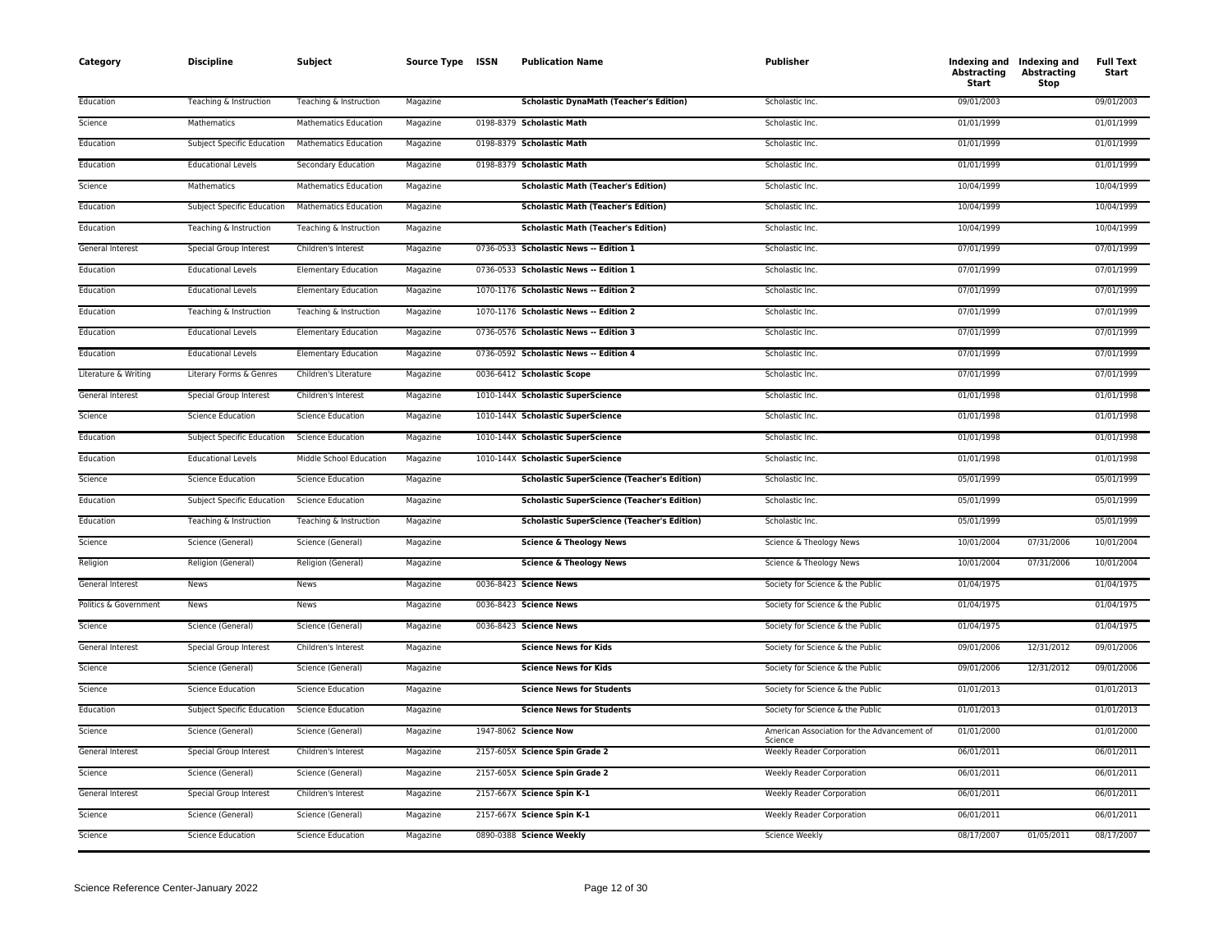| Category | Discipline | Subject | Source Type | ISSN | Publication Name | Publisher | Indexing and Abstracting Start | Indexing and Abstracting Stop | Full Text Start |
| --- | --- | --- | --- | --- | --- | --- | --- | --- | --- |
| Education | Teaching & Instruction | Teaching & Instruction | Magazine | | **Scholastic DynaMath (Teacher's Edition)** | Scholastic Inc. | 09/01/2003 | | 09/01/2003 |
| Science | Mathematics | Mathematics Education | Magazine | 0198-8379 | **Scholastic Math** | Scholastic Inc. | 01/01/1999 | | 01/01/1999 |
| Education | Subject Specific Education | Mathematics Education | Magazine | 0198-8379 | **Scholastic Math** | Scholastic Inc. | 01/01/1999 | | 01/01/1999 |
| Education | Educational Levels | Secondary Education | Magazine | 0198-8379 | **Scholastic Math** | Scholastic Inc. | 01/01/1999 | | 01/01/1999 |
| Science | Mathematics | Mathematics Education | Magazine | | **Scholastic Math (Teacher's Edition)** | Scholastic Inc. | 10/04/1999 | | 10/04/1999 |
| Education | Subject Specific Education | Mathematics Education | Magazine | | **Scholastic Math (Teacher's Edition)** | Scholastic Inc. | 10/04/1999 | | 10/04/1999 |
| Education | Teaching & Instruction | Teaching & Instruction | Magazine | | **Scholastic Math (Teacher's Edition)** | Scholastic Inc. | 10/04/1999 | | 10/04/1999 |
| General Interest | Special Group Interest | Children's Interest | Magazine | 0736-0533 | **Scholastic News -- Edition 1** | Scholastic Inc. | 07/01/1999 | | 07/01/1999 |
| Education | Educational Levels | Elementary Education | Magazine | 0736-0533 | **Scholastic News -- Edition 1** | Scholastic Inc. | 07/01/1999 | | 07/01/1999 |
| Education | Educational Levels | Elementary Education | Magazine | 1070-1176 | **Scholastic News -- Edition 2** | Scholastic Inc. | 07/01/1999 | | 07/01/1999 |
| Education | Teaching & Instruction | Teaching & Instruction | Magazine | 1070-1176 | **Scholastic News -- Edition 2** | Scholastic Inc. | 07/01/1999 | | 07/01/1999 |
| Education | Educational Levels | Elementary Education | Magazine | 0736-0576 | **Scholastic News -- Edition 3** | Scholastic Inc. | 07/01/1999 | | 07/01/1999 |
| Education | Educational Levels | Elementary Education | Magazine | 0736-0592 | **Scholastic News -- Edition 4** | Scholastic Inc. | 07/01/1999 | | 07/01/1999 |
| Literature & Writing | Literary Forms & Genres | Children's Literature | Magazine | 0036-6412 | **Scholastic Scope** | Scholastic Inc. | 07/01/1999 | | 07/01/1999 |
| General Interest | Special Group Interest | Children's Interest | Magazine | 1010-144X | **Scholastic SuperScience** | Scholastic Inc. | 01/01/1998 | | 01/01/1998 |
| Science | Science Education | Science Education | Magazine | 1010-144X | **Scholastic SuperScience** | Scholastic Inc. | 01/01/1998 | | 01/01/1998 |
| Education | Subject Specific Education | Science Education | Magazine | 1010-144X | **Scholastic SuperScience** | Scholastic Inc. | 01/01/1998 | | 01/01/1998 |
| Education | Educational Levels | Middle School Education | Magazine | 1010-144X | **Scholastic SuperScience** | Scholastic Inc. | 01/01/1998 | | 01/01/1998 |
| Science | Science Education | Science Education | Magazine | | **Scholastic SuperScience (Teacher's Edition)** | Scholastic Inc. | 05/01/1999 | | 05/01/1999 |
| Education | Subject Specific Education | Science Education | Magazine | | **Scholastic SuperScience (Teacher's Edition)** | Scholastic Inc. | 05/01/1999 | | 05/01/1999 |
| Education | Teaching & Instruction | Teaching & Instruction | Magazine | | **Scholastic SuperScience (Teacher's Edition)** | Scholastic Inc. | 05/01/1999 | | 05/01/1999 |
| Science | Science (General) | Science (General) | Magazine | | **Science & Theology News** | Science & Theology News | 10/01/2004 | 07/31/2006 | 10/01/2004 |
| Religion | Religion (General) | Religion (General) | Magazine | | **Science & Theology News** | Science & Theology News | 10/01/2004 | 07/31/2006 | 10/01/2004 |
| General Interest | News | News | Magazine | 0036-8423 | **Science News** | Society for Science & the Public | 01/04/1975 | | 01/04/1975 |
| Politics & Government | News | News | Magazine | 0036-8423 | **Science News** | Society for Science & the Public | 01/04/1975 | | 01/04/1975 |
| Science | Science (General) | Science (General) | Magazine | 0036-8423 | **Science News** | Society for Science & the Public | 01/04/1975 | | 01/04/1975 |
| General Interest | Special Group Interest | Children's Interest | Magazine | | **Science News for Kids** | Society for Science & the Public | 09/01/2006 | 12/31/2012 | 09/01/2006 |
| Science | Science (General) | Science (General) | Magazine | | **Science News for Kids** | Society for Science & the Public | 09/01/2006 | 12/31/2012 | 09/01/2006 |
| Science | Science Education | Science Education | Magazine | | **Science News for Students** | Society for Science & the Public | 01/01/2013 | | 01/01/2013 |
| Education | Subject Specific Education | Science Education | Magazine | | **Science News for Students** | Society for Science & the Public | 01/01/2013 | | 01/01/2013 |
| Science | Science (General) | Science (General) | Magazine | 1947-8062 | **Science Now** | American Association for the Advancement of Science | 01/01/2000 | | 01/01/2000 |
| General Interest | Special Group Interest | Children's Interest | Magazine | 2157-605X | **Science Spin Grade 2** | Weekly Reader Corporation | 06/01/2011 | | 06/01/2011 |
| Science | Science (General) | Science (General) | Magazine | 2157-605X | **Science Spin Grade 2** | Weekly Reader Corporation | 06/01/2011 | | 06/01/2011 |
| General Interest | Special Group Interest | Children's Interest | Magazine | 2157-667X | **Science Spin K-1** | Weekly Reader Corporation | 06/01/2011 | | 06/01/2011 |
| Science | Science (General) | Science (General) | Magazine | 2157-667X | **Science Spin K-1** | Weekly Reader Corporation | 06/01/2011 | | 06/01/2011 |
| Science | Science Education | Science Education | Magazine | 0890-0388 | **Science Weekly** | Science Weekly | 08/17/2007 | 01/05/2011 | 08/17/2007 |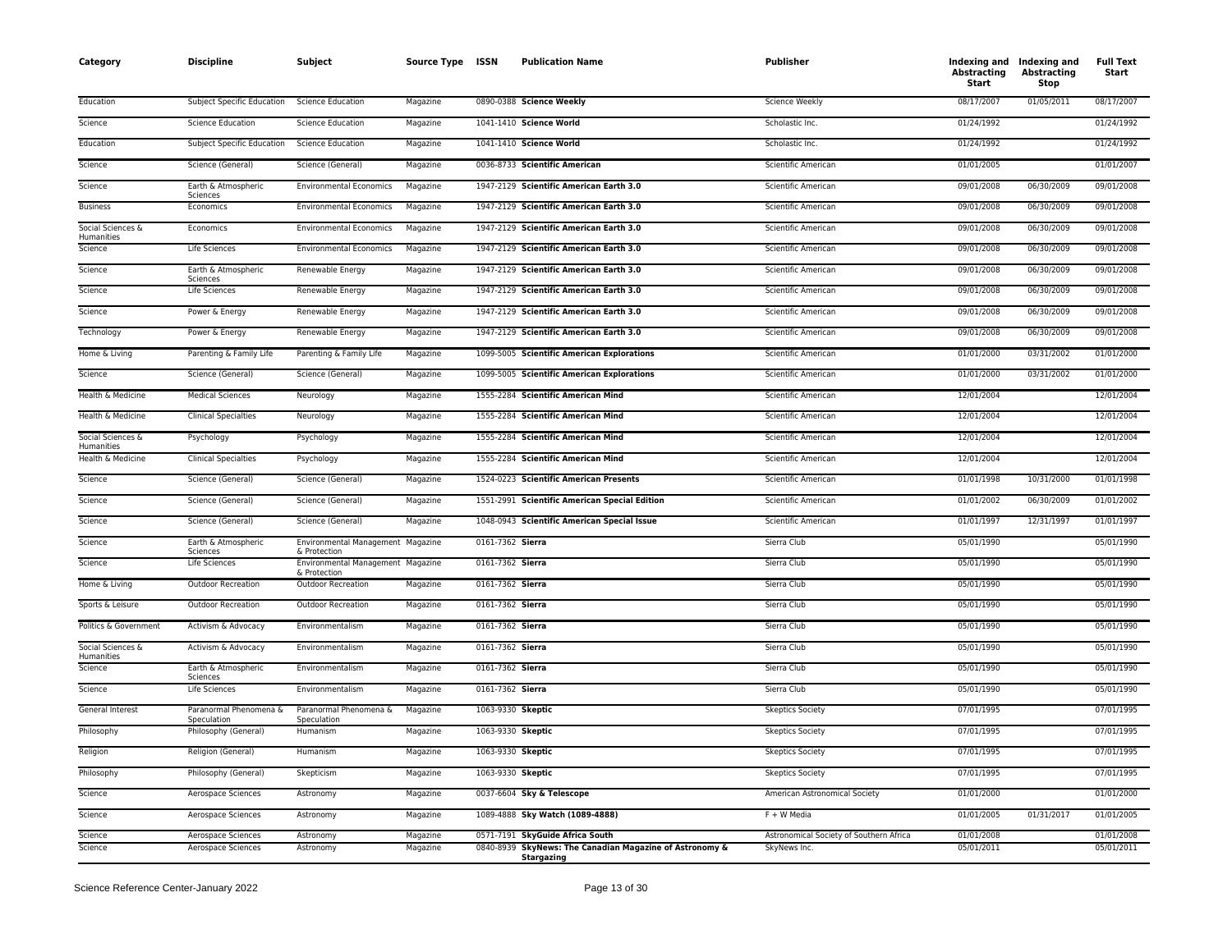| Category | Discipline | Subject | Source Type | ISSN | Publication Name | Publisher | Indexing and Abstracting Start | Indexing and Abstracting Stop | Full Text Start |
|---|---|---|---|---|---|---|---|---|---|
| Education | Subject Specific Education | Science Education | Magazine | 0890-0388 | **Science Weekly** | Science Weekly | 08/17/2007 | 01/05/2011 | 08/17/2007 |
| Science | Science Education | Science Education | Magazine | 1041-1410 | **Science World** | Scholastic Inc. | 01/24/1992 | | 01/24/1992 |
| Education | Subject Specific Education | Science Education | Magazine | 1041-1410 | **Science World** | Scholastic Inc. | 01/24/1992 | | 01/24/1992 |
| Science | Science (General) | Science (General) | Magazine | 0036-8733 | **Scientific American** | Scientific American | 01/01/2005 | | 01/01/2007 |
| Science | Earth & Atmospheric Sciences | Environmental Economics | Magazine | 1947-2129 | **Scientific American Earth 3.0** | Scientific American | 09/01/2008 | 06/30/2009 | 09/01/2008 |
| Business | Economics | Environmental Economics | Magazine | 1947-2129 | **Scientific American Earth 3.0** | Scientific American | 09/01/2008 | 06/30/2009 | 09/01/2008 |
| Social Sciences & Humanities | Economics | Environmental Economics | Magazine | 1947-2129 | **Scientific American Earth 3.0** | Scientific American | 09/01/2008 | 06/30/2009 | 09/01/2008 |
| Science | Life Sciences | Environmental Economics | Magazine | 1947-2129 | **Scientific American Earth 3.0** | Scientific American | 09/01/2008 | 06/30/2009 | 09/01/2008 |
| Science | Earth & Atmospheric Sciences | Renewable Energy | Magazine | 1947-2129 | **Scientific American Earth 3.0** | Scientific American | 09/01/2008 | 06/30/2009 | 09/01/2008 |
| Science | Life Sciences | Renewable Energy | Magazine | 1947-2129 | **Scientific American Earth 3.0** | Scientific American | 09/01/2008 | 06/30/2009 | 09/01/2008 |
| Science | Power & Energy | Renewable Energy | Magazine | 1947-2129 | **Scientific American Earth 3.0** | Scientific American | 09/01/2008 | 06/30/2009 | 09/01/2008 |
| Technology | Power & Energy | Renewable Energy | Magazine | 1947-2129 | **Scientific American Earth 3.0** | Scientific American | 09/01/2008 | 06/30/2009 | 09/01/2008 |
| Home & Living | Parenting & Family Life | Parenting & Family Life | Magazine | 1099-5005 | **Scientific American Explorations** | Scientific American | 01/01/2000 | 03/31/2002 | 01/01/2000 |
| Science | Science (General) | Science (General) | Magazine | 1099-5005 | **Scientific American Explorations** | Scientific American | 01/01/2000 | 03/31/2002 | 01/01/2000 |
| Health & Medicine | Medical Sciences | Neurology | Magazine | 1555-2284 | **Scientific American Mind** | Scientific American | 12/01/2004 | | 12/01/2004 |
| Health & Medicine | Clinical Specialties | Neurology | Magazine | 1555-2284 | **Scientific American Mind** | Scientific American | 12/01/2004 | | 12/01/2004 |
| Social Sciences & Humanities | Psychology | Psychology | Magazine | 1555-2284 | **Scientific American Mind** | Scientific American | 12/01/2004 | | 12/01/2004 |
| Health & Medicine | Clinical Specialties | Psychology | Magazine | 1555-2284 | **Scientific American Mind** | Scientific American | 12/01/2004 | | 12/01/2004 |
| Science | Science (General) | Science (General) | Magazine | 1524-0223 | **Scientific American Presents** | Scientific American | 01/01/1998 | 10/31/2000 | 01/01/1998 |
| Science | Science (General) | Science (General) | Magazine | 1551-2991 | **Scientific American Special Edition** | Scientific American | 01/01/2002 | 06/30/2009 | 01/01/2002 |
| Science | Science (General) | Science (General) | Magazine | 1048-0943 | **Scientific American Special Issue** | Scientific American | 01/01/1997 | 12/31/1997 | 01/01/1997 |
| Science | Earth & Atmospheric Sciences | Environmental Management & Protection | Magazine | 0161-7362 | **Sierra** | Sierra Club | 05/01/1990 | | 05/01/1990 |
| Science | Life Sciences | Environmental Management & Protection | Magazine | 0161-7362 | **Sierra** | Sierra Club | 05/01/1990 | | 05/01/1990 |
| Home & Living | Outdoor Recreation | Outdoor Recreation | Magazine | 0161-7362 | **Sierra** | Sierra Club | 05/01/1990 | | 05/01/1990 |
| Sports & Leisure | Outdoor Recreation | Outdoor Recreation | Magazine | 0161-7362 | **Sierra** | Sierra Club | 05/01/1990 | | 05/01/1990 |
| Politics & Government | Activism & Advocacy | Environmentalism | Magazine | 0161-7362 | **Sierra** | Sierra Club | 05/01/1990 | | 05/01/1990 |
| Social Sciences & Humanities | Activism & Advocacy | Environmentalism | Magazine | 0161-7362 | **Sierra** | Sierra Club | 05/01/1990 | | 05/01/1990 |
| Science | Earth & Atmospheric Sciences | Environmentalism | Magazine | 0161-7362 | **Sierra** | Sierra Club | 05/01/1990 | | 05/01/1990 |
| Science | Life Sciences | Environmentalism | Magazine | 0161-7362 | **Sierra** | Sierra Club | 05/01/1990 | | 05/01/1990 |
| General Interest | Paranormal Phenomena & Speculation | Paranormal Phenomena & Speculation | Magazine | 1063-9330 | **Skeptic** | Skeptics Society | 07/01/1995 | | 07/01/1995 |
| Philosophy | Philosophy (General) | Humanism | Magazine | 1063-9330 | **Skeptic** | Skeptics Society | 07/01/1995 | | 07/01/1995 |
| Religion | Religion (General) | Humanism | Magazine | 1063-9330 | **Skeptic** | Skeptics Society | 07/01/1995 | | 07/01/1995 |
| Philosophy | Philosophy (General) | Skepticism | Magazine | 1063-9330 | **Skeptic** | Skeptics Society | 07/01/1995 | | 07/01/1995 |
| Science | Aerospace Sciences | Astronomy | Magazine | 0037-6604 | **Sky & Telescope** | American Astronomical Society | 01/01/2000 | | 01/01/2000 |
| Science | Aerospace Sciences | Astronomy | Magazine | 1089-4888 | **Sky Watch (1089-4888)** | F + W Media | 01/01/2005 | 01/31/2017 | 01/01/2005 |
| Science | Aerospace Sciences | Astronomy | Magazine | 0571-7191 | **SkyGuide Africa South** | Astronomical Society of Southern Africa | 01/01/2008 | | 01/01/2008 |
| Science | Aerospace Sciences | Astronomy | Magazine | 0840-8939 | **SkyNews: The Canadian Magazine of Astronomy & Stargazing** | SkyNews Inc. | 05/01/2011 | | 05/01/2011 |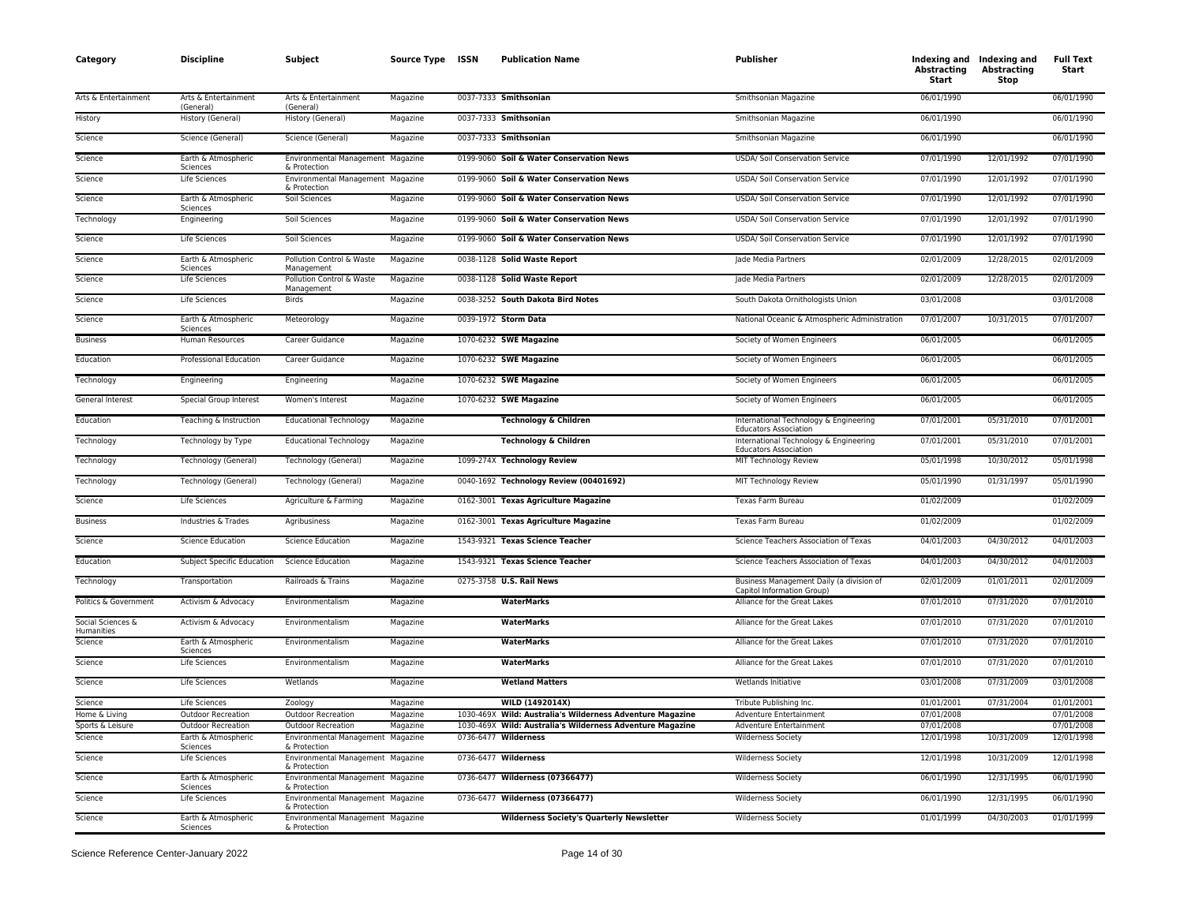| Category | Discipline | Subject | Source Type | ISSN | Publication Name | Publisher | Indexing and Abstracting Start | Indexing and Abstracting Stop | Full Text Start |
|---|---|---|---|---|---|---|---|---|---|
| Arts & Entertainment | Arts & Entertainment (General) | Arts & Entertainment (General) | Magazine | 0037-7333 | **Smithsonian** | Smithsonian Magazine | 06/01/1990 | | 06/01/1990 |
| History | History (General) | History (General) | Magazine | 0037-7333 | **Smithsonian** | Smithsonian Magazine | 06/01/1990 | | 06/01/1990 |
| Science | Science (General) | Science (General) | Magazine | 0037-7333 | **Smithsonian** | Smithsonian Magazine | 06/01/1990 | | 06/01/1990 |
| Science | Earth & Atmospheric Sciences | Environmental Management & Protection | Magazine | 0199-9060 | **Soil & Water Conservation News** | USDA/ Soil Conservation Service | 07/01/1990 | 12/01/1992 | 07/01/1990 |
| Science | Life Sciences | Environmental Management & Protection | Magazine | 0199-9060 | **Soil & Water Conservation News** | USDA/ Soil Conservation Service | 07/01/1990 | 12/01/1992 | 07/01/1990 |
| Science | Earth & Atmospheric Sciences | Soil Sciences | Magazine | 0199-9060 | **Soil & Water Conservation News** | USDA/ Soil Conservation Service | 07/01/1990 | 12/01/1992 | 07/01/1990 |
| Technology | Engineering | Soil Sciences | Magazine | 0199-9060 | **Soil & Water Conservation News** | USDA/ Soil Conservation Service | 07/01/1990 | 12/01/1992 | 07/01/1990 |
| Science | Life Sciences | Soil Sciences | Magazine | 0199-9060 | **Soil & Water Conservation News** | USDA/ Soil Conservation Service | 07/01/1990 | 12/01/1992 | 07/01/1990 |
| Science | Earth & Atmospheric Sciences | Pollution Control & Waste Management | Magazine | 0038-1128 | **Solid Waste Report** | Jade Media Partners | 02/01/2009 | 12/28/2015 | 02/01/2009 |
| Science | Life Sciences | Pollution Control & Waste Management | Magazine | 0038-1128 | **Solid Waste Report** | Jade Media Partners | 02/01/2009 | 12/28/2015 | 02/01/2009 |
| Science | Life Sciences | Birds | Magazine | 0038-3252 | **South Dakota Bird Notes** | South Dakota Ornithologists Union | 03/01/2008 | | 03/01/2008 |
| Science | Earth & Atmospheric Sciences | Meteorology | Magazine | 0039-1972 | **Storm Data** | National Oceanic & Atmospheric Administration | 07/01/2007 | 10/31/2015 | 07/01/2007 |
| Business | Human Resources | Career Guidance | Magazine | 1070-6232 | **SWE Magazine** | Society of Women Engineers | 06/01/2005 | | 06/01/2005 |
| Education | Professional Education | Career Guidance | Magazine | 1070-6232 | **SWE Magazine** | Society of Women Engineers | 06/01/2005 | | 06/01/2005 |
| Technology | Engineering | Engineering | Magazine | 1070-6232 | **SWE Magazine** | Society of Women Engineers | 06/01/2005 | | 06/01/2005 |
| General Interest | Special Group Interest | Women's Interest | Magazine | 1070-6232 | **SWE Magazine** | Society of Women Engineers | 06/01/2005 | | 06/01/2005 |
| Education | Teaching & Instruction | Educational Technology | Magazine | | **Technology & Children** | International Technology & Engineering Educators Association | 07/01/2001 | 05/31/2010 | 07/01/2001 |
| Technology | Technology by Type | Educational Technology | Magazine | | **Technology & Children** | International Technology & Engineering Educators Association | 07/01/2001 | 05/31/2010 | 07/01/2001 |
| Technology | Technology (General) | Technology (General) | Magazine | 1099-274X | **Technology Review** | MIT Technology Review | 05/01/1998 | 10/30/2012 | 05/01/1998 |
| Technology | Technology (General) | Technology (General) | Magazine | 0040-1692 | **Technology Review (00401692)** | MIT Technology Review | 05/01/1990 | 01/31/1997 | 05/01/1990 |
| Science | Life Sciences | Agriculture & Farming | Magazine | 0162-3001 | **Texas Agriculture Magazine** | Texas Farm Bureau | 01/02/2009 | | 01/02/2009 |
| Business | Industries & Trades | Agribusiness | Magazine | 0162-3001 | **Texas Agriculture Magazine** | Texas Farm Bureau | 01/02/2009 | | 01/02/2009 |
| Science | Science Education | Science Education | Magazine | 1543-9321 | **Texas Science Teacher** | Science Teachers Association of Texas | 04/01/2003 | 04/30/2012 | 04/01/2003 |
| Education | Subject Specific Education | Science Education | Magazine | 1543-9321 | **Texas Science Teacher** | Science Teachers Association of Texas | 04/01/2003 | 04/30/2012 | 04/01/2003 |
| Technology | Transportation | Railroads & Trains | Magazine | 0275-3758 | **U.S. Rail News** | Business Management Daily (a division of Capitol Information Group) | 02/01/2009 | 01/01/2011 | 02/01/2009 |
| Politics & Government | Activism & Advocacy | Environmentalism | Magazine | | **WaterMarks** | Alliance for the Great Lakes | 07/01/2010 | 07/31/2020 | 07/01/2010 |
| Social Sciences & Humanities | Activism & Advocacy | Environmentalism | Magazine | | **WaterMarks** | Alliance for the Great Lakes | 07/01/2010 | 07/31/2020 | 07/01/2010 |
| Science | Earth & Atmospheric Sciences | Environmentalism | Magazine | | **WaterMarks** | Alliance for the Great Lakes | 07/01/2010 | 07/31/2020 | 07/01/2010 |
| Science | Life Sciences | Environmentalism | Magazine | | **WaterMarks** | Alliance for the Great Lakes | 07/01/2010 | 07/31/2020 | 07/01/2010 |
| Science | Life Sciences | Wetlands | Magazine | | **Wetland Matters** | Wetlands Initiative | 03/01/2008 | 07/31/2009 | 03/01/2008 |
| Science | Life Sciences | Zoology | Magazine | | **WILD (1492014X)** | Tribute Publishing Inc. | 01/01/2001 | 07/31/2004 | 01/01/2001 |
| Home & Living | Outdoor Recreation | Outdoor Recreation | Magazine | 1030-469X | **Wild: Australia's Wilderness Adventure Magazine** | Adventure Entertainment | 07/01/2008 | | 07/01/2008 |
| Sports & Leisure | Outdoor Recreation | Outdoor Recreation | Magazine | 1030-469X | **Wild: Australia's Wilderness Adventure Magazine** | Adventure Entertainment | 07/01/2008 | | 07/01/2008 |
| Science | Earth & Atmospheric Sciences | Environmental Management & Protection | Magazine | 0736-6477 | **Wilderness** | Wilderness Society | 12/01/1998 | 10/31/2009 | 12/01/1998 |
| Science | Life Sciences | Environmental Management & Protection | Magazine | 0736-6477 | **Wilderness** | Wilderness Society | 12/01/1998 | 10/31/2009 | 12/01/1998 |
| Science | Earth & Atmospheric Sciences | Environmental Management & Protection | Magazine | 0736-6477 | **Wilderness (07366477)** | Wilderness Society | 06/01/1990 | 12/31/1995 | 06/01/1990 |
| Science | Life Sciences | Environmental Management & Protection | Magazine | 0736-6477 | **Wilderness (07366477)** | Wilderness Society | 06/01/1990 | 12/31/1995 | 06/01/1990 |
| Science | Earth & Atmospheric Sciences | Environmental Management & Protection | Magazine | | **Wilderness Society's Quarterly Newsletter** | Wilderness Society | 01/01/1999 | 04/30/2003 | 01/01/1999 |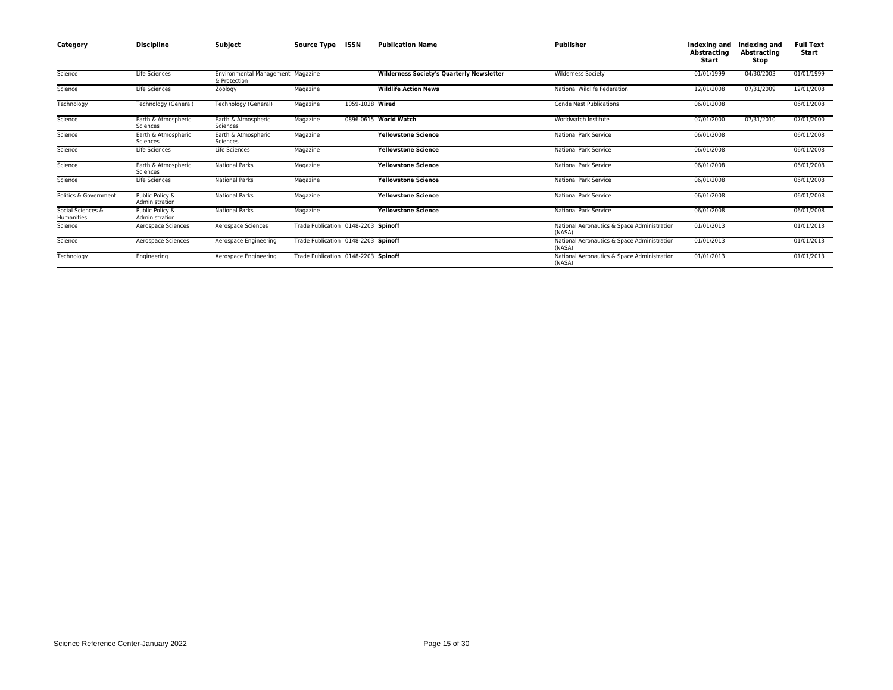| Category | Discipline | Subject | Source Type | ISSN | Publication Name | Publisher | Indexing and Abstracting Start | Indexing and Abstracting Stop | Full Text Start |
|---|---|---|---|---|---|---|---|---|---|
| Science | Life Sciences | Environmental Management & Protection | Magazine | | **Wilderness Society's Quarterly Newsletter** | Wilderness Society | 01/01/1999 | 04/30/2003 | 01/01/1999 |
| Science | Life Sciences | Zoology | Magazine | | **Wildlife Action News** | National Wildlife Federation | 12/01/2008 | 07/31/2009 | 12/01/2008 |
| Technology | Technology (General) | Technology (General) | Magazine | 1059-1028 | **Wired** | Conde Nast Publications | 06/01/2008 | | 06/01/2008 |
| Science | Earth & Atmospheric Sciences | Earth & Atmospheric Sciences | Magazine | 0896-0615 | **World Watch** | Worldwatch Institute | 07/01/2000 | 07/31/2010 | 07/01/2000 |
| Science | Earth & Atmospheric Sciences | Earth & Atmospheric Sciences | Magazine | | **Yellowstone Science** | National Park Service | 06/01/2008 | | 06/01/2008 |
| Science | Life Sciences | Life Sciences | Magazine | | **Yellowstone Science** | National Park Service | 06/01/2008 | | 06/01/2008 |
| Science | Earth & Atmospheric Sciences | National Parks | Magazine | | **Yellowstone Science** | National Park Service | 06/01/2008 | | 06/01/2008 |
| Science | Life Sciences | National Parks | Magazine | | **Yellowstone Science** | National Park Service | 06/01/2008 | | 06/01/2008 |
| Politics & Government | Public Policy & Administration | National Parks | Magazine | | **Yellowstone Science** | National Park Service | 06/01/2008 | | 06/01/2008 |
| Social Sciences & Humanities | Public Policy & Administration | National Parks | Magazine | | **Yellowstone Science** | National Park Service | 06/01/2008 | | 06/01/2008 |
| Science | Aerospace Sciences | Aerospace Sciences | Trade Publication | 0148-2203 | **Spinoff** | National Aeronautics & Space Administration (NASA) | 01/01/2013 | | 01/01/2013 |
| Science | Aerospace Sciences | Aerospace Engineering | Trade Publication | 0148-2203 | **Spinoff** | National Aeronautics & Space Administration (NASA) | 01/01/2013 | | 01/01/2013 |
| Technology | Engineering | Aerospace Engineering | Trade Publication | 0148-2203 | **Spinoff** | National Aeronautics & Space Administration (NASA) | 01/01/2013 | | 01/01/2013 |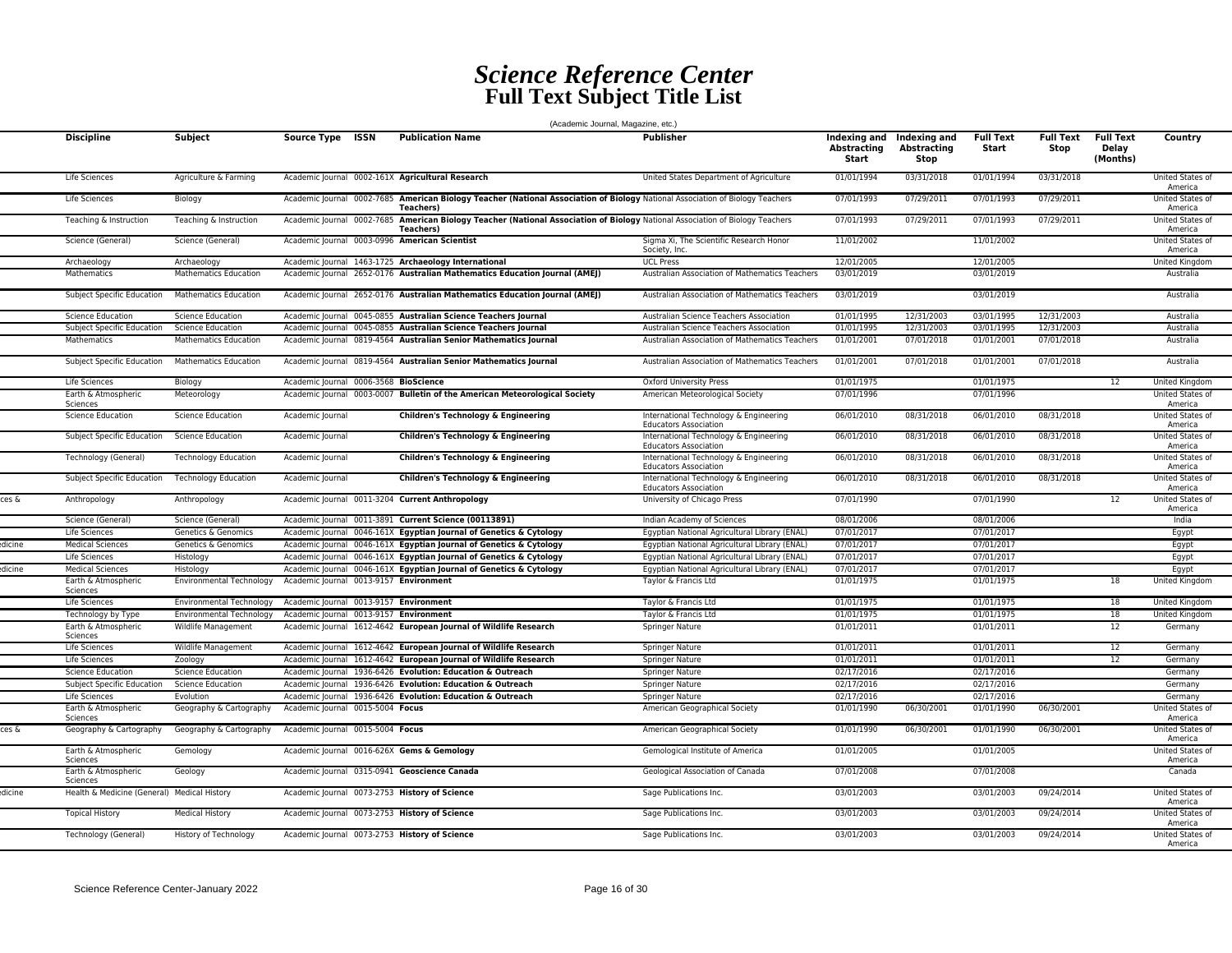# *Science Reference Center*
# Full Text Subject Title List

(Academic Journal, Magazine, etc.)

| | Discipline | Subject | Source Type | ISSN | Publication Name | Publisher | Indexing and Abstracting Start | Indexing and Abstracting Stop | Full Text Start | Full Text Stop | Full Text Delay (Months) | Country |
|---|---|---|---|---|---|---|---|---|---|---|---|---|
| | Life Sciences | Agriculture & Farming | Academic Journal | 0002-161X | **Agricultural Research** | United States Department of Agriculture | 01/01/1994 | 03/31/2018 | 01/01/1994 | 03/31/2018 | | United States of America |
| | Life Sciences | Biology | Academic Journal | 0002-7685 | **American Biology Teacher (National Association of Biology Teachers)** | National Association of Biology Teachers | 07/01/1993 | 07/29/2011 | 07/01/1993 | 07/29/2011 | | United States of America |
| | Teaching & Instruction | Teaching & Instruction | Academic Journal | 0002-7685 | **American Biology Teacher (National Association of Biology Teachers)** | National Association of Biology Teachers | 07/01/1993 | 07/29/2011 | 07/01/1993 | 07/29/2011 | | United States of America |
| | Science (General) | Science (General) | Academic Journal | 0003-0996 | **American Scientist** | Sigma Xi, The Scientific Research Honor Society, Inc. | 11/01/2002 | | 11/01/2002 | | | United States of America |
| | Archaeology | Archaeology | Academic Journal | 1463-1725 | **Archaeology International** | UCL Press | 12/01/2005 | | 12/01/2005 | | | United Kingdom |
| | Mathematics | Mathematics Education | Academic Journal | 2652-0176 | **Australian Mathematics Education Journal (AMEJ)** | Australian Association of Mathematics Teachers | 03/01/2019 | | 03/01/2019 | | | Australia |
| | Subject Specific Education | Mathematics Education | Academic Journal | 2652-0176 | **Australian Mathematics Education Journal (AMEJ)** | Australian Association of Mathematics Teachers | 03/01/2019 | | 03/01/2019 | | | Australia |
| | Science Education | Science Education | Academic Journal | 0045-0855 | **Australian Science Teachers Journal** | Australian Science Teachers Association | 01/01/1995 | 12/31/2003 | 03/01/1995 | 12/31/2003 | | Australia |
| | Subject Specific Education | Science Education | Academic Journal | 0045-0855 | **Australian Science Teachers Journal** | Australian Science Teachers Association | 01/01/1995 | 12/31/2003 | 03/01/1995 | 12/31/2003 | | Australia |
| | Mathematics | Mathematics Education | Academic Journal | 0819-4564 | **Australian Senior Mathematics Journal** | Australian Association of Mathematics Teachers | 01/01/2001 | 07/01/2018 | 01/01/2001 | 07/01/2018 | | Australia |
| | Subject Specific Education | Mathematics Education | Academic Journal | 0819-4564 | **Australian Senior Mathematics Journal** | Australian Association of Mathematics Teachers | 01/01/2001 | 07/01/2018 | 01/01/2001 | 07/01/2018 | | Australia |
| | Life Sciences | Biology | Academic Journal | 0006-3568 | **BioScience** | Oxford University Press | 01/01/1975 | | 01/01/1975 | | 12 | United Kingdom |
| | Earth & Atmospheric Sciences | Meteorology | Academic Journal | 0003-0007 | **Bulletin of the American Meteorological Society** | American Meteorological Society | 07/01/1996 | | 07/01/1996 | | | United States of America |
| | Science Education | Science Education | Academic Journal | | **Children's Technology & Engineering** | International Technology & Engineering Educators Association | 06/01/2010 | 08/31/2018 | 06/01/2010 | 08/31/2018 | | United States of America |
| | Subject Specific Education | Science Education | Academic Journal | | **Children's Technology & Engineering** | International Technology & Engineering Educators Association | 06/01/2010 | 08/31/2018 | 06/01/2010 | 08/31/2018 | | United States of America |
| | Technology (General) | Technology Education | Academic Journal | | **Children's Technology & Engineering** | International Technology & Engineering Educators Association | 06/01/2010 | 08/31/2018 | 06/01/2010 | 08/31/2018 | | United States of America |
| | Subject Specific Education | Technology Education | Academic Journal | | **Children's Technology & Engineering** | International Technology & Engineering Educators Association | 06/01/2010 | 08/31/2018 | 06/01/2010 | 08/31/2018 | | United States of America |
| ces & | Anthropology | Anthropology | Academic Journal | 0011-3204 | **Current Anthropology** | University of Chicago Press | 07/01/1990 | | 07/01/1990 | | 12 | United States of America |
| | Science (General) | Science (General) | Academic Journal | 0011-3891 | **Current Science (00113891)** | Indian Academy of Sciences | 08/01/2006 | | 08/01/2006 | | | India |
| | Life Sciences | Genetics & Genomics | Academic Journal | 0046-161X | **Egyptian Journal of Genetics & Cytology** | Egyptian National Agricultural Library (ENAL) | 07/01/2017 | | 07/01/2017 | | | Egypt |
| edicine | Medical Sciences | Genetics & Genomics | Academic Journal | 0046-161X | **Egyptian Journal of Genetics & Cytology** | Egyptian National Agricultural Library (ENAL) | 07/01/2017 | | 07/01/2017 | | | Egypt |
| | Life Sciences | Histology | Academic Journal | 0046-161X | **Egyptian Journal of Genetics & Cytology** | Egyptian National Agricultural Library (ENAL) | 07/01/2017 | | 07/01/2017 | | | Egypt |
| edicine | Medical Sciences | Histology | Academic Journal | 0046-161X | **Egyptian Journal of Genetics & Cytology** | Egyptian National Agricultural Library (ENAL) | 07/01/2017 | | 07/01/2017 | | | Egypt |
| | Earth & Atmospheric Sciences | Environmental Technology | Academic Journal | 0013-9157 | **Environment** | Taylor & Francis Ltd | 01/01/1975 | | 01/01/1975 | | 18 | United Kingdom |
| | Life Sciences | Environmental Technology | Academic Journal | 0013-9157 | **Environment** | Taylor & Francis Ltd | 01/01/1975 | | 01/01/1975 | | 18 | United Kingdom |
| | Technology by Type | Environmental Technology | Academic Journal | 0013-9157 | **Environment** | Taylor & Francis Ltd | 01/01/1975 | | 01/01/1975 | | 18 | United Kingdom |
| | Earth & Atmospheric Sciences | Wildlife Management | Academic Journal | 1612-4642 | **European Journal of Wildlife Research** | Springer Nature | 01/01/2011 | | 01/01/2011 | | 12 | Germany |
| | Life Sciences | Wildlife Management | Academic Journal | 1612-4642 | **European Journal of Wildlife Research** | Springer Nature | 01/01/2011 | | 01/01/2011 | | 12 | Germany |
| | Life Sciences | Zoology | Academic Journal | 1612-4642 | **European Journal of Wildlife Research** | Springer Nature | 01/01/2011 | | 01/01/2011 | | 12 | Germany |
| | Science Education | Science Education | Academic Journal | 1936-6426 | **Evolution: Education & Outreach** | Springer Nature | 02/17/2016 | | 02/17/2016 | | | Germany |
| | Subject Specific Education | Science Education | Academic Journal | 1936-6426 | **Evolution: Education & Outreach** | Springer Nature | 02/17/2016 | | 02/17/2016 | | | Germany |
| | Life Sciences | Evolution | Academic Journal | 1936-6426 | **Evolution: Education & Outreach** | Springer Nature | 02/17/2016 | | 02/17/2016 | | | Germany |
| | Earth & Atmospheric Sciences | Geography & Cartography | Academic Journal | 0015-5004 | **Focus** | American Geographical Society | 01/01/1990 | 06/30/2001 | 01/01/1990 | 06/30/2001 | | United States of America |
| ces & | Geography & Cartography | Geography & Cartography | Academic Journal | 0015-5004 | **Focus** | American Geographical Society | 01/01/1990 | 06/30/2001 | 01/01/1990 | 06/30/2001 | | United States of America |
| | Earth & Atmospheric Sciences | Gemology | Academic Journal | 0016-626X | **Gems & Gemology** | Gemological Institute of America | 01/01/2005 | | 01/01/2005 | | | United States of America |
| | Earth & Atmospheric Sciences | Geology | Academic Journal | 0315-0941 | **Geoscience Canada** | Geological Association of Canada | 07/01/2008 | | 07/01/2008 | | | Canada |
| edicine | Health & Medicine (General) | Medical History | Academic Journal | 0073-2753 | **History of Science** | Sage Publications Inc. | 03/01/2003 | | 03/01/2003 | 09/24/2014 | | United States of America |
| | Topical History | Medical History | Academic Journal | 0073-2753 | **History of Science** | Sage Publications Inc. | 03/01/2003 | | 03/01/2003 | 09/24/2014 | | United States of America |
| | Technology (General) | History of Technology | Academic Journal | 0073-2753 | **History of Science** | Sage Publications Inc. | 03/01/2003 | | 03/01/2003 | 09/24/2014 | | United States of America |

Science Reference Center-January 2022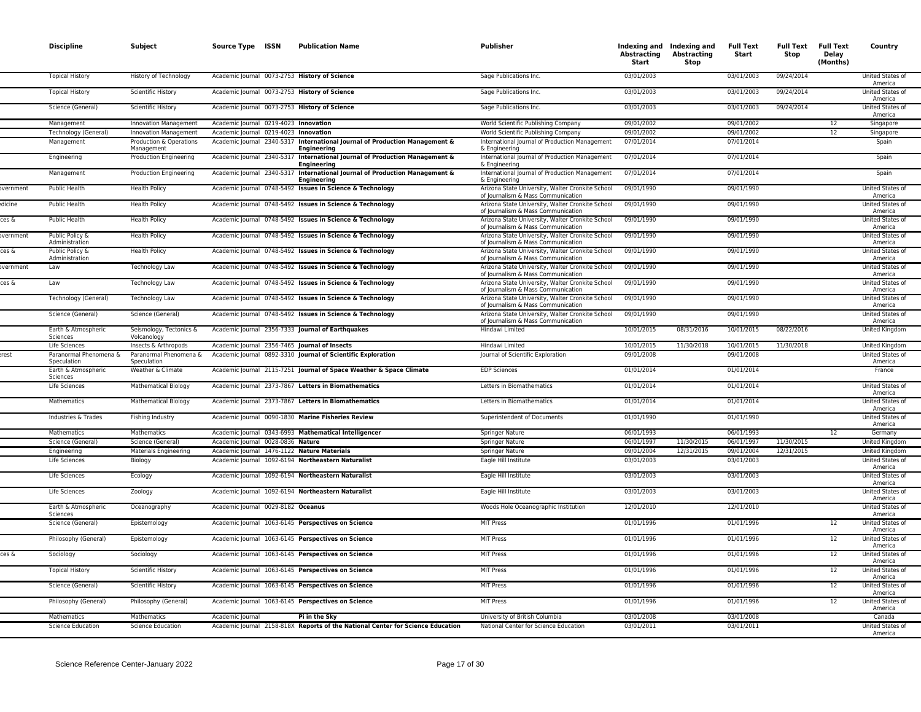| | Discipline | Subject | Source Type | ISSN | Publication Name | Publisher | Indexing and Abstracting Start | Indexing and Abstracting Stop | Full Text Start | Full Text Stop | Full Text Delay (Months) | Country |
|---|---|---|---|---|---|---|---|---|---|---|---|---|
| | Topical History | History of Technology | Academic Journal | 0073-2753 | **History of Science** | Sage Publications Inc. | 03/01/2003 | | 03/01/2003 | 09/24/2014 | | United States of America |
| | Topical History | Scientific History | Academic Journal | 0073-2753 | **History of Science** | Sage Publications Inc. | 03/01/2003 | | 03/01/2003 | 09/24/2014 | | United States of America |
| | Science (General) | Scientific History | Academic Journal | 0073-2753 | **History of Science** | Sage Publications Inc. | 03/01/2003 | | 03/01/2003 | 09/24/2014 | | United States of America |
| | Management | Innovation Management | Academic Journal | 0219-4023 | **Innovation** | World Scientific Publishing Company | 09/01/2002 | | 09/01/2002 | | 12 | Singapore |
| | Technology (General) | Innovation Management | Academic Journal | 0219-4023 | **Innovation** | World Scientific Publishing Company | 09/01/2002 | | 09/01/2002 | | 12 | Singapore |
| | Management | Production & Operations Management | Academic Journal | 2340-5317 | **International Journal of Production Management & Engineering** | International Journal of Production Management & Engineering | 07/01/2014 | | 07/01/2014 | | | Spain |
| | Engineering | Production Engineering | Academic Journal | 2340-5317 | **International Journal of Production Management & Engineering** | International Journal of Production Management & Engineering | 07/01/2014 | | 07/01/2014 | | | Spain |
| | Management | Production Engineering | Academic Journal | 2340-5317 | **International Journal of Production Management & Engineering** | International Journal of Production Management & Engineering | 07/01/2014 | | 07/01/2014 | | | Spain |
| vernment | Public Health | Health Policy | Academic Journal | 0748-5492 | **Issues in Science & Technology** | Arizona State University, Walter Cronkite School of Journalism & Mass Communication | 09/01/1990 | | 09/01/1990 | | | United States of America |
| dicine | Public Health | Health Policy | Academic Journal | 0748-5492 | **Issues in Science & Technology** | Arizona State University, Walter Cronkite School of Journalism & Mass Communication | 09/01/1990 | | 09/01/1990 | | | United States of America |
| ces & | Public Health | Health Policy | Academic Journal | 0748-5492 | **Issues in Science & Technology** | Arizona State University, Walter Cronkite School of Journalism & Mass Communication | 09/01/1990 | | 09/01/1990 | | | United States of America |
| vernment | Public Policy & Administration | Health Policy | Academic Journal | 0748-5492 | **Issues in Science & Technology** | Arizona State University, Walter Cronkite School of Journalism & Mass Communication | 09/01/1990 | | 09/01/1990 | | | United States of America |
| ces & | Public Policy & Administration | Health Policy | Academic Journal | 0748-5492 | **Issues in Science & Technology** | Arizona State University, Walter Cronkite School of Journalism & Mass Communication | 09/01/1990 | | 09/01/1990 | | | United States of America |
| vernment | Law | Technology Law | Academic Journal | 0748-5492 | **Issues in Science & Technology** | Arizona State University, Walter Cronkite School of Journalism & Mass Communication | 09/01/1990 | | 09/01/1990 | | | United States of America |
| ces & | Law | Technology Law | Academic Journal | 0748-5492 | **Issues in Science & Technology** | Arizona State University, Walter Cronkite School of Journalism & Mass Communication | 09/01/1990 | | 09/01/1990 | | | United States of America |
| | Technology (General) | Technology Law | Academic Journal | 0748-5492 | **Issues in Science & Technology** | Arizona State University, Walter Cronkite School of Journalism & Mass Communication | 09/01/1990 | | 09/01/1990 | | | United States of America |
| | Science (General) | Science (General) | Academic Journal | 0748-5492 | **Issues in Science & Technology** | Arizona State University, Walter Cronkite School of Journalism & Mass Communication | 09/01/1990 | | 09/01/1990 | | | United States of America |
| | Earth & Atmospheric Sciences | Seismology, Tectonics & Volcanology | Academic Journal | 2356-7333 | **Journal of Earthquakes** | Hindawi Limited | 10/01/2015 | 08/31/2016 | 10/01/2015 | 08/22/2016 | | United Kingdom |
| | Life Sciences | Insects & Arthropods | Academic Journal | 2356-7465 | **Journal of Insects** | Hindawi Limited | 10/01/2015 | 11/30/2018 | 10/01/2015 | 11/30/2018 | | United Kingdom |
| rest | Paranormal Phenomena & Speculation | Paranormal Phenomena & Speculation | Academic Journal | 0892-3310 | **Journal of Scientific Exploration** | Journal of Scientific Exploration | 09/01/2008 | | 09/01/2008 | | | United States of America |
| | Earth & Atmospheric Sciences | Weather & Climate | Academic Journal | 2115-7251 | **Journal of Space Weather & Space Climate** | EDP Sciences | 01/01/2014 | | 01/01/2014 | | | France |
| | Life Sciences | Mathematical Biology | Academic Journal | 2373-7867 | **Letters in Biomathematics** | Letters in Biomathematics | 01/01/2014 | | 01/01/2014 | | | United States of America |
| | Mathematics | Mathematical Biology | Academic Journal | 2373-7867 | **Letters in Biomathematics** | Letters in Biomathematics | 01/01/2014 | | 01/01/2014 | | | United States of America |
| | Industries & Trades | Fishing Industry | Academic Journal | 0090-1830 | **Marine Fisheries Review** | Superintendent of Documents | 01/01/1990 | | 01/01/1990 | | | United States of America |
| | Mathematics | Mathematics | Academic Journal | 0343-6993 | **Mathematical Intelligencer** | Springer Nature | 06/01/1993 | | 06/01/1993 | | 12 | Germany |
| | Science (General) | Science (General) | Academic Journal | 0028-0836 | **Nature** | Springer Nature | 06/01/1997 | 11/30/2015 | 06/01/1997 | 11/30/2015 | | United Kingdom |
| | Engineering | Materials Engineering | Academic Journal | 1476-1122 | **Nature Materials** | Springer Nature | 09/01/2004 | 12/31/2015 | 09/01/2004 | 12/31/2015 | | United Kingdom |
| | Life Sciences | Biology | Academic Journal | 1092-6194 | **Northeastern Naturalist** | Eagle Hill Institute | 03/01/2003 | | 03/01/2003 | | | United States of America |
| | Life Sciences | Ecology | Academic Journal | 1092-6194 | **Northeastern Naturalist** | Eagle Hill Institute | 03/01/2003 | | 03/01/2003 | | | United States of America |
| | Life Sciences | Zoology | Academic Journal | 1092-6194 | **Northeastern Naturalist** | Eagle Hill Institute | 03/01/2003 | | 03/01/2003 | | | United States of America |
| | Earth & Atmospheric Sciences | Oceanography | Academic Journal | 0029-8182 | **Oceanus** | Woods Hole Oceanographic Institution | 12/01/2010 | | 12/01/2010 | | | United States of America |
| | Science (General) | Epistemology | Academic Journal | 1063-6145 | **Perspectives on Science** | MIT Press | 01/01/1996 | | 01/01/1996 | | 12 | United States of America |
| | Philosophy (General) | Epistemology | Academic Journal | 1063-6145 | **Perspectives on Science** | MIT Press | 01/01/1996 | | 01/01/1996 | | 12 | United States of America |
| ces & | Sociology | Sociology | Academic Journal | 1063-6145 | **Perspectives on Science** | MIT Press | 01/01/1996 | | 01/01/1996 | | 12 | United States of America |
| | Topical History | Scientific History | Academic Journal | 1063-6145 | **Perspectives on Science** | MIT Press | 01/01/1996 | | 01/01/1996 | | 12 | United States of America |
| | Science (General) | Scientific History | Academic Journal | 1063-6145 | **Perspectives on Science** | MIT Press | 01/01/1996 | | 01/01/1996 | | 12 | United States of America |
| | Philosophy (General) | Philosophy (General) | Academic Journal | 1063-6145 | **Perspectives on Science** | MIT Press | 01/01/1996 | | 01/01/1996 | | 12 | United States of America |
| | Mathematics | Mathematics | Academic Journal | | **Pi in the Sky** | University of British Columbia | 03/01/2008 | | 03/01/2008 | | | Canada |
| | Science Education | Science Education | Academic Journal | 2158-818X | **Reports of the National Center for Science Education** | National Center for Science Education | 03/01/2011 | | 03/01/2011 | | | United States of America |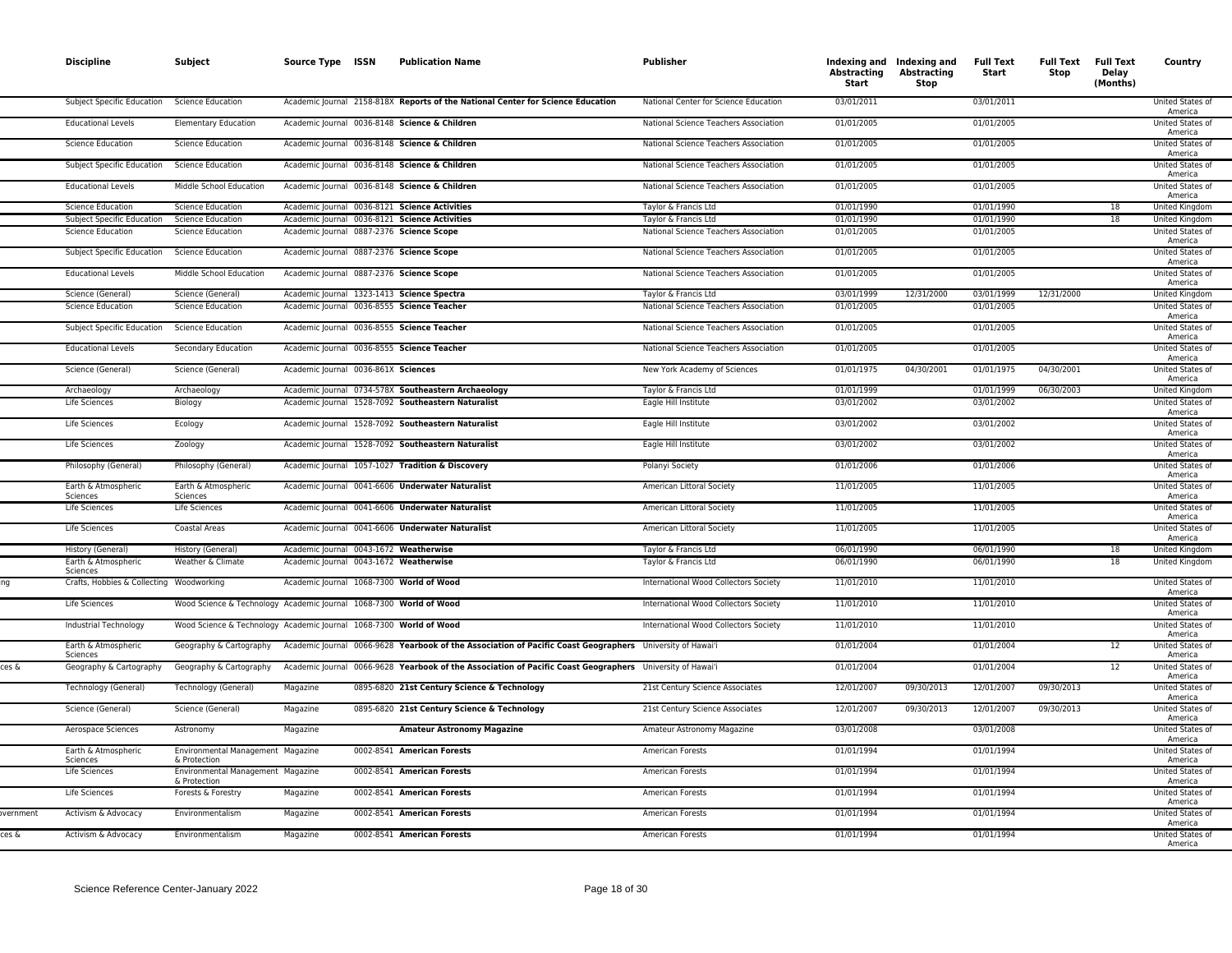| | Discipline | Subject | Source Type | ISSN | Publication Name | Publisher | Indexing and Abstracting Start | Indexing and Abstracting Stop | Full Text Start | Full Text Stop | Full Text Delay (Months) | Country |
|---|---|---|---|---|---|---|---|---|---|---|---|---|
| | Subject Specific Education | Science Education | Academic Journal | 2158-818X | **Reports of the National Center for Science Education** | National Center for Science Education | 03/01/2011 | | 03/01/2011 | | | United States of America |
| | Educational Levels | Elementary Education | Academic Journal | 0036-8148 | **Science & Children** | National Science Teachers Association | 01/01/2005 | | 01/01/2005 | | | United States of America |
| | Science Education | Science Education | Academic Journal | 0036-8148 | **Science & Children** | National Science Teachers Association | 01/01/2005 | | 01/01/2005 | | | United States of America |
| | Subject Specific Education | Science Education | Academic Journal | 0036-8148 | **Science & Children** | National Science Teachers Association | 01/01/2005 | | 01/01/2005 | | | United States of America |
| | Educational Levels | Middle School Education | Academic Journal | 0036-8148 | **Science & Children** | National Science Teachers Association | 01/01/2005 | | 01/01/2005 | | | United States of America |
| | Science Education | Science Education | Academic Journal | 0036-8121 | **Science Activities** | Taylor & Francis Ltd | 01/01/1990 | | 01/01/1990 | | 18 | United Kingdom |
| | Subject Specific Education | Science Education | Academic Journal | 0036-8121 | **Science Activities** | Taylor & Francis Ltd | 01/01/1990 | | 01/01/1990 | | 18 | United Kingdom |
| | Science Education | Science Education | Academic Journal | 0887-2376 | **Science Scope** | National Science Teachers Association | 01/01/2005 | | 01/01/2005 | | | United States of America |
| | Subject Specific Education | Science Education | Academic Journal | 0887-2376 | **Science Scope** | National Science Teachers Association | 01/01/2005 | | 01/01/2005 | | | United States of America |
| | Educational Levels | Middle School Education | Academic Journal | 0887-2376 | **Science Scope** | National Science Teachers Association | 01/01/2005 | | 01/01/2005 | | | United States of America |
| | Science (General) | Science (General) | Academic Journal | 1323-1413 | **Science Spectra** | Taylor & Francis Ltd | 03/01/1999 | 12/31/2000 | 03/01/1999 | 12/31/2000 | | United Kingdom |
| | Science Education | Science Education | Academic Journal | 0036-8555 | **Science Teacher** | National Science Teachers Association | 01/01/2005 | | 01/01/2005 | | | United States of America |
| | Subject Specific Education | Science Education | Academic Journal | 0036-8555 | **Science Teacher** | National Science Teachers Association | 01/01/2005 | | 01/01/2005 | | | United States of America |
| | Educational Levels | Secondary Education | Academic Journal | 0036-8555 | **Science Teacher** | National Science Teachers Association | 01/01/2005 | | 01/01/2005 | | | United States of America |
| | Science (General) | Science (General) | Academic Journal | 0036-861X | **Sciences** | New York Academy of Sciences | 01/01/1975 | 04/30/2001 | 01/01/1975 | 04/30/2001 | | United States of America |
| | Archaeology | Archaeology | Academic Journal | 0734-578X | **Southeastern Archaeology** | Taylor & Francis Ltd | 01/01/1999 | | 01/01/1999 | 06/30/2003 | | United Kingdom |
| | Life Sciences | Biology | Academic Journal | 1528-7092 | **Southeastern Naturalist** | Eagle Hill Institute | 03/01/2002 | | 03/01/2002 | | | United States of America |
| | Life Sciences | Ecology | Academic Journal | 1528-7092 | **Southeastern Naturalist** | Eagle Hill Institute | 03/01/2002 | | 03/01/2002 | | | United States of America |
| | Life Sciences | Zoology | Academic Journal | 1528-7092 | **Southeastern Naturalist** | Eagle Hill Institute | 03/01/2002 | | 03/01/2002 | | | United States of America |
| | Philosophy (General) | Philosophy (General) | Academic Journal | 1057-1027 | **Tradition & Discovery** | Polanyi Society | 01/01/2006 | | 01/01/2006 | | | United States of America |
| | Earth & Atmospheric Sciences | Earth & Atmospheric Sciences | Academic Journal | 0041-6606 | **Underwater Naturalist** | American Littoral Society | 11/01/2005 | | 11/01/2005 | | | United States of America |
| | Life Sciences | Life Sciences | Academic Journal | 0041-6606 | **Underwater Naturalist** | American Littoral Society | 11/01/2005 | | 11/01/2005 | | | United States of America |
| | Life Sciences | Coastal Areas | Academic Journal | 0041-6606 | **Underwater Naturalist** | American Littoral Society | 11/01/2005 | | 11/01/2005 | | | United States of America |
| | History (General) | History (General) | Academic Journal | 0043-1672 | **Weatherwise** | Taylor & Francis Ltd | 06/01/1990 | | 06/01/1990 | | 18 | United Kingdom |
| | Earth & Atmospheric Sciences | Weather & Climate | Academic Journal | 0043-1672 | **Weatherwise** | Taylor & Francis Ltd | 06/01/1990 | | 06/01/1990 | | 18 | United Kingdom |
| ng | Crafts, Hobbies & Collecting | Woodworking | Academic Journal | 1068-7300 | **World of Wood** | International Wood Collectors Society | 11/01/2010 | | 11/01/2010 | | | United States of America |
| | Life Sciences | Wood Science & Technology | Academic Journal | 1068-7300 | **World of Wood** | International Wood Collectors Society | 11/01/2010 | | 11/01/2010 | | | United States of America |
| | Industrial Technology | Wood Science & Technology | Academic Journal | 1068-7300 | **World of Wood** | International Wood Collectors Society | 11/01/2010 | | 11/01/2010 | | | United States of America |
| | Earth & Atmospheric Sciences | Geography & Cartography | Academic Journal | 0066-9628 | **Yearbook of the Association of Pacific Coast Geographers** | University of Hawai'i | 01/01/2004 | | 01/01/2004 | | 12 | United States of America |
| ces & | Geography & Cartography | Geography & Cartography | Academic Journal | 0066-9628 | **Yearbook of the Association of Pacific Coast Geographers** | University of Hawai'i | 01/01/2004 | | 01/01/2004 | | 12 | United States of America |
| | Technology (General) | Technology (General) | Magazine | 0895-6820 | **21st Century Science & Technology** | 21st Century Science Associates | 12/01/2007 | 09/30/2013 | 12/01/2007 | 09/30/2013 | | United States of America |
| | Science (General) | Science (General) | Magazine | 0895-6820 | **21st Century Science & Technology** | 21st Century Science Associates | 12/01/2007 | 09/30/2013 | 12/01/2007 | 09/30/2013 | | United States of America |
| | Aerospace Sciences | Astronomy | Magazine | | **Amateur Astronomy Magazine** | Amateur Astronomy Magazine | 03/01/2008 | | 03/01/2008 | | | United States of America |
| | Earth & Atmospheric Sciences | Environmental Management & Protection | Magazine | 0002-8541 | **American Forests** | American Forests | 01/01/1994 | | 01/01/1994 | | | United States of America |
| | Life Sciences | Environmental Management & Protection | Magazine | 0002-8541 | **American Forests** | American Forests | 01/01/1994 | | 01/01/1994 | | | United States of America |
| | Life Sciences | Forests & Forestry | Magazine | 0002-8541 | **American Forests** | American Forests | 01/01/1994 | | 01/01/1994 | | | United States of America |
| vernment | Activism & Advocacy | Environmentalism | Magazine | 0002-8541 | **American Forests** | American Forests | 01/01/1994 | | 01/01/1994 | | | United States of America |
| ces & | Activism & Advocacy | Environmentalism | Magazine | 0002-8541 | **American Forests** | American Forests | 01/01/1994 | | 01/01/1994 | | | United States of America |

Science Reference Center-January 2022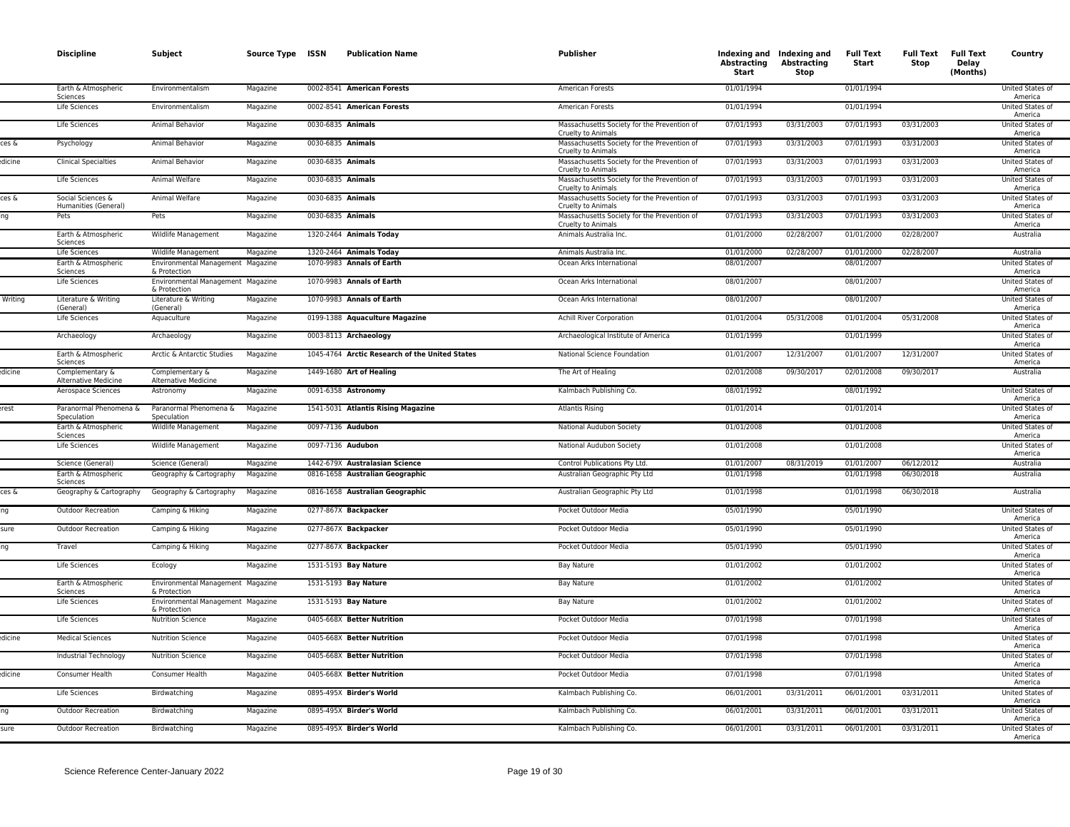| | Discipline | Subject | Source Type | ISSN | Publication Name | Publisher | Indexing and Abstracting Start | Indexing and Abstracting Stop | Full Text Start | Full Text Stop | Full Text Delay (Months) | Country |
|---|---|---|---|---|---|---|---|---|---|---|---|---|
| | Earth & Atmospheric Sciences | Environmentalism | Magazine | 0002-8541 | **American Forests** | American Forests | 01/01/1994 | | 01/01/1994 | | | United States of America |
| | Life Sciences | Environmentalism | Magazine | 0002-8541 | **American Forests** | American Forests | 01/01/1994 | | 01/01/1994 | | | United States of America |
| | Life Sciences | Animal Behavior | Magazine | 0030-6835 | **Animals** | Massachusetts Society for the Prevention of Cruelty to Animals | 07/01/1993 | 03/31/2003 | 07/01/1993 | 03/31/2003 | | United States of America |
| ces & | Psychology | Animal Behavior | Magazine | 0030-6835 | **Animals** | Massachusetts Society for the Prevention of Cruelty to Animals | 07/01/1993 | 03/31/2003 | 07/01/1993 | 03/31/2003 | | United States of America |
| edicine | Clinical Specialties | Animal Behavior | Magazine | 0030-6835 | **Animals** | Massachusetts Society for the Prevention of Cruelty to Animals | 07/01/1993 | 03/31/2003 | 07/01/1993 | 03/31/2003 | | United States of America |
| | Life Sciences | Animal Welfare | Magazine | 0030-6835 | **Animals** | Massachusetts Society for the Prevention of Cruelty to Animals | 07/01/1993 | 03/31/2003 | 07/01/1993 | 03/31/2003 | | United States of America |
| ces & | Social Sciences & Humanities (General) | Animal Welfare | Magazine | 0030-6835 | **Animals** | Massachusetts Society for the Prevention of Cruelty to Animals | 07/01/1993 | 03/31/2003 | 07/01/1993 | 03/31/2003 | | United States of America |
| ng | Pets | Pets | Magazine | 0030-6835 | **Animals** | Massachusetts Society for the Prevention of Cruelty to Animals | 07/01/1993 | 03/31/2003 | 07/01/1993 | 03/31/2003 | | United States of America |
| | Earth & Atmospheric Sciences | Wildlife Management | Magazine | 1320-2464 | **Animals Today** | Animals Australia Inc. | 01/01/2000 | 02/28/2007 | 01/01/2000 | 02/28/2007 | | Australia |
| | Life Sciences | Wildlife Management | Magazine | 1320-2464 | **Animals Today** | Animals Australia Inc. | 01/01/2000 | 02/28/2007 | 01/01/2000 | 02/28/2007 | | Australia |
| | Earth & Atmospheric Sciences | Environmental Management & Protection | Magazine | 1070-9983 | **Annals of Earth** | Ocean Arks International | 08/01/2007 | | 08/01/2007 | | | United States of America |
| | Life Sciences | Environmental Management & Protection | Magazine | 1070-9983 | **Annals of Earth** | Ocean Arks International | 08/01/2007 | | 08/01/2007 | | | United States of America |
| Writing | Literature & Writing (General) | Literature & Writing (General) | Magazine | 1070-9983 | **Annals of Earth** | Ocean Arks International | 08/01/2007 | | 08/01/2007 | | | United States of America |
| | Life Sciences | Aquaculture | Magazine | 0199-1388 | **Aquaculture Magazine** | Achill River Corporation | 01/01/2004 | 05/31/2008 | 01/01/2004 | 05/31/2008 | | United States of America |
| | Archaeology | Archaeology | Magazine | 0003-8113 | **Archaeology** | Archaeological Institute of America | 01/01/1999 | | 01/01/1999 | | | United States of America |
| | Earth & Atmospheric Sciences | Arctic & Antarctic Studies | Magazine | 1045-4764 | **Arctic Research of the United States** | National Science Foundation | 01/01/2007 | 12/31/2007 | 01/01/2007 | 12/31/2007 | | United States of America |
| edicine | Complementary & Alternative Medicine | Complementary & Alternative Medicine | Magazine | 1449-1680 | **Art of Healing** | The Art of Healing | 02/01/2008 | 09/30/2017 | 02/01/2008 | 09/30/2017 | | Australia |
| | Aerospace Sciences | Astronomy | Magazine | 0091-6358 | **Astronomy** | Kalmbach Publishing Co. | 08/01/1992 | | 08/01/1992 | | | United States of America |
| erest | Paranormal Phenomena & Speculation | Paranormal Phenomena & Speculation | Magazine | 1541-5031 | **Atlantis Rising Magazine** | Atlantis Rising | 01/01/2014 | | 01/01/2014 | | | United States of America |
| | Earth & Atmospheric Sciences | Wildlife Management | Magazine | 0097-7136 | **Audubon** | National Audubon Society | 01/01/2008 | | 01/01/2008 | | | United States of America |
| | Life Sciences | Wildlife Management | Magazine | 0097-7136 | **Audubon** | National Audubon Society | 01/01/2008 | | 01/01/2008 | | | United States of America |
| | Science (General) | Science (General) | Magazine | 1442-679X | **Australasian Science** | Control Publications Pty Ltd. | 01/01/2007 | 08/31/2019 | 01/01/2007 | 06/12/2012 | | Australia |
| | Earth & Atmospheric Sciences | Geography & Cartography | Magazine | 0816-1658 | **Australian Geographic** | Australian Geographic Pty Ltd | 01/01/1998 | | 01/01/1998 | 06/30/2018 | | Australia |
| ces & | Geography & Cartography | Geography & Cartography | Magazine | 0816-1658 | **Australian Geographic** | Australian Geographic Pty Ltd | 01/01/1998 | | 01/01/1998 | 06/30/2018 | | Australia |
| ng | Outdoor Recreation | Camping & Hiking | Magazine | 0277-867X | **Backpacker** | Pocket Outdoor Media | 05/01/1990 | | 05/01/1990 | | | United States of America |
| sure | Outdoor Recreation | Camping & Hiking | Magazine | 0277-867X | **Backpacker** | Pocket Outdoor Media | 05/01/1990 | | 05/01/1990 | | | United States of America |
| ng | Travel | Camping & Hiking | Magazine | 0277-867X | **Backpacker** | Pocket Outdoor Media | 05/01/1990 | | 05/01/1990 | | | United States of America |
| | Life Sciences | Ecology | Magazine | 1531-5193 | **Bay Nature** | Bay Nature | 01/01/2002 | | 01/01/2002 | | | United States of America |
| | Earth & Atmospheric Sciences | Environmental Management & Protection | Magazine | 1531-5193 | **Bay Nature** | Bay Nature | 01/01/2002 | | 01/01/2002 | | | United States of America |
| | Life Sciences | Environmental Management & Protection | Magazine | 1531-5193 | **Bay Nature** | Bay Nature | 01/01/2002 | | 01/01/2002 | | | United States of America |
| | Life Sciences | Nutrition Science | Magazine | 0405-668X | **Better Nutrition** | Pocket Outdoor Media | 07/01/1998 | | 07/01/1998 | | | United States of America |
| edicine | Medical Sciences | Nutrition Science | Magazine | 0405-668X | **Better Nutrition** | Pocket Outdoor Media | 07/01/1998 | | 07/01/1998 | | | United States of America |
| | Industrial Technology | Nutrition Science | Magazine | 0405-668X | **Better Nutrition** | Pocket Outdoor Media | 07/01/1998 | | 07/01/1998 | | | United States of America |
| edicine | Consumer Health | Consumer Health | Magazine | 0405-668X | **Better Nutrition** | Pocket Outdoor Media | 07/01/1998 | | 07/01/1998 | | | United States of America |
| | Life Sciences | Birdwatching | Magazine | 0895-495X | **Birder's World** | Kalmbach Publishing Co. | 06/01/2001 | 03/31/2011 | 06/01/2001 | 03/31/2011 | | United States of America |
| ng | Outdoor Recreation | Birdwatching | Magazine | 0895-495X | **Birder's World** | Kalmbach Publishing Co. | 06/01/2001 | 03/31/2011 | 06/01/2001 | 03/31/2011 | | United States of America |
| sure | Outdoor Recreation | Birdwatching | Magazine | 0895-495X | **Birder's World** | Kalmbach Publishing Co. | 06/01/2001 | 03/31/2011 | 06/01/2001 | 03/31/2011 | | United States of America |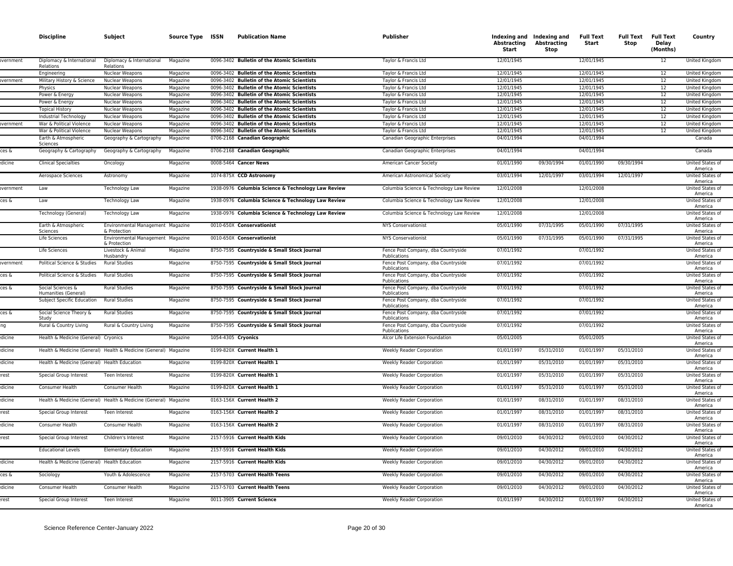| | Discipline | Subject | Source Type | ISSN | Publication Name | Publisher | Indexing and Abstracting Start | Indexing and Abstracting Stop | Full Text Start | Full Text Stop | Full Text Delay (Months) | Country |
|---|---|---|---|---|---|---|---|---|---|---|---|---|
| vernment | Diplomacy & International Relations | Diplomacy & International Relations | Magazine | 0096-3402 | **Bulletin of the Atomic Scientists** | Taylor & Francis Ltd | 12/01/1945 | | 12/01/1945 | | 12 | United Kingdom |
| | Engineering | Nuclear Weapons | Magazine | 0096-3402 | **Bulletin of the Atomic Scientists** | Taylor & Francis Ltd | 12/01/1945 | | 12/01/1945 | | 12 | United Kingdom |
| vernment | Military History & Science | Nuclear Weapons | Magazine | 0096-3402 | **Bulletin of the Atomic Scientists** | Taylor & Francis Ltd | 12/01/1945 | | 12/01/1945 | | 12 | United Kingdom |
| | Physics | Nuclear Weapons | Magazine | 0096-3402 | **Bulletin of the Atomic Scientists** | Taylor & Francis Ltd | 12/01/1945 | | 12/01/1945 | | 12 | United Kingdom |
| | Power & Energy | Nuclear Weapons | Magazine | 0096-3402 | **Bulletin of the Atomic Scientists** | Taylor & Francis Ltd | 12/01/1945 | | 12/01/1945 | | 12 | United Kingdom |
| | Power & Energy | Nuclear Weapons | Magazine | 0096-3402 | **Bulletin of the Atomic Scientists** | Taylor & Francis Ltd | 12/01/1945 | | 12/01/1945 | | 12 | United Kingdom |
| | Topical History | Nuclear Weapons | Magazine | 0096-3402 | **Bulletin of the Atomic Scientists** | Taylor & Francis Ltd | 12/01/1945 | | 12/01/1945 | | 12 | United Kingdom |
| | Industrial Technology | Nuclear Weapons | Magazine | 0096-3402 | **Bulletin of the Atomic Scientists** | Taylor & Francis Ltd | 12/01/1945 | | 12/01/1945 | | 12 | United Kingdom |
| vernment | War & Political Violence | Nuclear Weapons | Magazine | 0096-3402 | **Bulletin of the Atomic Scientists** | Taylor & Francis Ltd | 12/01/1945 | | 12/01/1945 | | 12 | United Kingdom |
| | War & Political Violence | Nuclear Weapons | Magazine | 0096-3402 | **Bulletin of the Atomic Scientists** | Taylor & Francis Ltd | 12/01/1945 | | 12/01/1945 | | 12 | United Kingdom |
| | Earth & Atmospheric Sciences | Geography & Cartography | Magazine | 0706-2168 | **Canadian Geographic** | Canadian Geographic Enterprises | 04/01/1994 | | 04/01/1994 | | | Canada |
| ces & | Geography & Cartography | Geography & Cartography | Magazine | 0706-2168 | **Canadian Geographic** | Canadian Geographic Enterprises | 04/01/1994 | | 04/01/1994 | | | Canada |
| dicine | Clinical Specialties | Oncology | Magazine | 0008-5464 | **Cancer News** | American Cancer Society | 01/01/1990 | 09/30/1994 | 01/01/1990 | 09/30/1994 | | United States of America |
| | Aerospace Sciences | Astronomy | Magazine | 1074-875X | **CCD Astronomy** | American Astronomical Society | 03/01/1994 | 12/01/1997 | 03/01/1994 | 12/01/1997 | | United States of America |
| vernment | Law | Technology Law | Magazine | 1938-0976 | **Columbia Science & Technology Law Review** | Columbia Science & Technology Law Review | 12/01/2008 | | 12/01/2008 | | | United States of America |
| ces & | Law | Technology Law | Magazine | 1938-0976 | **Columbia Science & Technology Law Review** | Columbia Science & Technology Law Review | 12/01/2008 | | 12/01/2008 | | | United States of America |
| | Technology (General) | Technology Law | Magazine | 1938-0976 | **Columbia Science & Technology Law Review** | Columbia Science & Technology Law Review | 12/01/2008 | | 12/01/2008 | | | United States of America |
| | Earth & Atmospheric Sciences | Environmental Management & Protection | Magazine | 0010-650X | **Conservationist** | NYS Conservationist | 05/01/1990 | 07/31/1995 | 05/01/1990 | 07/31/1995 | | United States of America |
| | Life Sciences | Environmental Management & Protection | Magazine | 0010-650X | **Conservationist** | NYS Conservationist | 05/01/1990 | 07/31/1995 | 05/01/1990 | 07/31/1995 | | United States of America |
| | Life Sciences | Livestock & Animal Husbandry | Magazine | 8750-7595 | **Countryside & Small Stock Journal** | Fence Post Company, dba Countryside Publications | 07/01/1992 | | 07/01/1992 | | | United States of America |
| vernment | Political Science & Studies | Rural Studies | Magazine | 8750-7595 | **Countryside & Small Stock Journal** | Fence Post Company, dba Countryside Publications | 07/01/1992 | | 07/01/1992 | | | United States of America |
| ces & | Political Science & Studies | Rural Studies | Magazine | 8750-7595 | **Countryside & Small Stock Journal** | Fence Post Company, dba Countryside Publications | 07/01/1992 | | 07/01/1992 | | | United States of America |
| ces & | Social Sciences & Humanities (General) | Rural Studies | Magazine | 8750-7595 | **Countryside & Small Stock Journal** | Fence Post Company, dba Countryside Publications | 07/01/1992 | | 07/01/1992 | | | United States of America |
| | Subject Specific Education | Rural Studies | Magazine | 8750-7595 | **Countryside & Small Stock Journal** | Fence Post Company, dba Countryside Publications | 07/01/1992 | | 07/01/1992 | | | United States of America |
| ces & | Social Science Theory & Study | Rural Studies | Magazine | 8750-7595 | **Countryside & Small Stock Journal** | Fence Post Company, dba Countryside Publications | 07/01/1992 | | 07/01/1992 | | | United States of America |
| ng | Rural & Country Living | Rural & Country Living | Magazine | 8750-7595 | **Countryside & Small Stock Journal** | Fence Post Company, dba Countryside Publications | 07/01/1992 | | 07/01/1992 | | | United States of America |
| dicine | Health & Medicine (General) | Cryonics | Magazine | 1054-4305 | **Cryonics** | Alcor Life Extension Foundation | 05/01/2005 | | 05/01/2005 | | | United States of America |
| dicine | Health & Medicine (General) | Health & Medicine (General) | Magazine | 0199-820X | **Current Health 1** | Weekly Reader Corporation | 01/01/1997 | 05/31/2010 | 01/01/1997 | 05/31/2010 | | United States of America |
| dicine | Health & Medicine (General) | Health Education | Magazine | 0199-820X | **Current Health 1** | Weekly Reader Corporation | 01/01/1997 | 05/31/2010 | 01/01/1997 | 05/31/2010 | | United States of America |
| rest | Special Group Interest | Teen Interest | Magazine | 0199-820X | **Current Health 1** | Weekly Reader Corporation | 01/01/1997 | 05/31/2010 | 01/01/1997 | 05/31/2010 | | United States of America |
| dicine | Consumer Health | Consumer Health | Magazine | 0199-820X | **Current Health 1** | Weekly Reader Corporation | 01/01/1997 | 05/31/2010 | 01/01/1997 | 05/31/2010 | | United States of America |
| dicine | Health & Medicine (General) | Health & Medicine (General) | Magazine | 0163-156X | **Current Health 2** | Weekly Reader Corporation | 01/01/1997 | 08/31/2010 | 01/01/1997 | 08/31/2010 | | United States of America |
| rest | Special Group Interest | Teen Interest | Magazine | 0163-156X | **Current Health 2** | Weekly Reader Corporation | 01/01/1997 | 08/31/2010 | 01/01/1997 | 08/31/2010 | | United States of America |
| dicine | Consumer Health | Consumer Health | Magazine | 0163-156X | **Current Health 2** | Weekly Reader Corporation | 01/01/1997 | 08/31/2010 | 01/01/1997 | 08/31/2010 | | United States of America |
| rest | Special Group Interest | Children's Interest | Magazine | 2157-5916 | **Current Health Kids** | Weekly Reader Corporation | 09/01/2010 | 04/30/2012 | 09/01/2010 | 04/30/2012 | | United States of America |
| | Educational Levels | Elementary Education | Magazine | 2157-5916 | **Current Health Kids** | Weekly Reader Corporation | 09/01/2010 | 04/30/2012 | 09/01/2010 | 04/30/2012 | | United States of America |
| dicine | Health & Medicine (General) | Health Education | Magazine | 2157-5916 | **Current Health Kids** | Weekly Reader Corporation | 09/01/2010 | 04/30/2012 | 09/01/2010 | 04/30/2012 | | United States of America |
| ces & | Sociology | Youth & Adolescence | Magazine | 2157-5703 | **Current Health Teens** | Weekly Reader Corporation | 09/01/2010 | 04/30/2012 | 09/01/2010 | 04/30/2012 | | United States of America |
| dicine | Consumer Health | Consumer Health | Magazine | 2157-5703 | **Current Health Teens** | Weekly Reader Corporation | 09/01/2010 | 04/30/2012 | 09/01/2010 | 04/30/2012 | | United States of America |
| rest | Special Group Interest | Teen Interest | Magazine | 0011-3905 | **Current Science** | Weekly Reader Corporation | 01/01/1997 | 04/30/2012 | 01/01/1997 | 04/30/2012 | | United States of America |

Science Reference Center-January 2022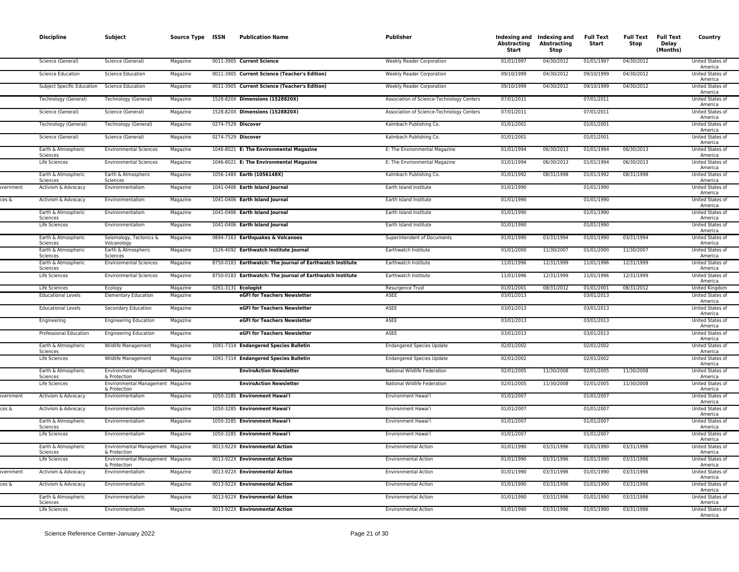| | Discipline | Subject | Source Type | ISSN | Publication Name | Publisher | Indexing and Abstracting Start | Indexing and Abstracting Stop | Full Text Start | Full Text Stop | Full Text Delay (Months) | Country |
|---|---|---|---|---|---|---|---|---|---|---|---|---|
| | Science (General) | Science (General) | Magazine | 0011-3905 | **Current Science** | Weekly Reader Corporation | 01/01/1997 | 04/30/2012 | 01/01/1997 | 04/30/2012 | | United States of America |
| | Science Education | Science Education | Magazine | 0011-3905 | **Current Science (Teacher's Edition)** | Weekly Reader Corporation | 09/10/1999 | 04/30/2012 | 09/10/1999 | 04/30/2012 | | United States of America |
| | Subject Specific Education | Science Education | Magazine | 0011-3905 | **Current Science (Teacher's Edition)** | Weekly Reader Corporation | 09/10/1999 | 04/30/2012 | 09/10/1999 | 04/30/2012 | | United States of America |
| | Technology (General) | Technology (General) | Magazine | 1528-820X | **Dimensions (1528820X)** | Association of Science-Technology Centers | 07/01/2011 | | 07/01/2011 | | | United States of America |
| | Science (General) | Science (General) | Magazine | 1528-820X | **Dimensions (1528820X)** | Association of Science-Technology Centers | 07/01/2011 | | 07/01/2011 | | | United States of America |
| | Technology (General) | Technology (General) | Magazine | 0274-7529 | **Discover** | Kalmbach Publishing Co. | 01/01/2001 | | 01/01/2001 | | | United States of America |
| | Science (General) | Science (General) | Magazine | 0274-7529 | **Discover** | Kalmbach Publishing Co. | 01/01/2001 | | 01/01/2001 | | | United States of America |
| | Earth & Atmospheric Sciences | Environmental Sciences | Magazine | 1046-8021 | **E: The Environmental Magazine** | E: The Environmental Magazine | 01/01/1994 | 06/30/2013 | 01/01/1994 | 06/30/2013 | | United States of America |
| | Life Sciences | Environmental Sciences | Magazine | 1046-8021 | **E: The Environmental Magazine** | E: The Environmental Magazine | 01/01/1994 | 06/30/2013 | 01/01/1994 | 06/30/2013 | | United States of America |
| | Earth & Atmospheric Sciences | Earth & Atmospheric Sciences | Magazine | 1056-148X | **Earth (1056148X)** | Kalmbach Publishing Co. | 01/01/1992 | 08/31/1998 | 01/01/1992 | 08/31/1998 | | United States of America |
| vernment | Activism & Advocacy | Environmentalism | Magazine | 1041-0406 | **Earth Island Journal** | Earth Island Institute | 01/01/1990 | | 01/01/1990 | | | United States of America |
| ces & | Activism & Advocacy | Environmentalism | Magazine | 1041-0406 | **Earth Island Journal** | Earth Island Institute | 01/01/1990 | | 01/01/1990 | | | United States of America |
| | Earth & Atmospheric Sciences | Environmentalism | Magazine | 1041-0406 | **Earth Island Journal** | Earth Island Institute | 01/01/1990 | | 01/01/1990 | | | United States of America |
| | Life Sciences | Environmentalism | Magazine | 1041-0406 | **Earth Island Journal** | Earth Island Institute | 01/01/1990 | | 01/01/1990 | | | United States of America |
| | Earth & Atmospheric Sciences | Seismology, Tectonics & Volcanology | Magazine | 0894-7163 | **Earthquakes & Volcanoes** | Superintendent of Documents | 01/01/1990 | 03/31/1994 | 01/01/1990 | 03/31/1994 | | United States of America |
| | Earth & Atmospheric Sciences | Earth & Atmospheric Sciences | Magazine | 1526-4092 | **Earthwatch Institute Journal** | Earthwatch Institute | 01/01/2000 | 11/30/2007 | 01/01/2000 | 11/30/2007 | | United States of America |
| | Earth & Atmospheric Sciences | Environmental Sciences | Magazine | 8750-0183 | **Earthwatch: The Journal of Earthwatch Institute** | Earthwatch Institute | 11/01/1996 | 12/31/1999 | 11/01/1996 | 12/31/1999 | | United States of America |
| | Life Sciences | Environmental Sciences | Magazine | 8750-0183 | **Earthwatch: The Journal of Earthwatch Institute** | Earthwatch Institute | 11/01/1996 | 12/31/1999 | 11/01/1996 | 12/31/1999 | | United States of America |
| | Life Sciences | Ecology | Magazine | 0261-3131 | **Ecologist** | Resurgence Trust | 01/01/2001 | 08/31/2012 | 01/01/2001 | 08/31/2012 | | United Kingdom |
| | Educational Levels | Elementary Education | Magazine | | **eGFI for Teachers Newsletter** | ASEE | 03/01/2013 | | 03/01/2013 | | | United States of America |
| | Educational Levels | Secondary Education | Magazine | | **eGFI for Teachers Newsletter** | ASEE | 03/01/2013 | | 03/01/2013 | | | United States of America |
| | Engineering | Engineering Education | Magazine | | **eGFI for Teachers Newsletter** | ASEE | 03/01/2013 | | 03/01/2013 | | | United States of America |
| | Professional Education | Engineering Education | Magazine | | **eGFI for Teachers Newsletter** | ASEE | 03/01/2013 | | 03/01/2013 | | | United States of America |
| | Earth & Atmospheric Sciences | Wildlife Management | Magazine | 1091-7314 | **Endangered Species Bulletin** | Endangered Species Update | 02/01/2002 | | 02/01/2002 | | | United States of America |
| | Life Sciences | Wildlife Management | Magazine | 1091-7314 | **Endangered Species Bulletin** | Endangered Species Update | 02/01/2002 | | 02/01/2002 | | | United States of America |
| | Earth & Atmospheric Sciences | Environmental Management & Protection | Magazine | | **EnviroAction Newsletter** | National Wildlife Federation | 02/01/2005 | 11/30/2008 | 02/01/2005 | 11/30/2008 | | United States of America |
| | Life Sciences | Environmental Management & Protection | Magazine | | **EnviroAction Newsletter** | National Wildlife Federation | 02/01/2005 | 11/30/2008 | 02/01/2005 | 11/30/2008 | | United States of America |
| vernment | Activism & Advocacy | Environmentalism | Magazine | 1050-3285 | **Environment Hawai'i** | Environment Hawai'i | 01/01/2007 | | 01/01/2007 | | | United States of America |
| ces & | Activism & Advocacy | Environmentalism | Magazine | 1050-3285 | **Environment Hawai'i** | Environment Hawai'i | 01/01/2007 | | 01/01/2007 | | | United States of America |
| | Earth & Atmospheric Sciences | Environmentalism | Magazine | 1050-3285 | **Environment Hawai'i** | Environment Hawai'i | 01/01/2007 | | 01/01/2007 | | | United States of America |
| | Life Sciences | Environmentalism | Magazine | 1050-3285 | **Environment Hawai'i** | Environment Hawai'i | 01/01/2007 | | 01/01/2007 | | | United States of America |
| | Earth & Atmospheric Sciences | Environmental Management & Protection | Magazine | 0013-922X | **Environmental Action** | Environmental Action | 01/01/1990 | 03/31/1996 | 01/01/1990 | 03/31/1996 | | United States of America |
| | Life Sciences | Environmental Management & Protection | Magazine | 0013-922X | **Environmental Action** | Environmental Action | 01/01/1990 | 03/31/1996 | 01/01/1990 | 03/31/1996 | | United States of America |
| vernment | Activism & Advocacy | Environmentalism | Magazine | 0013-922X | **Environmental Action** | Environmental Action | 01/01/1990 | 03/31/1996 | 01/01/1990 | 03/31/1996 | | United States of America |
| ces & | Activism & Advocacy | Environmentalism | Magazine | 0013-922X | **Environmental Action** | Environmental Action | 01/01/1990 | 03/31/1996 | 01/01/1990 | 03/31/1996 | | United States of America |
| | Earth & Atmospheric Sciences | Environmentalism | Magazine | 0013-922X | **Environmental Action** | Environmental Action | 01/01/1990 | 03/31/1996 | 01/01/1990 | 03/31/1996 | | United States of America |
| | Life Sciences | Environmentalism | Magazine | 0013-922X | **Environmental Action** | Environmental Action | 01/01/1990 | 03/31/1996 | 01/01/1990 | 03/31/1996 | | United States of America |

Science Reference Center-January 2022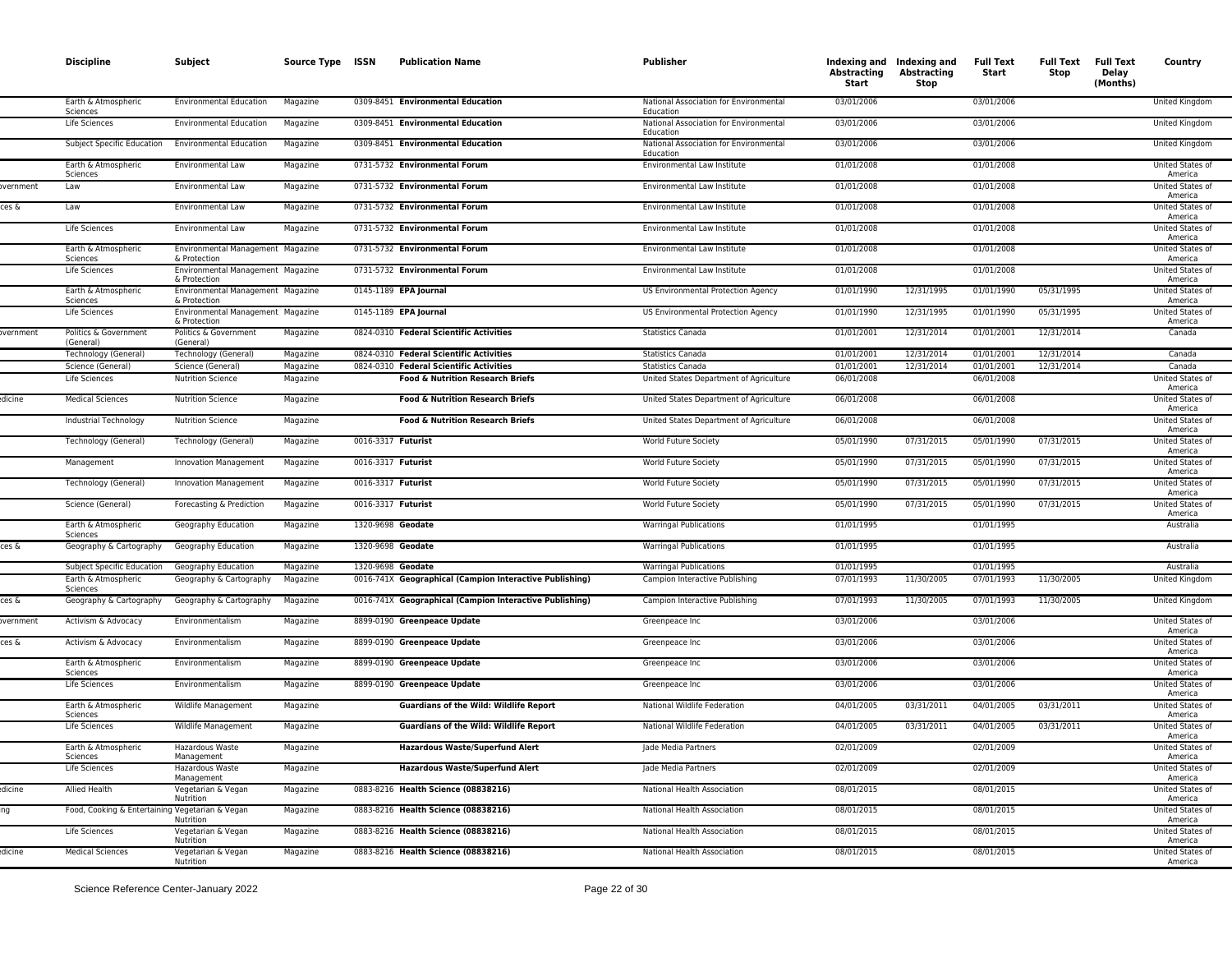| | Discipline | Subject | Source Type | ISSN | Publication Name | Publisher | Indexing and Abstracting Start | Indexing and Abstracting Stop | Full Text Start | Full Text Stop | Full Text Delay (Months) | Country |
|---|---|---|---|---|---|---|---|---|---|---|---|---|
| | Earth & Atmospheric Sciences | Environmental Education | Magazine | 0309-8451 | **Environmental Education** | National Association for Environmental Education | 03/01/2006 | | 03/01/2006 | | | United Kingdom |
| | Life Sciences | Environmental Education | Magazine | 0309-8451 | **Environmental Education** | National Association for Environmental Education | 03/01/2006 | | 03/01/2006 | | | United Kingdom |
| | Subject Specific Education | Environmental Education | Magazine | 0309-8451 | **Environmental Education** | National Association for Environmental Education | 03/01/2006 | | 03/01/2006 | | | United Kingdom |
| | Earth & Atmospheric Sciences | Environmental Law | Magazine | 0731-5732 | **Environmental Forum** | Environmental Law Institute | 01/01/2008 | | 01/01/2008 | | | United States of America |
| overnment | Law | Environmental Law | Magazine | 0731-5732 | **Environmental Forum** | Environmental Law Institute | 01/01/2008 | | 01/01/2008 | | | United States of America |
| ces & | Law | Environmental Law | Magazine | 0731-5732 | **Environmental Forum** | Environmental Law Institute | 01/01/2008 | | 01/01/2008 | | | United States of America |
| | Life Sciences | Environmental Law | Magazine | 0731-5732 | **Environmental Forum** | Environmental Law Institute | 01/01/2008 | | 01/01/2008 | | | United States of America |
| | Earth & Atmospheric Sciences | Environmental Management & Protection | Magazine | 0731-5732 | **Environmental Forum** | Environmental Law Institute | 01/01/2008 | | 01/01/2008 | | | United States of America |
| | Life Sciences | Environmental Management & Protection | Magazine | 0731-5732 | **Environmental Forum** | Environmental Law Institute | 01/01/2008 | | 01/01/2008 | | | United States of America |
| | Earth & Atmospheric Sciences | Environmental Management & Protection | Magazine | 0145-1189 | **EPA Journal** | US Environmental Protection Agency | 01/01/1990 | 12/31/1995 | 01/01/1990 | 05/31/1995 | | United States of America |
| | Life Sciences | Environmental Management & Protection | Magazine | 0145-1189 | **EPA Journal** | US Environmental Protection Agency | 01/01/1990 | 12/31/1995 | 01/01/1990 | 05/31/1995 | | United States of America |
| overnment | Politics & Government (General) | Politics & Government (General) | Magazine | 0824-0310 | **Federal Scientific Activities** | Statistics Canada | 01/01/2001 | 12/31/2014 | 01/01/2001 | 12/31/2014 | | Canada |
| | Technology (General) | Technology (General) | Magazine | 0824-0310 | **Federal Scientific Activities** | Statistics Canada | 01/01/2001 | 12/31/2014 | 01/01/2001 | 12/31/2014 | | Canada |
| | Science (General) | Science (General) | Magazine | 0824-0310 | **Federal Scientific Activities** | Statistics Canada | 01/01/2001 | 12/31/2014 | 01/01/2001 | 12/31/2014 | | Canada |
| | Life Sciences | Nutrition Science | Magazine | | **Food & Nutrition Research Briefs** | United States Department of Agriculture | 06/01/2008 | | 06/01/2008 | | | United States of America |
| edicine | Medical Sciences | Nutrition Science | Magazine | | **Food & Nutrition Research Briefs** | United States Department of Agriculture | 06/01/2008 | | 06/01/2008 | | | United States of America |
| | Industrial Technology | Nutrition Science | Magazine | | **Food & Nutrition Research Briefs** | United States Department of Agriculture | 06/01/2008 | | 06/01/2008 | | | United States of America |
| | Technology (General) | Technology (General) | Magazine | 0016-3317 | **Futurist** | World Future Society | 05/01/1990 | 07/31/2015 | 05/01/1990 | 07/31/2015 | | United States of America |
| | Management | Innovation Management | Magazine | 0016-3317 | **Futurist** | World Future Society | 05/01/1990 | 07/31/2015 | 05/01/1990 | 07/31/2015 | | United States of America |
| | Technology (General) | Innovation Management | Magazine | 0016-3317 | **Futurist** | World Future Society | 05/01/1990 | 07/31/2015 | 05/01/1990 | 07/31/2015 | | United States of America |
| | Science (General) | Forecasting & Prediction | Magazine | 0016-3317 | **Futurist** | World Future Society | 05/01/1990 | 07/31/2015 | 05/01/1990 | 07/31/2015 | | United States of America |
| | Earth & Atmospheric Sciences | Geography Education | Magazine | 1320-9698 | **Geodate** | Warringal Publications | 01/01/1995 | | 01/01/1995 | | | Australia |
| ces & | Geography & Cartography | Geography Education | Magazine | 1320-9698 | **Geodate** | Warringal Publications | 01/01/1995 | | 01/01/1995 | | | Australia |
| | Subject Specific Education | Geography Education | Magazine | 1320-9698 | **Geodate** | Warringal Publications | 01/01/1995 | | 01/01/1995 | | | Australia |
| | Earth & Atmospheric Sciences | Geography & Cartography | Magazine | 0016-741X | **Geographical (Campion Interactive Publishing)** | Campion Interactive Publishing | 07/01/1993 | 11/30/2005 | 07/01/1993 | 11/30/2005 | | United Kingdom |
| ces & | Geography & Cartography | Geography & Cartography | Magazine | 0016-741X | **Geographical (Campion Interactive Publishing)** | Campion Interactive Publishing | 07/01/1993 | 11/30/2005 | 07/01/1993 | 11/30/2005 | | United Kingdom |
| overnment | Activism & Advocacy | Environmentalism | Magazine | 8899-0190 | **Greenpeace Update** | Greenpeace Inc | 03/01/2006 | | 03/01/2006 | | | United States of America |
| ces & | Activism & Advocacy | Environmentalism | Magazine | 8899-0190 | **Greenpeace Update** | Greenpeace Inc | 03/01/2006 | | 03/01/2006 | | | United States of America |
| | Earth & Atmospheric Sciences | Environmentalism | Magazine | 8899-0190 | **Greenpeace Update** | Greenpeace Inc | 03/01/2006 | | 03/01/2006 | | | United States of America |
| | Life Sciences | Environmentalism | Magazine | 8899-0190 | **Greenpeace Update** | Greenpeace Inc | 03/01/2006 | | 03/01/2006 | | | United States of America |
| | Earth & Atmospheric Sciences | Wildlife Management | Magazine | | **Guardians of the Wild: Wildlife Report** | National Wildlife Federation | 04/01/2005 | 03/31/2011 | 04/01/2005 | 03/31/2011 | | United States of America |
| | Life Sciences | Wildlife Management | Magazine | | **Guardians of the Wild: Wildlife Report** | National Wildlife Federation | 04/01/2005 | 03/31/2011 | 04/01/2005 | 03/31/2011 | | United States of America |
| | Earth & Atmospheric Sciences | Hazardous Waste Management | Magazine | | **Hazardous Waste/Superfund Alert** | Jade Media Partners | 02/01/2009 | | 02/01/2009 | | | United States of America |
| | Life Sciences | Hazardous Waste Management | Magazine | | **Hazardous Waste/Superfund Alert** | Jade Media Partners | 02/01/2009 | | 02/01/2009 | | | United States of America |
| edicine | Allied Health | Vegetarian & Vegan Nutrition | Magazine | 0883-8216 | **Health Science (08838216)** | National Health Association | 08/01/2015 | | 08/01/2015 | | | United States of America |
| ng | Food, Cooking & Entertaining | Vegetarian & Vegan Nutrition | Magazine | 0883-8216 | **Health Science (08838216)** | National Health Association | 08/01/2015 | | 08/01/2015 | | | United States of America |
| | Life Sciences | Vegetarian & Vegan Nutrition | Magazine | 0883-8216 | **Health Science (08838216)** | National Health Association | 08/01/2015 | | 08/01/2015 | | | United States of America |
| edicine | Medical Sciences | Vegetarian & Vegan Nutrition | Magazine | 0883-8216 | **Health Science (08838216)** | National Health Association | 08/01/2015 | | 08/01/2015 | | | United States of America |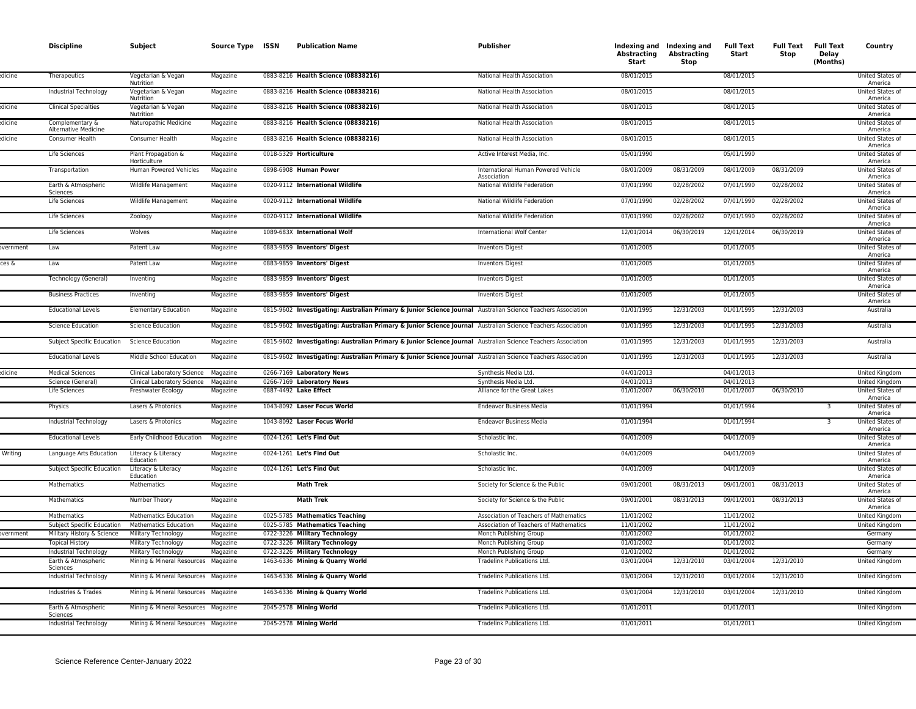| | Discipline | Subject | Source Type | ISSN | Publication Name | Publisher | Indexing and Abstracting Start | Indexing and Abstracting Stop | Full Text Start | Full Text Stop | Full Text Delay (Months) | Country |
|---|---|---|---|---|---|---|---|---|---|---|---|---|
| edicine | Therapeutics | Vegetarian & Vegan Nutrition | Magazine | 0883-8216 | **Health Science (08838216)** | National Health Association | 08/01/2015 | | 08/01/2015 | | | United States of America |
| | Industrial Technology | Vegetarian & Vegan Nutrition | Magazine | 0883-8216 | **Health Science (08838216)** | National Health Association | 08/01/2015 | | 08/01/2015 | | | United States of America |
| edicine | Clinical Specialties | Vegetarian & Vegan Nutrition | Magazine | 0883-8216 | **Health Science (08838216)** | National Health Association | 08/01/2015 | | 08/01/2015 | | | United States of America |
| edicine | Complementary & Alternative Medicine | Naturopathic Medicine | Magazine | 0883-8216 | **Health Science (08838216)** | National Health Association | 08/01/2015 | | 08/01/2015 | | | United States of America |
| edicine | Consumer Health | Consumer Health | Magazine | 0883-8216 | **Health Science (08838216)** | National Health Association | 08/01/2015 | | 08/01/2015 | | | United States of America |
| | Life Sciences | Plant Propagation & Horticulture | Magazine | 0018-5329 | **Horticulture** | Active Interest Media, Inc. | 05/01/1990 | | 05/01/1990 | | | United States of America |
| | Transportation | Human Powered Vehicles | Magazine | 0898-6908 | **Human Power** | International Human Powered Vehicle Association | 08/01/2009 | 08/31/2009 | 08/01/2009 | 08/31/2009 | | United States of America |
| | Earth & Atmospheric Sciences | Wildlife Management | Magazine | 0020-9112 | **International Wildlife** | National Wildlife Federation | 07/01/1990 | 02/28/2002 | 07/01/1990 | 02/28/2002 | | United States of America |
| | Life Sciences | Wildlife Management | Magazine | 0020-9112 | **International Wildlife** | National Wildlife Federation | 07/01/1990 | 02/28/2002 | 07/01/1990 | 02/28/2002 | | United States of America |
| | Life Sciences | Zoology | Magazine | 0020-9112 | **International Wildlife** | National Wildlife Federation | 07/01/1990 | 02/28/2002 | 07/01/1990 | 02/28/2002 | | United States of America |
| | Life Sciences | Wolves | Magazine | 1089-683X | **International Wolf** | International Wolf Center | 12/01/2014 | 06/30/2019 | 12/01/2014 | 06/30/2019 | | United States of America |
| overnment | Law | Patent Law | Magazine | 0883-9859 | **Inventors' Digest** | Inventors Digest | 01/01/2005 | | 01/01/2005 | | | United States of America |
| ces & | Law | Patent Law | Magazine | 0883-9859 | **Inventors' Digest** | Inventors Digest | 01/01/2005 | | 01/01/2005 | | | United States of America |
| | Technology (General) | Inventing | Magazine | 0883-9859 | **Inventors' Digest** | Inventors Digest | 01/01/2005 | | 01/01/2005 | | | United States of America |
| | Business Practices | Inventing | Magazine | 0883-9859 | **Inventors' Digest** | Inventors Digest | 01/01/2005 | | 01/01/2005 | | | United States of America |
| | Educational Levels | Elementary Education | Magazine | 0815-9602 | **Investigating: Australian Primary & Junior Science Journal** | Australian Science Teachers Association | 01/01/1995 | 12/31/2003 | 01/01/1995 | 12/31/2003 | | Australia |
| | Science Education | Science Education | Magazine | 0815-9602 | **Investigating: Australian Primary & Junior Science Journal** | Australian Science Teachers Association | 01/01/1995 | 12/31/2003 | 01/01/1995 | 12/31/2003 | | Australia |
| | Subject Specific Education | Science Education | Magazine | 0815-9602 | **Investigating: Australian Primary & Junior Science Journal** | Australian Science Teachers Association | 01/01/1995 | 12/31/2003 | 01/01/1995 | 12/31/2003 | | Australia |
| | Educational Levels | Middle School Education | Magazine | 0815-9602 | **Investigating: Australian Primary & Junior Science Journal** | Australian Science Teachers Association | 01/01/1995 | 12/31/2003 | 01/01/1995 | 12/31/2003 | | Australia |
| edicine | Medical Sciences | Clinical Laboratory Science | Magazine | 0266-7169 | **Laboratory News** | Synthesis Media Ltd. | 04/01/2013 | | 04/01/2013 | | | United Kingdom |
| | Science (General) | Clinical Laboratory Science | Magazine | 0266-7169 | **Laboratory News** | Synthesis Media Ltd. | 04/01/2013 | | 04/01/2013 | | | United Kingdom |
| | Life Sciences | Freshwater Ecology | Magazine | 0887-4492 | **Lake Effect** | Alliance for the Great Lakes | 01/01/2007 | 06/30/2010 | 01/01/2007 | 06/30/2010 | | United States of America |
| | Physics | Lasers & Photonics | Magazine | 1043-8092 | **Laser Focus World** | Endeavor Business Media | 01/01/1994 | | 01/01/1994 | | 3 | United States of America |
| | Industrial Technology | Lasers & Photonics | Magazine | 1043-8092 | **Laser Focus World** | Endeavor Business Media | 01/01/1994 | | 01/01/1994 | | 3 | United States of America |
| | Educational Levels | Early Childhood Education | Magazine | 0024-1261 | **Let's Find Out** | Scholastic Inc. | 04/01/2009 | | 04/01/2009 | | | United States of America |
| Writing | Language Arts Education | Literacy & Literacy Education | Magazine | 0024-1261 | **Let's Find Out** | Scholastic Inc. | 04/01/2009 | | 04/01/2009 | | | United States of America |
| | Subject Specific Education | Literacy & Literacy Education | Magazine | 0024-1261 | **Let's Find Out** | Scholastic Inc. | 04/01/2009 | | 04/01/2009 | | | United States of America |
| | Mathematics | Mathematics | Magazine | | **Math Trek** | Society for Science & the Public | 09/01/2001 | 08/31/2013 | 09/01/2001 | 08/31/2013 | | United States of America |
| | Mathematics | Number Theory | Magazine | | **Math Trek** | Society for Science & the Public | 09/01/2001 | 08/31/2013 | 09/01/2001 | 08/31/2013 | | United States of America |
| | Mathematics | Mathematics Education | Magazine | 0025-5785 | **Mathematics Teaching** | Association of Teachers of Mathematics | 11/01/2002 | | 11/01/2002 | | | United Kingdom |
| | Subject Specific Education | Mathematics Education | Magazine | 0025-5785 | **Mathematics Teaching** | Association of Teachers of Mathematics | 11/01/2002 | | 11/01/2002 | | | United Kingdom |
| overnment | Military History & Science | Military Technology | Magazine | 0722-3226 | **Military Technology** | Monch Publishing Group | 01/01/2002 | | 01/01/2002 | | | Germany |
| | Topical History | Military Technology | Magazine | 0722-3226 | **Military Technology** | Monch Publishing Group | 01/01/2002 | | 01/01/2002 | | | Germany |
| | Industrial Technology | Military Technology | Magazine | 0722-3226 | **Military Technology** | Monch Publishing Group | 01/01/2002 | | 01/01/2002 | | | Germany |
| | Earth & Atmospheric Sciences | Mining & Mineral Resources | Magazine | 1463-6336 | **Mining & Quarry World** | Tradelink Publications Ltd. | 03/01/2004 | 12/31/2010 | 03/01/2004 | 12/31/2010 | | United Kingdom |
| | Industrial Technology | Mining & Mineral Resources | Magazine | 1463-6336 | **Mining & Quarry World** | Tradelink Publications Ltd. | 03/01/2004 | 12/31/2010 | 03/01/2004 | 12/31/2010 | | United Kingdom |
| | Industries & Trades | Mining & Mineral Resources | Magazine | 1463-6336 | **Mining & Quarry World** | Tradelink Publications Ltd. | 03/01/2004 | 12/31/2010 | 03/01/2004 | 12/31/2010 | | United Kingdom |
| | Earth & Atmospheric Sciences | Mining & Mineral Resources | Magazine | 2045-2578 | **Mining World** | Tradelink Publications Ltd. | 01/01/2011 | | 01/01/2011 | | | United Kingdom |
| | Industrial Technology | Mining & Mineral Resources | Magazine | 2045-2578 | **Mining World** | Tradelink Publications Ltd. | 01/01/2011 | | 01/01/2011 | | | United Kingdom |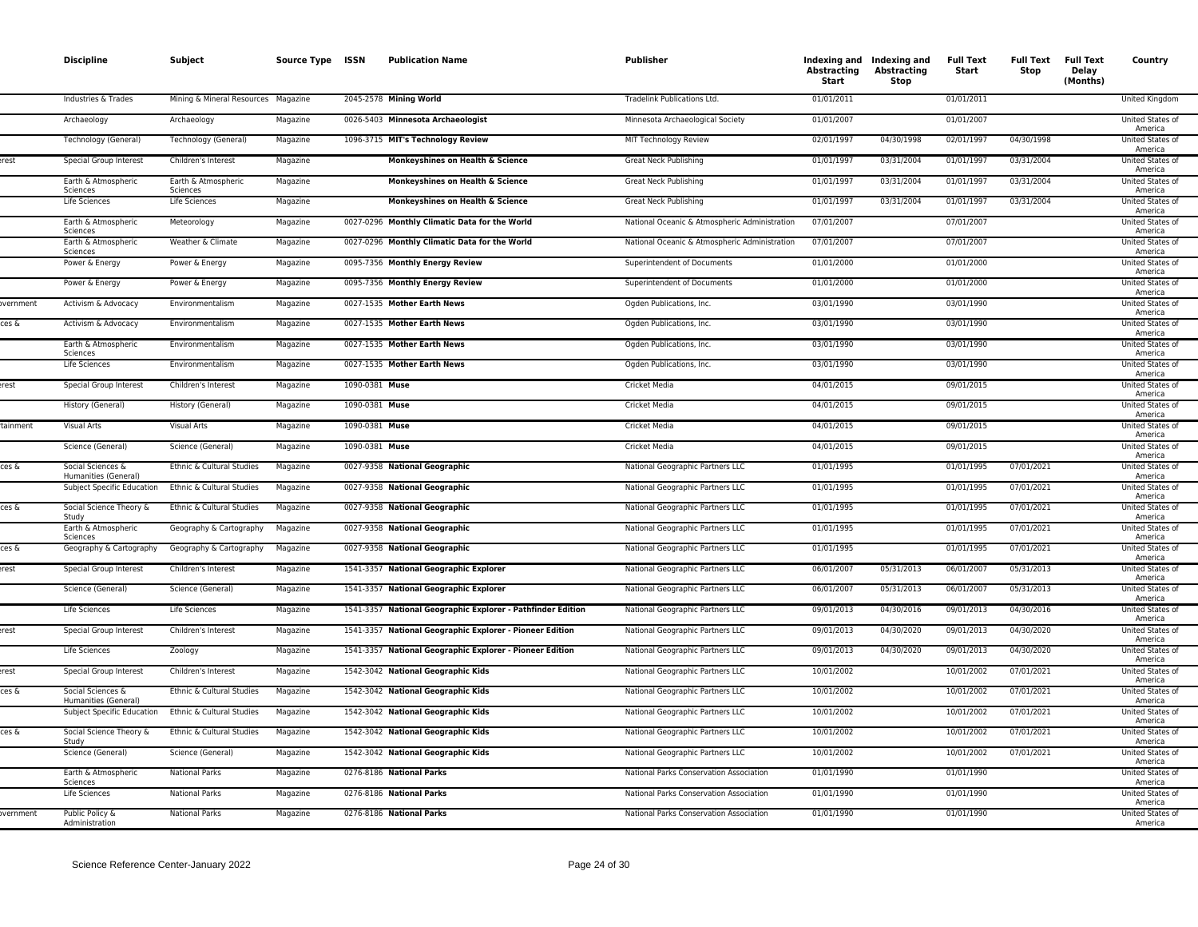| | Discipline | Subject | Source Type | ISSN | Publication Name | Publisher | Indexing and Abstracting Start | Indexing and Abstracting Stop | Full Text Start | Full Text Stop | Full Text Delay (Months) | Country |
|---|---|---|---|---|---|---|---|---|---|---|---|---|
| | Industries & Trades | Mining & Mineral Resources | Magazine | 2045-2578 | **Mining World** | Tradelink Publications Ltd. | 01/01/2011 | | 01/01/2011 | | | United Kingdom |
| | Archaeology | Archaeology | Magazine | 0026-5403 | **Minnesota Archaeologist** | Minnesota Archaeological Society | 01/01/2007 | | 01/01/2007 | | | United States of America |
| | Technology (General) | Technology (General) | Magazine | 1096-3715 | **MIT's Technology Review** | MIT Technology Review | 02/01/1997 | 04/30/1998 | 02/01/1997 | 04/30/1998 | | United States of America |
| erest | Special Group Interest | Children's Interest | Magazine | | **Monkeyshines on Health & Science** | Great Neck Publishing | 01/01/1997 | 03/31/2004 | 01/01/1997 | 03/31/2004 | | United States of America |
| | Earth & Atmospheric Sciences | Earth & Atmospheric Sciences | Magazine | | **Monkeyshines on Health & Science** | Great Neck Publishing | 01/01/1997 | 03/31/2004 | 01/01/1997 | 03/31/2004 | | United States of America |
| | Life Sciences | Life Sciences | Magazine | | **Monkeyshines on Health & Science** | Great Neck Publishing | 01/01/1997 | 03/31/2004 | 01/01/1997 | 03/31/2004 | | United States of America |
| | Earth & Atmospheric Sciences | Meteorology | Magazine | 0027-0296 | **Monthly Climatic Data for the World** | National Oceanic & Atmospheric Administration | 07/01/2007 | | 07/01/2007 | | | United States of America |
| | Earth & Atmospheric Sciences | Weather & Climate | Magazine | 0027-0296 | **Monthly Climatic Data for the World** | National Oceanic & Atmospheric Administration | 07/01/2007 | | 07/01/2007 | | | United States of America |
| | Power & Energy | Power & Energy | Magazine | 0095-7356 | **Monthly Energy Review** | Superintendent of Documents | 01/01/2000 | | 01/01/2000 | | | United States of America |
| | Power & Energy | Power & Energy | Magazine | 0095-7356 | **Monthly Energy Review** | Superintendent of Documents | 01/01/2000 | | 01/01/2000 | | | United States of America |
| overnment | Activism & Advocacy | Environmentalism | Magazine | 0027-1535 | **Mother Earth News** | Ogden Publications, Inc. | 03/01/1990 | | 03/01/1990 | | | United States of America |
| ces & | Activism & Advocacy | Environmentalism | Magazine | 0027-1535 | **Mother Earth News** | Ogden Publications, Inc. | 03/01/1990 | | 03/01/1990 | | | United States of America |
| | Earth & Atmospheric Sciences | Environmentalism | Magazine | 0027-1535 | **Mother Earth News** | Ogden Publications, Inc. | 03/01/1990 | | 03/01/1990 | | | United States of America |
| | Life Sciences | Environmentalism | Magazine | 0027-1535 | **Mother Earth News** | Ogden Publications, Inc. | 03/01/1990 | | 03/01/1990 | | | United States of America |
| erest | Special Group Interest | Children's Interest | Magazine | 1090-0381 | **Muse** | Cricket Media | 04/01/2015 | | 09/01/2015 | | | United States of America |
| | History (General) | History (General) | Magazine | 1090-0381 | **Muse** | Cricket Media | 04/01/2015 | | 09/01/2015 | | | United States of America |
| tainment | Visual Arts | Visual Arts | Magazine | 1090-0381 | **Muse** | Cricket Media | 04/01/2015 | | 09/01/2015 | | | United States of America |
| | Science (General) | Science (General) | Magazine | 1090-0381 | **Muse** | Cricket Media | 04/01/2015 | | 09/01/2015 | | | United States of America |
| ces & | Social Sciences & Humanities (General) | Ethnic & Cultural Studies | Magazine | 0027-9358 | **National Geographic** | National Geographic Partners LLC | 01/01/1995 | | 01/01/1995 | 07/01/2021 | | United States of America |
| | Subject Specific Education | Ethnic & Cultural Studies | Magazine | 0027-9358 | **National Geographic** | National Geographic Partners LLC | 01/01/1995 | | 01/01/1995 | 07/01/2021 | | United States of America |
| ces & | Social Science Theory & Study | Ethnic & Cultural Studies | Magazine | 0027-9358 | **National Geographic** | National Geographic Partners LLC | 01/01/1995 | | 01/01/1995 | 07/01/2021 | | United States of America |
| | Earth & Atmospheric Sciences | Geography & Cartography | Magazine | 0027-9358 | **National Geographic** | National Geographic Partners LLC | 01/01/1995 | | 01/01/1995 | 07/01/2021 | | United States of America |
| ces & | Geography & Cartography | Geography & Cartography | Magazine | 0027-9358 | **National Geographic** | National Geographic Partners LLC | 01/01/1995 | | 01/01/1995 | 07/01/2021 | | United States of America |
| erest | Special Group Interest | Children's Interest | Magazine | 1541-3357 | **National Geographic Explorer** | National Geographic Partners LLC | 06/01/2007 | 05/31/2013 | 06/01/2007 | 05/31/2013 | | United States of America |
| | Science (General) | Science (General) | Magazine | 1541-3357 | **National Geographic Explorer** | National Geographic Partners LLC | 06/01/2007 | 05/31/2013 | 06/01/2007 | 05/31/2013 | | United States of America |
| | Life Sciences | Life Sciences | Magazine | 1541-3357 | **National Geographic Explorer - Pathfinder Edition** | National Geographic Partners LLC | 09/01/2013 | 04/30/2016 | 09/01/2013 | 04/30/2016 | | United States of America |
| erest | Special Group Interest | Children's Interest | Magazine | 1541-3357 | **National Geographic Explorer - Pioneer Edition** | National Geographic Partners LLC | 09/01/2013 | 04/30/2020 | 09/01/2013 | 04/30/2020 | | United States of America |
| | Life Sciences | Zoology | Magazine | 1541-3357 | **National Geographic Explorer - Pioneer Edition** | National Geographic Partners LLC | 09/01/2013 | 04/30/2020 | 09/01/2013 | 04/30/2020 | | United States of America |
| erest | Special Group Interest | Children's Interest | Magazine | 1542-3042 | **National Geographic Kids** | National Geographic Partners LLC | 10/01/2002 | | 10/01/2002 | 07/01/2021 | | United States of America |
| ces & | Social Sciences & Humanities (General) | Ethnic & Cultural Studies | Magazine | 1542-3042 | **National Geographic Kids** | National Geographic Partners LLC | 10/01/2002 | | 10/01/2002 | 07/01/2021 | | United States of America |
| | Subject Specific Education | Ethnic & Cultural Studies | Magazine | 1542-3042 | **National Geographic Kids** | National Geographic Partners LLC | 10/01/2002 | | 10/01/2002 | 07/01/2021 | | United States of America |
| ces & | Social Science Theory & Study | Ethnic & Cultural Studies | Magazine | 1542-3042 | **National Geographic Kids** | National Geographic Partners LLC | 10/01/2002 | | 10/01/2002 | 07/01/2021 | | United States of America |
| | Science (General) | Science (General) | Magazine | 1542-3042 | **National Geographic Kids** | National Geographic Partners LLC | 10/01/2002 | | 10/01/2002 | 07/01/2021 | | United States of America |
| | Earth & Atmospheric Sciences | National Parks | Magazine | 0276-8186 | **National Parks** | National Parks Conservation Association | 01/01/1990 | | 01/01/1990 | | | United States of America |
| | Life Sciences | National Parks | Magazine | 0276-8186 | **National Parks** | National Parks Conservation Association | 01/01/1990 | | 01/01/1990 | | | United States of America |
| overnment | Public Policy & Administration | National Parks | Magazine | 0276-8186 | **National Parks** | National Parks Conservation Association | 01/01/1990 | | 01/01/1990 | | | United States of America |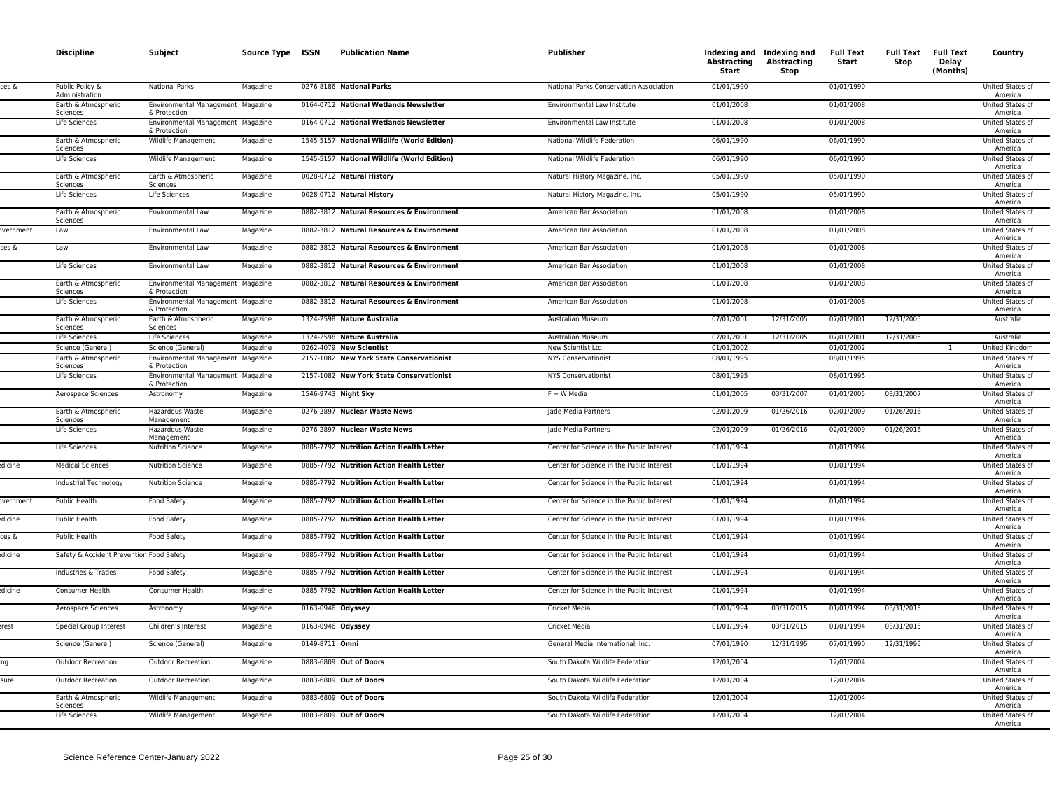| | Discipline | Subject | Source Type | ISSN | Publication Name | Publisher | Indexing and Abstracting Start | Indexing and Abstracting Stop | Full Text Start | Full Text Stop | Full Text Delay (Months) | Country |
|---|---|---|---|---|---|---|---|---|---|---|---|---|
| ces & | Public Policy & Administration | National Parks | Magazine | 0276-8186 | **National Parks** | National Parks Conservation Association | 01/01/1990 | | 01/01/1990 | | | United States of America |
| | Earth & Atmospheric Sciences | Environmental Management & Protection | Magazine | 0164-0712 | **National Wetlands Newsletter** | Environmental Law Institute | 01/01/2008 | | 01/01/2008 | | | United States of America |
| | Life Sciences | Environmental Management & Protection | Magazine | 0164-0712 | **National Wetlands Newsletter** | Environmental Law Institute | 01/01/2008 | | 01/01/2008 | | | United States of America |
| | Earth & Atmospheric Sciences | Wildlife Management | Magazine | 1545-5157 | **National Wildlife (World Edition)** | National Wildlife Federation | 06/01/1990 | | 06/01/1990 | | | United States of America |
| | Life Sciences | Wildlife Management | Magazine | 1545-5157 | **National Wildlife (World Edition)** | National Wildlife Federation | 06/01/1990 | | 06/01/1990 | | | United States of America |
| | Earth & Atmospheric Sciences | Earth & Atmospheric Sciences | Magazine | 0028-0712 | **Natural History** | Natural History Magazine, Inc. | 05/01/1990 | | 05/01/1990 | | | United States of America |
| | Life Sciences | Life Sciences | Magazine | 0028-0712 | **Natural History** | Natural History Magazine, Inc. | 05/01/1990 | | 05/01/1990 | | | United States of America |
| | Earth & Atmospheric Sciences | Environmental Law | Magazine | 0882-3812 | **Natural Resources & Environment** | American Bar Association | 01/01/2008 | | 01/01/2008 | | | United States of America |
| overnment | Law | Environmental Law | Magazine | 0882-3812 | **Natural Resources & Environment** | American Bar Association | 01/01/2008 | | 01/01/2008 | | | United States of America |
| ces & | Law | Environmental Law | Magazine | 0882-3812 | **Natural Resources & Environment** | American Bar Association | 01/01/2008 | | 01/01/2008 | | | United States of America |
| | Life Sciences | Environmental Law | Magazine | 0882-3812 | **Natural Resources & Environment** | American Bar Association | 01/01/2008 | | 01/01/2008 | | | United States of America |
| | Earth & Atmospheric Sciences | Environmental Management & Protection | Magazine | 0882-3812 | **Natural Resources & Environment** | American Bar Association | 01/01/2008 | | 01/01/2008 | | | United States of America |
| | Life Sciences | Environmental Management & Protection | Magazine | 0882-3812 | **Natural Resources & Environment** | American Bar Association | 01/01/2008 | | 01/01/2008 | | | United States of America |
| | Earth & Atmospheric Sciences | Earth & Atmospheric Sciences | Magazine | 1324-2598 | **Nature Australia** | Australian Museum | 07/01/2001 | 12/31/2005 | 07/01/2001 | 12/31/2005 | | Australia |
| | Life Sciences | Life Sciences | Magazine | 1324-2598 | **Nature Australia** | Australian Museum | 07/01/2001 | 12/31/2005 | 07/01/2001 | 12/31/2005 | | Australia |
| | Science (General) | Science (General) | Magazine | 0262-4079 | **New Scientist** | New Scientist Ltd. | 01/01/2002 | | 01/01/2002 | | 1 | United Kingdom |
| | Earth & Atmospheric Sciences | Environmental Management & Protection | Magazine | 2157-1082 | **New York State Conservationist** | NYS Conservationist | 08/01/1995 | | 08/01/1995 | | | United States of America |
| | Life Sciences | Environmental Management & Protection | Magazine | 2157-1082 | **New York State Conservationist** | NYS Conservationist | 08/01/1995 | | 08/01/1995 | | | United States of America |
| | Aerospace Sciences | Astronomy | Magazine | 1546-9743 | **Night Sky** | F + W Media | 01/01/2005 | 03/31/2007 | 01/01/2005 | 03/31/2007 | | United States of America |
| | Earth & Atmospheric Sciences | Hazardous Waste Management | Magazine | 0276-2897 | **Nuclear Waste News** | Jade Media Partners | 02/01/2009 | 01/26/2016 | 02/01/2009 | 01/26/2016 | | United States of America |
| | Life Sciences | Hazardous Waste Management | Magazine | 0276-2897 | **Nuclear Waste News** | Jade Media Partners | 02/01/2009 | 01/26/2016 | 02/01/2009 | 01/26/2016 | | United States of America |
| | Life Sciences | Nutrition Science | Magazine | 0885-7792 | **Nutrition Action Health Letter** | Center for Science in the Public Interest | 01/01/1994 | | 01/01/1994 | | | United States of America |
| edicine | Medical Sciences | Nutrition Science | Magazine | 0885-7792 | **Nutrition Action Health Letter** | Center for Science in the Public Interest | 01/01/1994 | | 01/01/1994 | | | United States of America |
| | Industrial Technology | Nutrition Science | Magazine | 0885-7792 | **Nutrition Action Health Letter** | Center for Science in the Public Interest | 01/01/1994 | | 01/01/1994 | | | United States of America |
| overnment | Public Health | Food Safety | Magazine | 0885-7792 | **Nutrition Action Health Letter** | Center for Science in the Public Interest | 01/01/1994 | | 01/01/1994 | | | United States of America |
| edicine | Public Health | Food Safety | Magazine | 0885-7792 | **Nutrition Action Health Letter** | Center for Science in the Public Interest | 01/01/1994 | | 01/01/1994 | | | United States of America |
| ces & | Public Health | Food Safety | Magazine | 0885-7792 | **Nutrition Action Health Letter** | Center for Science in the Public Interest | 01/01/1994 | | 01/01/1994 | | | United States of America |
| edicine | Safety & Accident Prevention | Food Safety | Magazine | 0885-7792 | **Nutrition Action Health Letter** | Center for Science in the Public Interest | 01/01/1994 | | 01/01/1994 | | | United States of America |
| | Industries & Trades | Food Safety | Magazine | 0885-7792 | **Nutrition Action Health Letter** | Center for Science in the Public Interest | 01/01/1994 | | 01/01/1994 | | | United States of America |
| edicine | Consumer Health | Consumer Health | Magazine | 0885-7792 | **Nutrition Action Health Letter** | Center for Science in the Public Interest | 01/01/1994 | | 01/01/1994 | | | United States of America |
| | Aerospace Sciences | Astronomy | Magazine | 0163-0946 | **Odyssey** | Cricket Media | 01/01/1994 | 03/31/2015 | 01/01/1994 | 03/31/2015 | | United States of America |
| erest | Special Group Interest | Children's Interest | Magazine | 0163-0946 | **Odyssey** | Cricket Media | 01/01/1994 | 03/31/2015 | 01/01/1994 | 03/31/2015 | | United States of America |
| | Science (General) | Science (General) | Magazine | 0149-8711 | **Omni** | General Media International, Inc. | 07/01/1990 | 12/31/1995 | 07/01/1990 | 12/31/1995 | | United States of America |
| ng | Outdoor Recreation | Outdoor Recreation | Magazine | 0883-6809 | **Out of Doors** | South Dakota Wildlife Federation | 12/01/2004 | | 12/01/2004 | | | United States of America |
| sure | Outdoor Recreation | Outdoor Recreation | Magazine | 0883-6809 | **Out of Doors** | South Dakota Wildlife Federation | 12/01/2004 | | 12/01/2004 | | | United States of America |
| | Earth & Atmospheric Sciences | Wildlife Management | Magazine | 0883-6809 | **Out of Doors** | South Dakota Wildlife Federation | 12/01/2004 | | 12/01/2004 | | | United States of America |
| | Life Sciences | Wildlife Management | Magazine | 0883-6809 | **Out of Doors** | South Dakota Wildlife Federation | 12/01/2004 | | 12/01/2004 | | | United States of America |

Science Reference Center-January 2022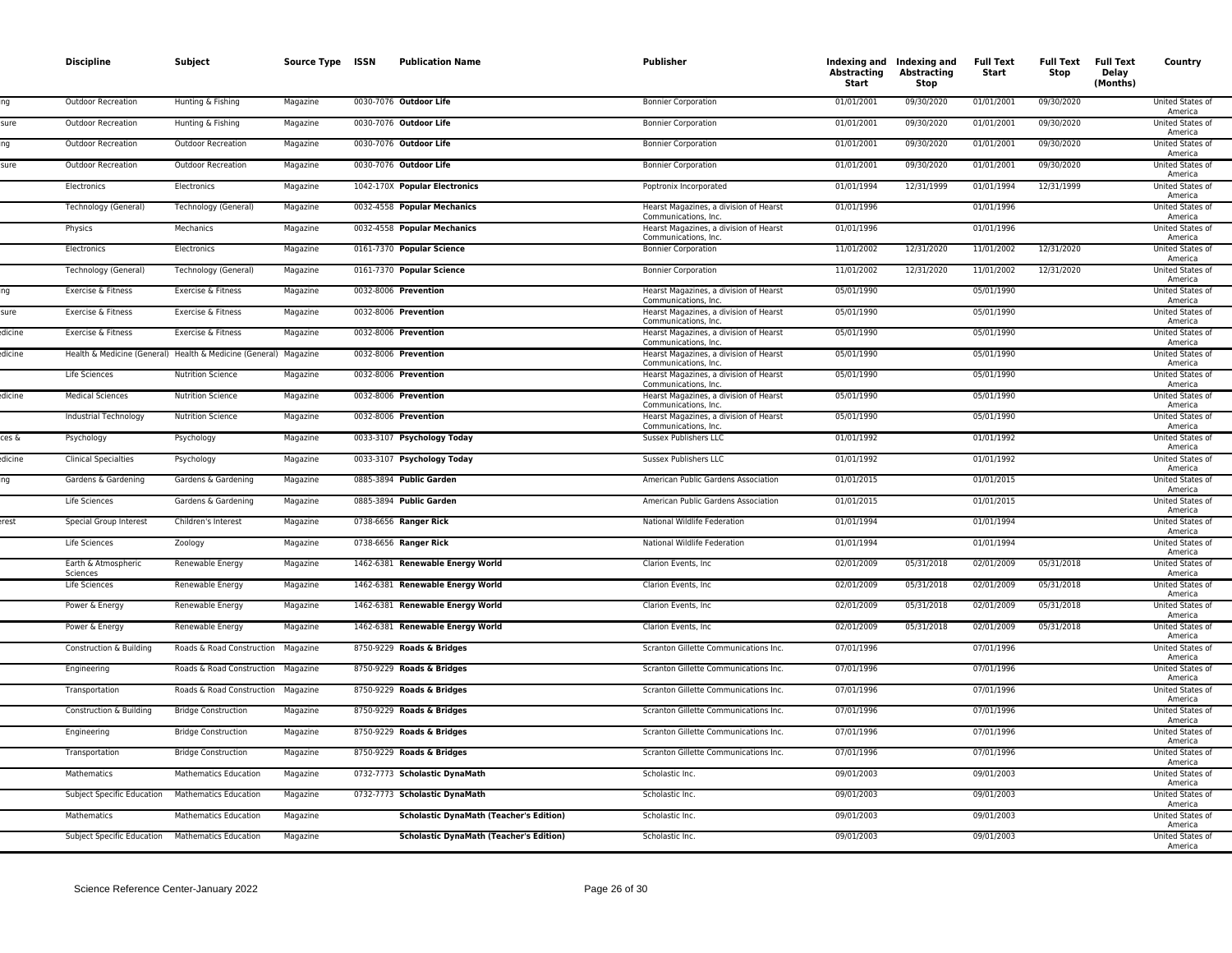| | Discipline | Subject | Source Type | ISSN | Publication Name | Publisher | Indexing and Abstracting Start | Indexing and Abstracting Stop | Full Text Start | Full Text Stop | Full Text Delay (Months) | Country |
|---|---|---|---|---|---|---|---|---|---|---|---|---|
| ng | Outdoor Recreation | Hunting & Fishing | Magazine | 0030-7076 | **Outdoor Life** | Bonnier Corporation | 01/01/2001 | 09/30/2020 | 01/01/2001 | 09/30/2020 | | United States of America |
| sure | Outdoor Recreation | Hunting & Fishing | Magazine | 0030-7076 | **Outdoor Life** | Bonnier Corporation | 01/01/2001 | 09/30/2020 | 01/01/2001 | 09/30/2020 | | United States of America |
| ng | Outdoor Recreation | Outdoor Recreation | Magazine | 0030-7076 | **Outdoor Life** | Bonnier Corporation | 01/01/2001 | 09/30/2020 | 01/01/2001 | 09/30/2020 | | United States of America |
| sure | Outdoor Recreation | Outdoor Recreation | Magazine | 0030-7076 | **Outdoor Life** | Bonnier Corporation | 01/01/2001 | 09/30/2020 | 01/01/2001 | 09/30/2020 | | United States of America |
| | Electronics | Electronics | Magazine | 1042-170X | **Popular Electronics** | Poptronix Incorporated | 01/01/1994 | 12/31/1999 | 01/01/1994 | 12/31/1999 | | United States of America |
| | Technology (General) | Technology (General) | Magazine | 0032-4558 | **Popular Mechanics** | Hearst Magazines, a division of Hearst Communications, Inc. | 01/01/1996 | | 01/01/1996 | | | United States of America |
| | Physics | Mechanics | Magazine | 0032-4558 | **Popular Mechanics** | Hearst Magazines, a division of Hearst Communications, Inc. | 01/01/1996 | | 01/01/1996 | | | United States of America |
| | Electronics | Electronics | Magazine | 0161-7370 | **Popular Science** | Bonnier Corporation | 11/01/2002 | 12/31/2020 | 11/01/2002 | 12/31/2020 | | United States of America |
| | Technology (General) | Technology (General) | Magazine | 0161-7370 | **Popular Science** | Bonnier Corporation | 11/01/2002 | 12/31/2020 | 11/01/2002 | 12/31/2020 | | United States of America |
| ng | Exercise & Fitness | Exercise & Fitness | Magazine | 0032-8006 | **Prevention** | Hearst Magazines, a division of Hearst Communications, Inc. | 05/01/1990 | | 05/01/1990 | | | United States of America |
| sure | Exercise & Fitness | Exercise & Fitness | Magazine | 0032-8006 | **Prevention** | Hearst Magazines, a division of Hearst Communications, Inc. | 05/01/1990 | | 05/01/1990 | | | United States of America |
| dicine | Exercise & Fitness | Exercise & Fitness | Magazine | 0032-8006 | **Prevention** | Hearst Magazines, a division of Hearst Communications, Inc. | 05/01/1990 | | 05/01/1990 | | | United States of America |
| dicine | Health & Medicine (General) | Health & Medicine (General) | Magazine | 0032-8006 | **Prevention** | Hearst Magazines, a division of Hearst Communications, Inc. | 05/01/1990 | | 05/01/1990 | | | United States of America |
| | Life Sciences | Nutrition Science | Magazine | 0032-8006 | **Prevention** | Hearst Magazines, a division of Hearst Communications, Inc. | 05/01/1990 | | 05/01/1990 | | | United States of America |
| dicine | Medical Sciences | Nutrition Science | Magazine | 0032-8006 | **Prevention** | Hearst Magazines, a division of Hearst Communications, Inc. | 05/01/1990 | | 05/01/1990 | | | United States of America |
| | Industrial Technology | Nutrition Science | Magazine | 0032-8006 | **Prevention** | Hearst Magazines, a division of Hearst Communications, Inc. | 05/01/1990 | | 05/01/1990 | | | United States of America |
| ces & | Psychology | Psychology | Magazine | 0033-3107 | **Psychology Today** | Sussex Publishers LLC | 01/01/1992 | | 01/01/1992 | | | United States of America |
| dicine | Clinical Specialties | Psychology | Magazine | 0033-3107 | **Psychology Today** | Sussex Publishers LLC | 01/01/1992 | | 01/01/1992 | | | United States of America |
| ng | Gardens & Gardening | Gardens & Gardening | Magazine | 0885-3894 | **Public Garden** | American Public Gardens Association | 01/01/2015 | | 01/01/2015 | | | United States of America |
| | Life Sciences | Gardens & Gardening | Magazine | 0885-3894 | **Public Garden** | American Public Gardens Association | 01/01/2015 | | 01/01/2015 | | | United States of America |
| erest | Special Group Interest | Children's Interest | Magazine | 0738-6656 | **Ranger Rick** | National Wildlife Federation | 01/01/1994 | | 01/01/1994 | | | United States of America |
| | Life Sciences | Zoology | Magazine | 0738-6656 | **Ranger Rick** | National Wildlife Federation | 01/01/1994 | | 01/01/1994 | | | United States of America |
| | Earth & Atmospheric Sciences | Renewable Energy | Magazine | 1462-6381 | **Renewable Energy World** | Clarion Events, Inc | 02/01/2009 | 05/31/2018 | 02/01/2009 | 05/31/2018 | | United States of America |
| | Life Sciences | Renewable Energy | Magazine | 1462-6381 | **Renewable Energy World** | Clarion Events, Inc | 02/01/2009 | 05/31/2018 | 02/01/2009 | 05/31/2018 | | United States of America |
| | Power & Energy | Renewable Energy | Magazine | 1462-6381 | **Renewable Energy World** | Clarion Events, Inc | 02/01/2009 | 05/31/2018 | 02/01/2009 | 05/31/2018 | | United States of America |
| | Power & Energy | Renewable Energy | Magazine | 1462-6381 | **Renewable Energy World** | Clarion Events, Inc | 02/01/2009 | 05/31/2018 | 02/01/2009 | 05/31/2018 | | United States of America |
| | Construction & Building | Roads & Road Construction | Magazine | 8750-9229 | **Roads & Bridges** | Scranton Gillette Communications Inc. | 07/01/1996 | | 07/01/1996 | | | United States of America |
| | Engineering | Roads & Road Construction | Magazine | 8750-9229 | **Roads & Bridges** | Scranton Gillette Communications Inc. | 07/01/1996 | | 07/01/1996 | | | United States of America |
| | Transportation | Roads & Road Construction | Magazine | 8750-9229 | **Roads & Bridges** | Scranton Gillette Communications Inc. | 07/01/1996 | | 07/01/1996 | | | United States of America |
| | Construction & Building | Bridge Construction | Magazine | 8750-9229 | **Roads & Bridges** | Scranton Gillette Communications Inc. | 07/01/1996 | | 07/01/1996 | | | United States of America |
| | Engineering | Bridge Construction | Magazine | 8750-9229 | **Roads & Bridges** | Scranton Gillette Communications Inc. | 07/01/1996 | | 07/01/1996 | | | United States of America |
| | Transportation | Bridge Construction | Magazine | 8750-9229 | **Roads & Bridges** | Scranton Gillette Communications Inc. | 07/01/1996 | | 07/01/1996 | | | United States of America |
| | Mathematics | Mathematics Education | Magazine | 0732-7773 | **Scholastic DynaMath** | Scholastic Inc. | 09/01/2003 | | 09/01/2003 | | | United States of America |
| | Subject Specific Education | Mathematics Education | Magazine | 0732-7773 | **Scholastic DynaMath** | Scholastic Inc. | 09/01/2003 | | 09/01/2003 | | | United States of America |
| | Mathematics | Mathematics Education | Magazine | | **Scholastic DynaMath (Teacher's Edition)** | Scholastic Inc. | 09/01/2003 | | 09/01/2003 | | | United States of America |
| | Subject Specific Education | Mathematics Education | Magazine | | **Scholastic DynaMath (Teacher's Edition)** | Scholastic Inc. | 09/01/2003 | | 09/01/2003 | | | United States of America |

Science Reference Center-January 2022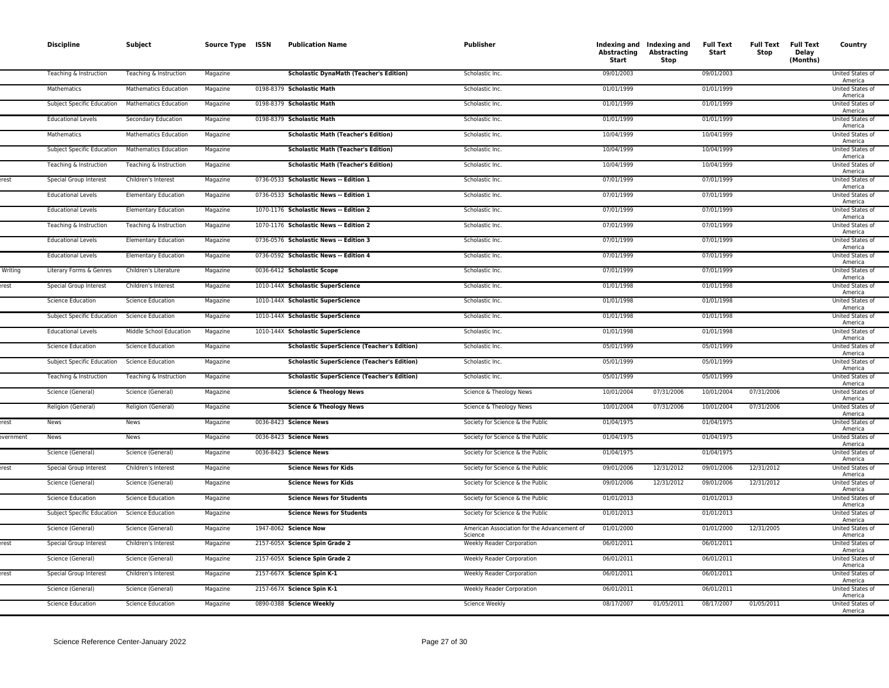| Discipline | Subject | Source Type | ISSN | Publication Name | Publisher | Indexing and Abstracting Start | Indexing and Abstracting Stop | Full Text Start | Full Text Stop | Full Text Delay (Months) | Country |
|---|---|---|---|---|---|---|---|---|---|---|---|
| Teaching & Instruction | Teaching & Instruction | Magazine | | **Scholastic DynaMath (Teacher's Edition)** | Scholastic Inc. | 09/01/2003 | | 09/01/2003 | | | United States of America |
| Mathematics | Mathematics Education | Magazine | 0198-8379 | **Scholastic Math** | Scholastic Inc. | 01/01/1999 | | 01/01/1999 | | | United States of America |
| Subject Specific Education | Mathematics Education | Magazine | 0198-8379 | **Scholastic Math** | Scholastic Inc. | 01/01/1999 | | 01/01/1999 | | | United States of America |
| Educational Levels | Secondary Education | Magazine | 0198-8379 | **Scholastic Math** | Scholastic Inc. | 01/01/1999 | | 01/01/1999 | | | United States of America |
| Mathematics | Mathematics Education | Magazine | | **Scholastic Math (Teacher's Edition)** | Scholastic Inc. | 10/04/1999 | | 10/04/1999 | | | United States of America |
| Subject Specific Education | Mathematics Education | Magazine | | **Scholastic Math (Teacher's Edition)** | Scholastic Inc. | 10/04/1999 | | 10/04/1999 | | | United States of America |
| Teaching & Instruction | Teaching & Instruction | Magazine | | **Scholastic Math (Teacher's Edition)** | Scholastic Inc. | 10/04/1999 | | 10/04/1999 | | | United States of America |
| Special Group Interest | Children's Interest | Magazine | 0736-0533 | **Scholastic News -- Edition 1** | Scholastic Inc. | 07/01/1999 | | 07/01/1999 | | | United States of America |
| Educational Levels | Elementary Education | Magazine | 0736-0533 | **Scholastic News -- Edition 1** | Scholastic Inc. | 07/01/1999 | | 07/01/1999 | | | United States of America |
| Educational Levels | Elementary Education | Magazine | 1070-1176 | **Scholastic News -- Edition 2** | Scholastic Inc. | 07/01/1999 | | 07/01/1999 | | | United States of America |
| Teaching & Instruction | Teaching & Instruction | Magazine | 1070-1176 | **Scholastic News -- Edition 2** | Scholastic Inc. | 07/01/1999 | | 07/01/1999 | | | United States of America |
| Educational Levels | Elementary Education | Magazine | 0736-0576 | **Scholastic News -- Edition 3** | Scholastic Inc. | 07/01/1999 | | 07/01/1999 | | | United States of America |
| Educational Levels | Elementary Education | Magazine | 0736-0592 | **Scholastic News -- Edition 4** | Scholastic Inc. | 07/01/1999 | | 07/01/1999 | | | United States of America |
| Literary Forms & Genres | Children's Literature | Magazine | 0036-6412 | **Scholastic Scope** | Scholastic Inc. | 07/01/1999 | | 07/01/1999 | | | United States of America |
| Special Group Interest | Children's Interest | Magazine | 1010-144X | **Scholastic SuperScience** | Scholastic Inc. | 01/01/1998 | | 01/01/1998 | | | United States of America |
| Science Education | Science Education | Magazine | 1010-144X | **Scholastic SuperScience** | Scholastic Inc. | 01/01/1998 | | 01/01/1998 | | | United States of America |
| Subject Specific Education | Science Education | Magazine | 1010-144X | **Scholastic SuperScience** | Scholastic Inc. | 01/01/1998 | | 01/01/1998 | | | United States of America |
| Educational Levels | Middle School Education | Magazine | 1010-144X | **Scholastic SuperScience** | Scholastic Inc. | 01/01/1998 | | 01/01/1998 | | | United States of America |
| Science Education | Science Education | Magazine | | **Scholastic SuperScience (Teacher's Edition)** | Scholastic Inc. | 05/01/1999 | | 05/01/1999 | | | United States of America |
| Subject Specific Education | Science Education | Magazine | | **Scholastic SuperScience (Teacher's Edition)** | Scholastic Inc. | 05/01/1999 | | 05/01/1999 | | | United States of America |
| Teaching & Instruction | Teaching & Instruction | Magazine | | **Scholastic SuperScience (Teacher's Edition)** | Scholastic Inc. | 05/01/1999 | | 05/01/1999 | | | United States of America |
| Science (General) | Science (General) | Magazine | | **Science & Theology News** | Science & Theology News | 10/01/2004 | 07/31/2006 | 10/01/2004 | 07/31/2006 | | United States of America |
| Religion (General) | Religion (General) | Magazine | | **Science & Theology News** | Science & Theology News | 10/01/2004 | 07/31/2006 | 10/01/2004 | 07/31/2006 | | United States of America |
| News | News | Magazine | 0036-8423 | **Science News** | Society for Science & the Public | 01/04/1975 | | 01/04/1975 | | | United States of America |
| News | News | Magazine | 0036-8423 | **Science News** | Society for Science & the Public | 01/04/1975 | | 01/04/1975 | | | United States of America |
| Science (General) | Science (General) | Magazine | 0036-8423 | **Science News** | Society for Science & the Public | 01/04/1975 | | 01/04/1975 | | | United States of America |
| Special Group Interest | Children's Interest | Magazine | | **Science News for Kids** | Society for Science & the Public | 09/01/2006 | 12/31/2012 | 09/01/2006 | 12/31/2012 | | United States of America |
| Science (General) | Science (General) | Magazine | | **Science News for Kids** | Society for Science & the Public | 09/01/2006 | 12/31/2012 | 09/01/2006 | 12/31/2012 | | United States of America |
| Science Education | Science Education | Magazine | | **Science News for Students** | Society for Science & the Public | 01/01/2013 | | 01/01/2013 | | | United States of America |
| Subject Specific Education | Science Education | Magazine | | **Science News for Students** | Society for Science & the Public | 01/01/2013 | | 01/01/2013 | | | United States of America |
| Science (General) | Science (General) | Magazine | 1947-8062 | **Science Now** | American Association for the Advancement of Science | 01/01/2000 | | 01/01/2000 | 12/31/2005 | | United States of America |
| Special Group Interest | Children's Interest | Magazine | 2157-605X | **Science Spin Grade 2** | Weekly Reader Corporation | 06/01/2011 | | 06/01/2011 | | | United States of America |
| Science (General) | Science (General) | Magazine | 2157-605X | **Science Spin Grade 2** | Weekly Reader Corporation | 06/01/2011 | | 06/01/2011 | | | United States of America |
| Special Group Interest | Children's Interest | Magazine | 2157-667X | **Science Spin K-1** | Weekly Reader Corporation | 06/01/2011 | | 06/01/2011 | | | United States of America |
| Science (General) | Science (General) | Magazine | 2157-667X | **Science Spin K-1** | Weekly Reader Corporation | 06/01/2011 | | 06/01/2011 | | | United States of America |
| Science Education | Science Education | Magazine | 0890-0388 | **Science Weekly** | Science Weekly | 08/17/2007 | 01/05/2011 | 08/17/2007 | 01/05/2011 | | United States of America |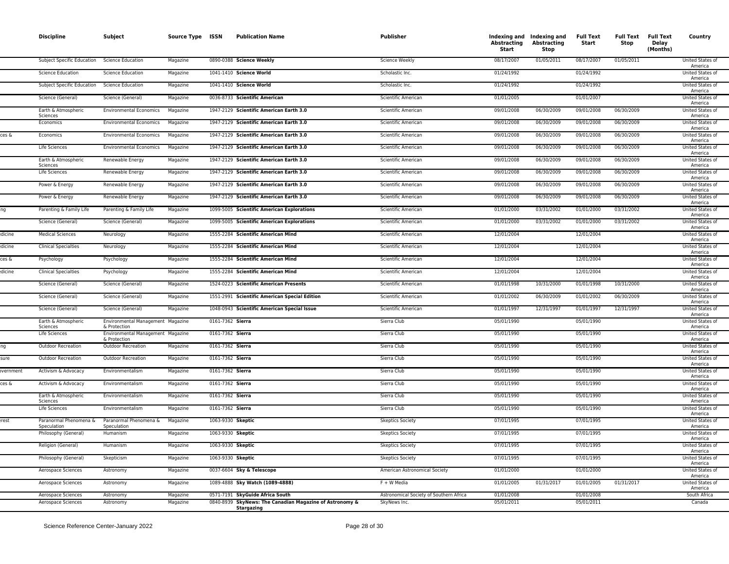| | Discipline | Subject | Source Type | ISSN | Publication Name | Publisher | Indexing and Abstracting Start | Indexing and Abstracting Stop | Full Text Start | Full Text Stop | Full Text Delay (Months) | Country |
|---|---|---|---|---|---|---|---|---|---|---|---|---|
| | Subject Specific Education | Science Education | Magazine | 0890-0388 | **Science Weekly** | Science Weekly | 08/17/2007 | 01/05/2011 | 08/17/2007 | 01/05/2011 | | United States of America |
| | Science Education | Science Education | Magazine | 1041-1410 | **Science World** | Scholastic Inc. | 01/24/1992 | | 01/24/1992 | | | United States of America |
| | Subject Specific Education | Science Education | Magazine | 1041-1410 | **Science World** | Scholastic Inc. | 01/24/1992 | | 01/24/1992 | | | United States of America |
| | Science (General) | Science (General) | Magazine | 0036-8733 | **Scientific American** | Scientific American | 01/01/2005 | | 01/01/2007 | | | United States of America |
| | Earth & Atmospheric Sciences | Environmental Economics | Magazine | 1947-2129 | **Scientific American Earth 3.0** | Scientific American | 09/01/2008 | 06/30/2009 | 09/01/2008 | 06/30/2009 | | United States of America |
| | Economics | Environmental Economics | Magazine | 1947-2129 | **Scientific American Earth 3.0** | Scientific American | 09/01/2008 | 06/30/2009 | 09/01/2008 | 06/30/2009 | | United States of America |
| ces & | Economics | Environmental Economics | Magazine | 1947-2129 | **Scientific American Earth 3.0** | Scientific American | 09/01/2008 | 06/30/2009 | 09/01/2008 | 06/30/2009 | | United States of America |
| | Life Sciences | Environmental Economics | Magazine | 1947-2129 | **Scientific American Earth 3.0** | Scientific American | 09/01/2008 | 06/30/2009 | 09/01/2008 | 06/30/2009 | | United States of America |
| | Earth & Atmospheric Sciences | Renewable Energy | Magazine | 1947-2129 | **Scientific American Earth 3.0** | Scientific American | 09/01/2008 | 06/30/2009 | 09/01/2008 | 06/30/2009 | | United States of America |
| | Life Sciences | Renewable Energy | Magazine | 1947-2129 | **Scientific American Earth 3.0** | Scientific American | 09/01/2008 | 06/30/2009 | 09/01/2008 | 06/30/2009 | | United States of America |
| | Power & Energy | Renewable Energy | Magazine | 1947-2129 | **Scientific American Earth 3.0** | Scientific American | 09/01/2008 | 06/30/2009 | 09/01/2008 | 06/30/2009 | | United States of America |
| | Power & Energy | Renewable Energy | Magazine | 1947-2129 | **Scientific American Earth 3.0** | Scientific American | 09/01/2008 | 06/30/2009 | 09/01/2008 | 06/30/2009 | | United States of America |
| ng | Parenting & Family Life | Parenting & Family Life | Magazine | 1099-5005 | **Scientific American Explorations** | Scientific American | 01/01/2000 | 03/31/2002 | 01/01/2000 | 03/31/2002 | | United States of America |
| | Science (General) | Science (General) | Magazine | 1099-5005 | **Scientific American Explorations** | Scientific American | 01/01/2000 | 03/31/2002 | 01/01/2000 | 03/31/2002 | | United States of America |
| edicine | Medical Sciences | Neurology | Magazine | 1555-2284 | **Scientific American Mind** | Scientific American | 12/01/2004 | | 12/01/2004 | | | United States of America |
| edicine | Clinical Specialties | Neurology | Magazine | 1555-2284 | **Scientific American Mind** | Scientific American | 12/01/2004 | | 12/01/2004 | | | United States of America |
| ces & | Psychology | Psychology | Magazine | 1555-2284 | **Scientific American Mind** | Scientific American | 12/01/2004 | | 12/01/2004 | | | United States of America |
| edicine | Clinical Specialties | Psychology | Magazine | 1555-2284 | **Scientific American Mind** | Scientific American | 12/01/2004 | | 12/01/2004 | | | United States of America |
| | Science (General) | Science (General) | Magazine | 1524-0223 | **Scientific American Presents** | Scientific American | 01/01/1998 | 10/31/2000 | 01/01/1998 | 10/31/2000 | | United States of America |
| | Science (General) | Science (General) | Magazine | 1551-2991 | **Scientific American Special Edition** | Scientific American | 01/01/2002 | 06/30/2009 | 01/01/2002 | 06/30/2009 | | United States of America |
| | Science (General) | Science (General) | Magazine | 1048-0943 | **Scientific American Special Issue** | Scientific American | 01/01/1997 | 12/31/1997 | 01/01/1997 | 12/31/1997 | | United States of America |
| | Earth & Atmospheric Sciences | Environmental Management & Protection | Magazine | 0161-7362 | **Sierra** | Sierra Club | 05/01/1990 | | 05/01/1990 | | | United States of America |
| | Life Sciences | Environmental Management & Protection | Magazine | 0161-7362 | **Sierra** | Sierra Club | 05/01/1990 | | 05/01/1990 | | | United States of America |
| ng | Outdoor Recreation | Outdoor Recreation | Magazine | 0161-7362 | **Sierra** | Sierra Club | 05/01/1990 | | 05/01/1990 | | | United States of America |
| sure | Outdoor Recreation | Outdoor Recreation | Magazine | 0161-7362 | **Sierra** | Sierra Club | 05/01/1990 | | 05/01/1990 | | | United States of America |
| overnment | Activism & Advocacy | Environmentalism | Magazine | 0161-7362 | **Sierra** | Sierra Club | 05/01/1990 | | 05/01/1990 | | | United States of America |
| ces & | Activism & Advocacy | Environmentalism | Magazine | 0161-7362 | **Sierra** | Sierra Club | 05/01/1990 | | 05/01/1990 | | | United States of America |
| | Earth & Atmospheric Sciences | Environmentalism | Magazine | 0161-7362 | **Sierra** | Sierra Club | 05/01/1990 | | 05/01/1990 | | | United States of America |
| | Life Sciences | Environmentalism | Magazine | 0161-7362 | **Sierra** | Sierra Club | 05/01/1990 | | 05/01/1990 | | | United States of America |
| erest | Paranormal Phenomena & Speculation | Paranormal Phenomena & Speculation | Magazine | 1063-9330 | **Skeptic** | Skeptics Society | 07/01/1995 | | 07/01/1995 | | | United States of America |
| | Philosophy (General) | Humanism | Magazine | 1063-9330 | **Skeptic** | Skeptics Society | 07/01/1995 | | 07/01/1995 | | | United States of America |
| | Religion (General) | Humanism | Magazine | 1063-9330 | **Skeptic** | Skeptics Society | 07/01/1995 | | 07/01/1995 | | | United States of America |
| | Philosophy (General) | Skepticism | Magazine | 1063-9330 | **Skeptic** | Skeptics Society | 07/01/1995 | | 07/01/1995 | | | United States of America |
| | Aerospace Sciences | Astronomy | Magazine | 0037-6604 | **Sky & Telescope** | American Astronomical Society | 01/01/2000 | | 01/01/2000 | | | United States of America |
| | Aerospace Sciences | Astronomy | Magazine | 1089-4888 | **Sky Watch (1089-4888)** | F + W Media | 01/01/2005 | 01/31/2017 | 01/01/2005 | 01/31/2017 | | United States of America |
| | Aerospace Sciences | Astronomy | Magazine | 0571-7191 | **SkyGuide Africa South** | Astronomical Society of Southern Africa | 01/01/2008 | | 01/01/2008 | | | South Africa |
| | Aerospace Sciences | Astronomy | Magazine | 0840-8939 | **SkyNews: The Canadian Magazine of Astronomy & Stargazing** | SkyNews Inc. | 05/01/2011 | | 05/01/2011 | | | Canada |

Science Reference Center-January 2022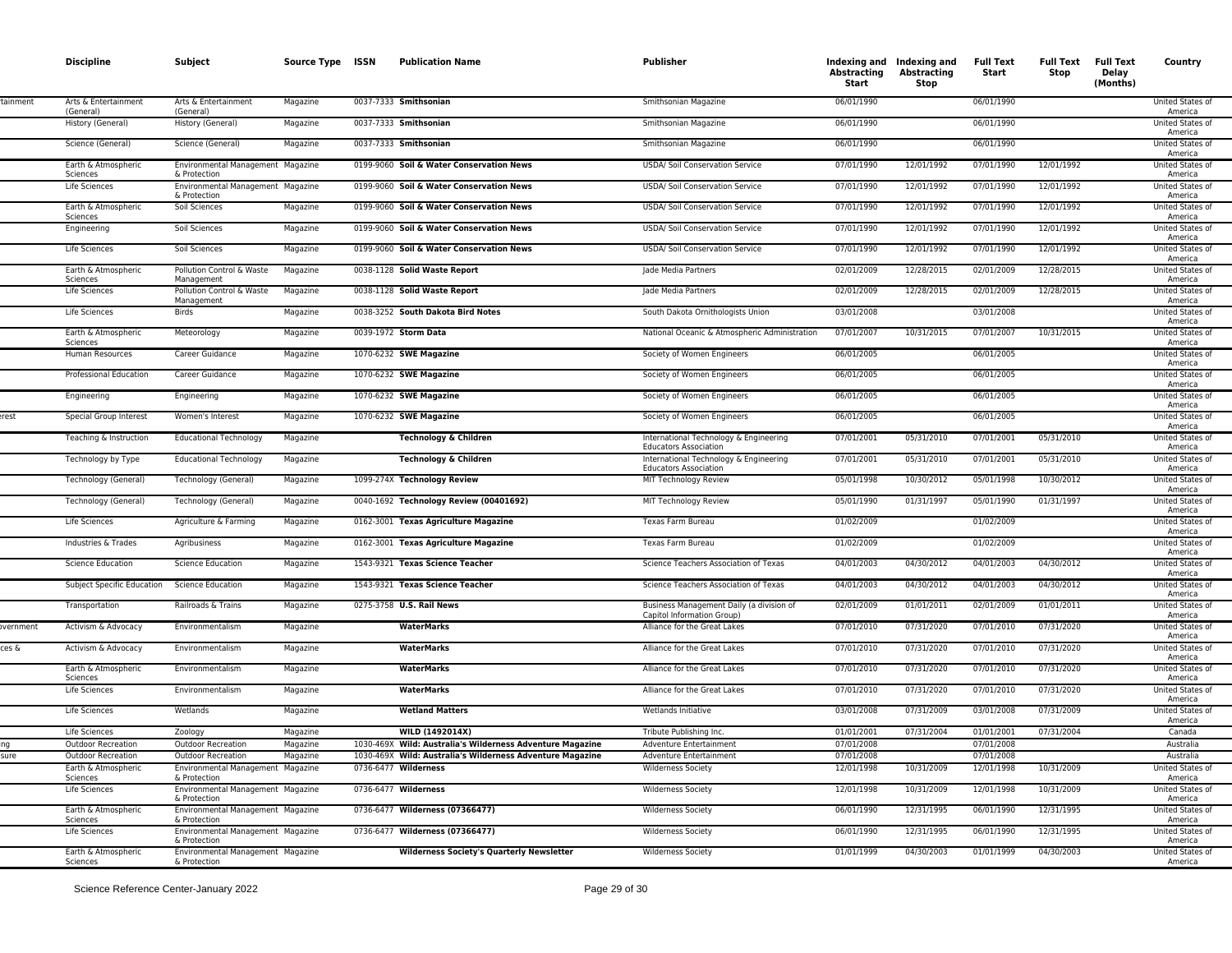| | Discipline | Subject | Source Type | ISSN | Publication Name | Publisher | Indexing and Abstracting Start | Indexing and Abstracting Stop | Full Text Start | Full Text Stop | Full Text Delay (Months) | Country |
|---|---|---|---|---|---|---|---|---|---|---|---|---|
| tainment | Arts & Entertainment (General) | Arts & Entertainment (General) | Magazine | 0037-7333 | **Smithsonian** | Smithsonian Magazine | 06/01/1990 | | 06/01/1990 | | | United States of America |
| | History (General) | History (General) | Magazine | 0037-7333 | **Smithsonian** | Smithsonian Magazine | 06/01/1990 | | 06/01/1990 | | | United States of America |
| | Science (General) | Science (General) | Magazine | 0037-7333 | **Smithsonian** | Smithsonian Magazine | 06/01/1990 | | 06/01/1990 | | | United States of America |
| | Earth & Atmospheric Sciences | Environmental Management & Protection | Magazine | 0199-9060 | **Soil & Water Conservation News** | USDA/ Soil Conservation Service | 07/01/1990 | 12/01/1992 | 07/01/1990 | 12/01/1992 | | United States of America |
| | Life Sciences | Environmental Management & Protection | Magazine | 0199-9060 | **Soil & Water Conservation News** | USDA/ Soil Conservation Service | 07/01/1990 | 12/01/1992 | 07/01/1990 | 12/01/1992 | | United States of America |
| | Earth & Atmospheric Sciences | Soil Sciences | Magazine | 0199-9060 | **Soil & Water Conservation News** | USDA/ Soil Conservation Service | 07/01/1990 | 12/01/1992 | 07/01/1990 | 12/01/1992 | | United States of America |
| | Engineering | Soil Sciences | Magazine | 0199-9060 | **Soil & Water Conservation News** | USDA/ Soil Conservation Service | 07/01/1990 | 12/01/1992 | 07/01/1990 | 12/01/1992 | | United States of America |
| | Life Sciences | Soil Sciences | Magazine | 0199-9060 | **Soil & Water Conservation News** | USDA/ Soil Conservation Service | 07/01/1990 | 12/01/1992 | 07/01/1990 | 12/01/1992 | | United States of America |
| | Earth & Atmospheric Sciences | Pollution Control & Waste Management | Magazine | 0038-1128 | **Solid Waste Report** | Jade Media Partners | 02/01/2009 | 12/28/2015 | 02/01/2009 | 12/28/2015 | | United States of America |
| | Life Sciences | Pollution Control & Waste Management | Magazine | 0038-1128 | **Solid Waste Report** | Jade Media Partners | 02/01/2009 | 12/28/2015 | 02/01/2009 | 12/28/2015 | | United States of America |
| | Life Sciences | Birds | Magazine | 0038-3252 | **South Dakota Bird Notes** | South Dakota Ornithologists Union | 03/01/2008 | | 03/01/2008 | | | United States of America |
| | Earth & Atmospheric Sciences | Meteorology | Magazine | 0039-1972 | **Storm Data** | National Oceanic & Atmospheric Administration | 07/01/2007 | 10/31/2015 | 07/01/2007 | 10/31/2015 | | United States of America |
| | Human Resources | Career Guidance | Magazine | 1070-6232 | **SWE Magazine** | Society of Women Engineers | 06/01/2005 | | 06/01/2005 | | | United States of America |
| | Professional Education | Career Guidance | Magazine | 1070-6232 | **SWE Magazine** | Society of Women Engineers | 06/01/2005 | | 06/01/2005 | | | United States of America |
| | Engineering | Engineering | Magazine | 1070-6232 | **SWE Magazine** | Society of Women Engineers | 06/01/2005 | | 06/01/2005 | | | United States of America |
| erest | Special Group Interest | Women's Interest | Magazine | 1070-6232 | **SWE Magazine** | Society of Women Engineers | 06/01/2005 | | 06/01/2005 | | | United States of America |
| | Teaching & Instruction | Educational Technology | Magazine | | **Technology & Children** | International Technology & Engineering Educators Association | 07/01/2001 | 05/31/2010 | 07/01/2001 | 05/31/2010 | | United States of America |
| | Technology by Type | Educational Technology | Magazine | | **Technology & Children** | International Technology & Engineering Educators Association | 07/01/2001 | 05/31/2010 | 07/01/2001 | 05/31/2010 | | United States of America |
| | Technology (General) | Technology (General) | Magazine | 1099-274X | **Technology Review** | MIT Technology Review | 05/01/1998 | 10/30/2012 | 05/01/1998 | 10/30/2012 | | United States of America |
| | Technology (General) | Technology (General) | Magazine | 0040-1692 | **Technology Review (00401692)** | MIT Technology Review | 05/01/1990 | 01/31/1997 | 05/01/1990 | 01/31/1997 | | United States of America |
| | Life Sciences | Agriculture & Farming | Magazine | 0162-3001 | **Texas Agriculture Magazine** | Texas Farm Bureau | 01/02/2009 | | 01/02/2009 | | | United States of America |
| | Industries & Trades | Agribusiness | Magazine | 0162-3001 | **Texas Agriculture Magazine** | Texas Farm Bureau | 01/02/2009 | | 01/02/2009 | | | United States of America |
| | Science Education | Science Education | Magazine | 1543-9321 | **Texas Science Teacher** | Science Teachers Association of Texas | 04/01/2003 | 04/30/2012 | 04/01/2003 | 04/30/2012 | | United States of America |
| | Subject Specific Education | Science Education | Magazine | 1543-9321 | **Texas Science Teacher** | Science Teachers Association of Texas | 04/01/2003 | 04/30/2012 | 04/01/2003 | 04/30/2012 | | United States of America |
| | Transportation | Railroads & Trains | Magazine | 0275-3758 | **U.S. Rail News** | Business Management Daily (a division of Capitol Information Group) | 02/01/2009 | 01/01/2011 | 02/01/2009 | 01/01/2011 | | United States of America |
| overnment | Activism & Advocacy | Environmentalism | Magazine | | **WaterMarks** | Alliance for the Great Lakes | 07/01/2010 | 07/31/2020 | 07/01/2010 | 07/31/2020 | | United States of America |
| ces & | Activism & Advocacy | Environmentalism | Magazine | | **WaterMarks** | Alliance for the Great Lakes | 07/01/2010 | 07/31/2020 | 07/01/2010 | 07/31/2020 | | United States of America |
| | Earth & Atmospheric Sciences | Environmentalism | Magazine | | **WaterMarks** | Alliance for the Great Lakes | 07/01/2010 | 07/31/2020 | 07/01/2010 | 07/31/2020 | | United States of America |
| | Life Sciences | Environmentalism | Magazine | | **WaterMarks** | Alliance for the Great Lakes | 07/01/2010 | 07/31/2020 | 07/01/2010 | 07/31/2020 | | United States of America |
| | Life Sciences | Wetlands | Magazine | | **Wetland Matters** | Wetlands Initiative | 03/01/2008 | 07/31/2009 | 03/01/2008 | 07/31/2009 | | United States of America |
| | Life Sciences | Zoology | Magazine | | **WILD (1492014X)** | Tribute Publishing Inc. | 01/01/2001 | 07/31/2004 | 01/01/2001 | 07/31/2004 | | Canada |
| ng | Outdoor Recreation | Outdoor Recreation | Magazine | 1030-469X | **Wild: Australia's Wilderness Adventure Magazine** | Adventure Entertainment | 07/01/2008 | | 07/01/2008 | | | Australia |
| sure | Outdoor Recreation | Outdoor Recreation | Magazine | 1030-469X | **Wild: Australia's Wilderness Adventure Magazine** | Adventure Entertainment | 07/01/2008 | | 07/01/2008 | | | Australia |
| | Earth & Atmospheric Sciences | Environmental Management & Protection | Magazine | 0736-6477 | **Wilderness** | Wilderness Society | 12/01/1998 | 10/31/2009 | 12/01/1998 | 10/31/2009 | | United States of America |
| | Life Sciences | Environmental Management & Protection | Magazine | 0736-6477 | **Wilderness** | Wilderness Society | 12/01/1998 | 10/31/2009 | 12/01/1998 | 10/31/2009 | | United States of America |
| | Earth & Atmospheric Sciences | Environmental Management & Protection | Magazine | 0736-6477 | **Wilderness (07366477)** | Wilderness Society | 06/01/1990 | 12/31/1995 | 06/01/1990 | 12/31/1995 | | United States of America |
| | Life Sciences | Environmental Management & Protection | Magazine | 0736-6477 | **Wilderness (07366477)** | Wilderness Society | 06/01/1990 | 12/31/1995 | 06/01/1990 | 12/31/1995 | | United States of America |
| | Earth & Atmospheric Sciences | Environmental Management & Protection | Magazine | | **Wilderness Society's Quarterly Newsletter** | Wilderness Society | 01/01/1999 | 04/30/2003 | 01/01/1999 | 04/30/2003 | | United States of America |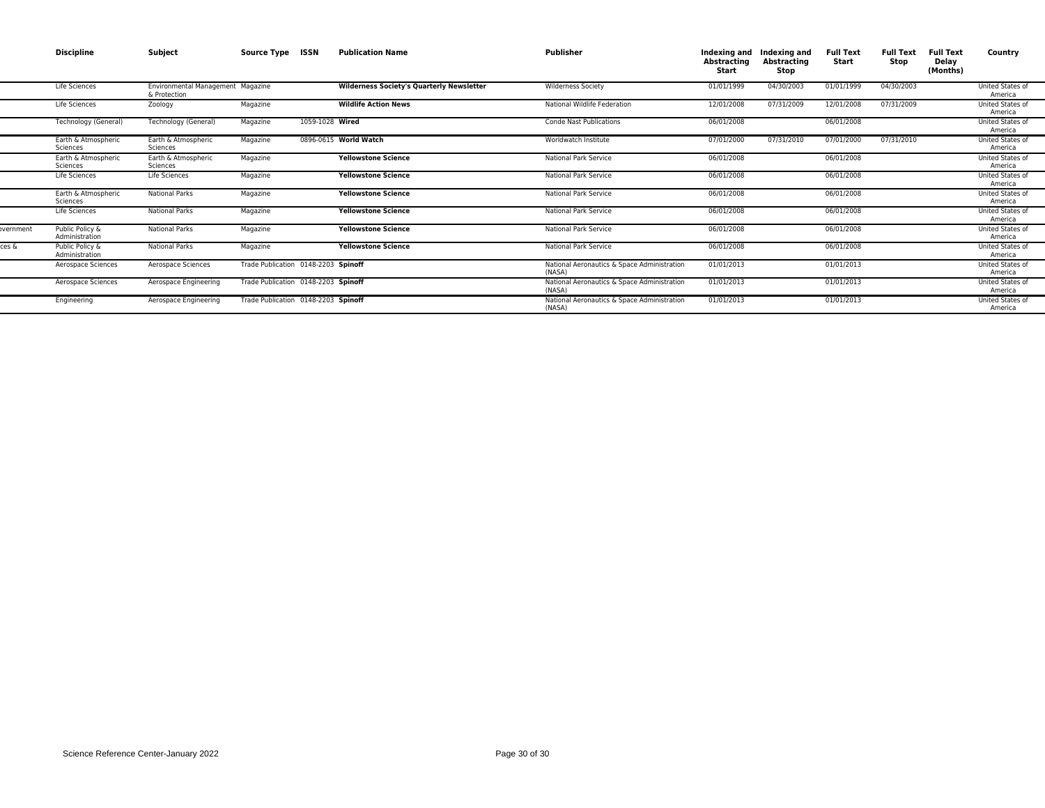| | Discipline | Subject | Source Type | ISSN | Publication Name | Publisher | Indexing and Abstracting Start | Indexing and Abstracting Stop | Full Text Start | Full Text Stop | Full Text Delay (Months) | Country |
|---|---|---|---|---|---|---|---|---|---|---|---|---|
| | Life Sciences | Environmental Management & Protection | Magazine | | **Wilderness Society's Quarterly Newsletter** | Wilderness Society | 01/01/1999 | 04/30/2003 | 01/01/1999 | 04/30/2003 | | United States of America |
| | Life Sciences | Zoology | Magazine | | **Wildlife Action News** | National Wildlife Federation | 12/01/2008 | 07/31/2009 | 12/01/2008 | 07/31/2009 | | United States of America |
| | Technology (General) | Technology (General) | Magazine | 1059-1028 | **Wired** | Conde Nast Publications | 06/01/2008 | | 06/01/2008 | | | United States of America |
| | Earth & Atmospheric Sciences | Earth & Atmospheric Sciences | Magazine | 0896-0615 | **World Watch** | Worldwatch Institute | 07/01/2000 | 07/31/2010 | 07/01/2000 | 07/31/2010 | | United States of America |
| | Earth & Atmospheric Sciences | Earth & Atmospheric Sciences | Magazine | | **Yellowstone Science** | National Park Service | 06/01/2008 | | 06/01/2008 | | | United States of America |
| | Life Sciences | Life Sciences | Magazine | | **Yellowstone Science** | National Park Service | 06/01/2008 | | 06/01/2008 | | | United States of America |
| | Earth & Atmospheric Sciences | National Parks | Magazine | | **Yellowstone Science** | National Park Service | 06/01/2008 | | 06/01/2008 | | | United States of America |
| | Life Sciences | National Parks | Magazine | | **Yellowstone Science** | National Park Service | 06/01/2008 | | 06/01/2008 | | | United States of America |
| overnment | Public Policy & Administration | National Parks | Magazine | | **Yellowstone Science** | National Park Service | 06/01/2008 | | 06/01/2008 | | | United States of America |
| ces & | Public Policy & Administration | National Parks | Magazine | | **Yellowstone Science** | National Park Service | 06/01/2008 | | 06/01/2008 | | | United States of America |
| | Aerospace Sciences | Aerospace Sciences | Trade Publication | 0148-2203 | **Spinoff** | National Aeronautics & Space Administration (NASA) | 01/01/2013 | | 01/01/2013 | | | United States of America |
| | Aerospace Sciences | Aerospace Engineering | Trade Publication | 0148-2203 | **Spinoff** | National Aeronautics & Space Administration (NASA) | 01/01/2013 | | 01/01/2013 | | | United States of America |
| | Engineering | Aerospace Engineering | Trade Publication | 0148-2203 | **Spinoff** | National Aeronautics & Space Administration (NASA) | 01/01/2013 | | 01/01/2013 | | | United States of America |